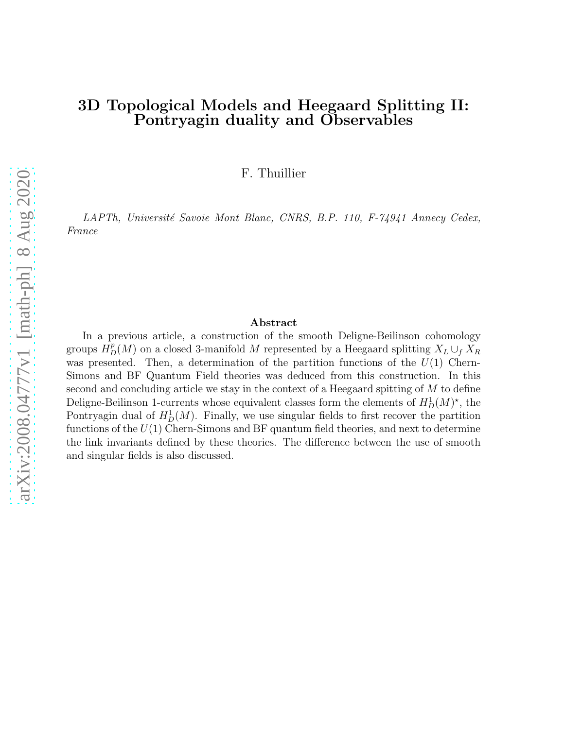# 3D Topological Models and Heegaard Splitting II: Pontryagin duality and Observables

F. Thuillier

*LAPTh, Université Savoie Mont Blanc, CNRS, B.P. 110, F-74941 Annecy Cedex, France*

### Abstract

In a previous article, a construction of the smooth Deligne-Beilinson cohomology groups $H^p_D(M)$ on a closed 3-manifold $M$ represented by a Heegaard splitting $X_L \cup_f X_R$ was presented. Then, a determination of the partition functions of the $U(1)$ Chern-Simons and BF Quantum Field theories was deduced from this construction. In this second and concluding article we stay in the context of a Heegaard spitting of $M$ to define Deligne-Beilinson 1-currents whose equivalent classes form the elements of $H^1_D(M)^\star$, the Pontryagin dual of $H^1_D(M)$. Finally, we use singular fields to first recover the partition functions of the $U(1)$ Chern-Simons and BF quantum field theories, and next to determine the link invariants defined by these theories. The difference between the use of smooth and singular fields is also discussed.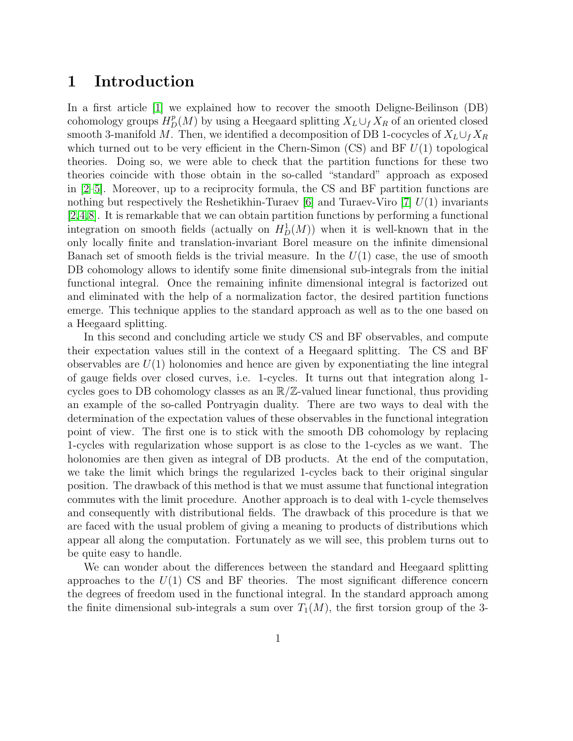# 1 Introduction

In a first article [1] we explained how to recover the smooth Deligne-Beilinson (DB) cohomology groups $H_D^p(M)$ by using a Heegaard splitting $X_L \cup_f X_R$ of an oriented closed smooth 3-manifold $M$. Then, we identified a decomposition of DB 1-cocycles of $X_L \cup_f X_R$ which turned out to be very efficient in the Chern-Simon (CS) and BF $U(1)$ topological theories. Doing so, we were able to check that the partition functions for these two theories coincide with those obtain in the so-called "standard" approach as exposed in [2–5]. Moreover, up to a reciprocity formula, the CS and BF partition functions are nothing but respectively the Reshetikhin-Turaev [6] and Turaev-Viro [7] $U(1)$ invariants [2,4,8]. It is remarkable that we can obtain partition functions by performing a functional integration on smooth fields (actually on $H_D^1(M)$) when it is well-known that in the only locally finite and translation-invariant Borel measure on the infinite dimensional Banach set of smooth fields is the trivial measure. In the $U(1)$ case, the use of smooth DB cohomology allows to identify some finite dimensional sub-integrals from the initial functional integral. Once the remaining infinite dimensional integral is factorized out and eliminated with the help of a normalization factor, the desired partition functions emerge. This technique applies to the standard approach as well as to the one based on a Heegaard splitting.

In this second and concluding article we study CS and BF observables, and compute their expectation values still in the context of a Heegaard splitting. The CS and BF observables are $U(1)$ holonomies and hence are given by exponentiating the line integral of gauge fields over closed curves, i.e. 1-cycles. It turns out that integration along 1-cycles goes to DB cohomology classes as an $\mathbb{R}/\mathbb{Z}$-valued linear functional, thus providing an example of the so-called Pontryagin duality. There are two ways to deal with the determination of the expectation values of these observables in the functional integration point of view. The first one is to stick with the smooth DB cohomology by replacing 1-cycles with regularization whose support is as close to the 1-cycles as we want. The holonomies are then given as integral of DB products. At the end of the computation, we take the limit which brings the regularized 1-cycles back to their original singular position. The drawback of this method is that we must assume that functional integration commutes with the limit procedure. Another approach is to deal with 1-cycle themselves and consequently with distributional fields. The drawback of this procedure is that we are faced with the usual problem of giving a meaning to products of distributions which appear all along the computation. Fortunately as we will see, this problem turns out to be quite easy to handle.

We can wonder about the differences between the standard and Heegaard splitting approaches to the $U(1)$ CS and BF theories. The most significant difference concern the degrees of freedom used in the functional integral. In the standard approach among the finite dimensional sub-integrals a sum over $T_1(M)$, the first torsion group of the 3-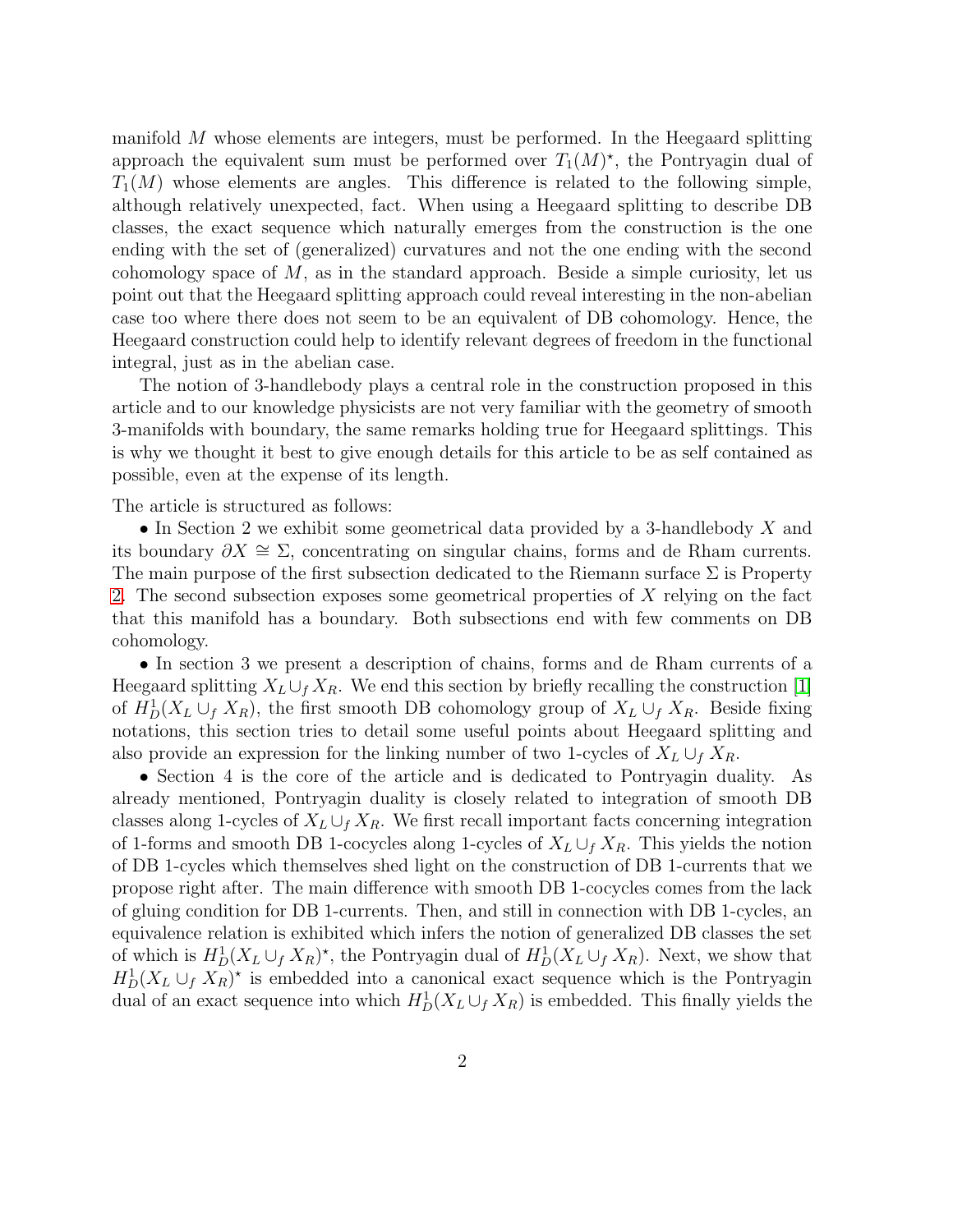manifold $M$ whose elements are integers, must be performed. In the Heegaard splitting approach the equivalent sum must be performed over $T_1(M)^\star$, the Pontryagin dual of $T_1(M)$ whose elements are angles. This difference is related to the following simple, although relatively unexpected, fact. When using a Heegaard splitting to describe DB classes, the exact sequence which naturally emerges from the construction is the one ending with the set of (generalized) curvatures and not the one ending with the second cohomology space of $M$, as in the standard approach. Beside a simple curiosity, let us point out that the Heegaard splitting approach could reveal interesting in the non-abelian case too where there does not seem to be an equivalent of DB cohomology. Hence, the Heegaard construction could help to identify relevant degrees of freedom in the functional integral, just as in the abelian case.

The notion of 3-handlebody plays a central role in the construction proposed in this article and to our knowledge physicists are not very familiar with the geometry of smooth 3-manifolds with boundary, the same remarks holding true for Heegaard splittings. This is why we thought it best to give enough details for this article to be as self contained as possible, even at the expense of its length.

The article is structured as follows:

• In Section 2 we exhibit some geometrical data provided by a 3-handlebody $X$ and its boundary $\partial X \cong \Sigma$, concentrating on singular chains, forms and de Rham currents. The main purpose of the first subsection dedicated to the Riemann surface $\Sigma$ is Property 2. The second subsection exposes some geometrical properties of $X$ relying on the fact that this manifold has a boundary. Both subsections end with few comments on DB cohomology.

• In section 3 we present a description of chains, forms and de Rham currents of a Heegaard splitting $X_L \cup_f X_R$. We end this section by briefly recalling the construction [1] of $H^1_D(X_L \cup_f X_R)$, the first smooth DB cohomology group of $X_L \cup_f X_R$. Beside fixing notations, this section tries to detail some useful points about Heegaard splitting and also provide an expression for the linking number of two 1-cycles of $X_L \cup_f X_R$.

• Section 4 is the core of the article and is dedicated to Pontryagin duality. As already mentioned, Pontryagin duality is closely related to integration of smooth DB classes along 1-cycles of $X_L \cup_f X_R$. We first recall important facts concerning integration of 1-forms and smooth DB 1-cocycles along 1-cycles of $X_L \cup_f X_R$. This yields the notion of DB 1-cycles which themselves shed light on the construction of DB 1-currents that we propose right after. The main difference with smooth DB 1-cocycles comes from the lack of gluing condition for DB 1-currents. Then, and still in connection with DB 1-cycles, an equivalence relation is exhibited which infers the notion of generalized DB classes the set of which is $H^1_D(X_L \cup_f X_R)^\star$, the Pontryagin dual of $H^1_D(X_L \cup_f X_R)$. Next, we show that $H^1_D(X_L \cup_f X_R)^\star$ is embedded into a canonical exact sequence which is the Pontryagin dual of an exact sequence into which $H^1_D(X_L \cup_f X_R)$ is embedded. This finally yields the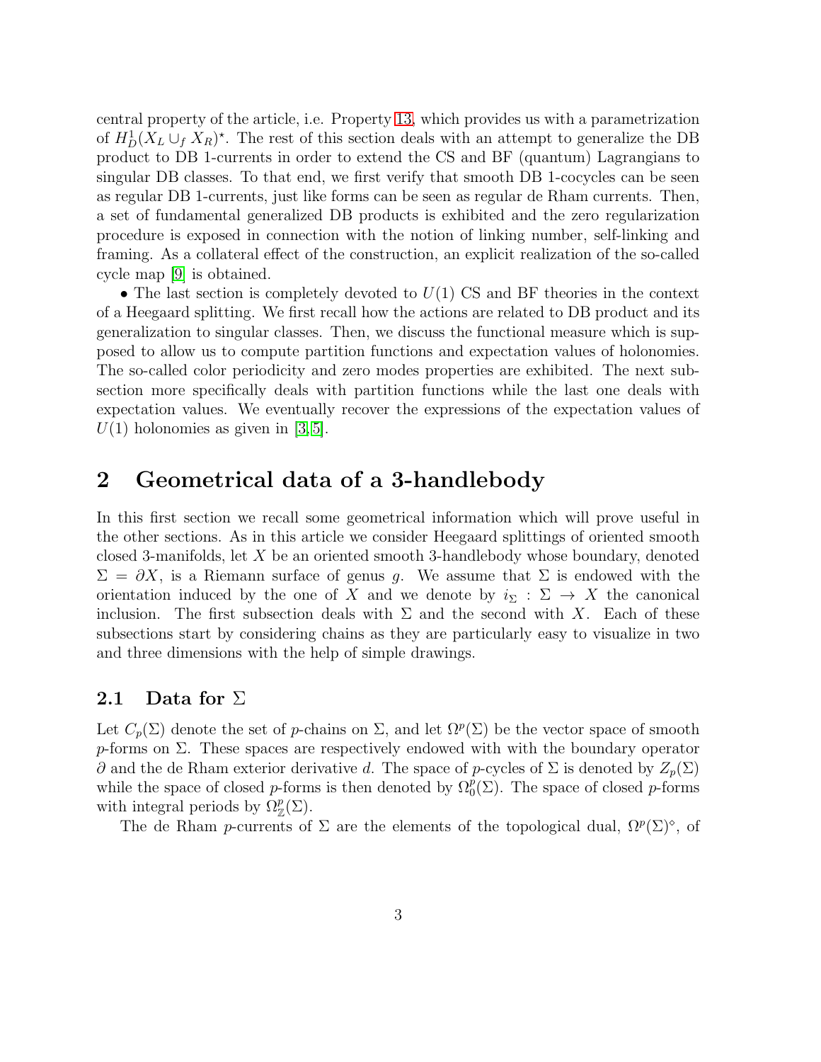central property of the article, i.e. Property 13, which provides us with a parametrization of $H^1_D(X_L \cup_f X_R)^\star$. The rest of this section deals with an attempt to generalize the DB product to DB 1-currents in order to extend the CS and BF (quantum) Lagrangians to singular DB classes. To that end, we first verify that smooth DB 1-cocycles can be seen as regular DB 1-currents, just like forms can be seen as regular de Rham currents. Then, a set of fundamental generalized DB products is exhibited and the zero regularization procedure is exposed in connection with the notion of linking number, self-linking and framing. As a collateral effect of the construction, an explicit realization of the so-called cycle map [9] is obtained.

• The last section is completely devoted to $U(1)$ CS and BF theories in the context of a Heegaard splitting. We first recall how the actions are related to DB product and its generalization to singular classes. Then, we discuss the functional measure which is supposed to allow us to compute partition functions and expectation values of holonomies. The so-called color periodicity and zero modes properties are exhibited. The next subsection more specifically deals with partition functions while the last one deals with expectation values. We eventually recover the expressions of the expectation values of $U(1)$ holonomies as given in [3,5].

# 2 Geometrical data of a 3-handlebody

In this first section we recall some geometrical information which will prove useful in the other sections. As in this article we consider Heegaard splittings of oriented smooth closed 3-manifolds, let $X$ be an oriented smooth 3-handlebody whose boundary, denoted $\Sigma = \partial X$, is a Riemann surface of genus $g$. We assume that $\Sigma$ is endowed with the orientation induced by the one of $X$ and we denote by $i_\Sigma : \Sigma \to X$ the canonical inclusion. The first subsection deals with $\Sigma$ and the second with $X$. Each of these subsections start by considering chains as they are particularly easy to visualize in two and three dimensions with the help of simple drawings.

## 2.1 Data for $\Sigma$

Let $C_p(\Sigma)$ denote the set of $p$-chains on $\Sigma$, and let $\Omega^p(\Sigma)$ be the vector space of smooth $p$-forms on $\Sigma$. These spaces are respectively endowed with with the boundary operator $\partial$ and the de Rham exterior derivative $d$. The space of $p$-cycles of $\Sigma$ is denoted by $Z_p(\Sigma)$ while the space of closed $p$-forms is then denoted by $\Omega^p_0(\Sigma)$. The space of closed $p$-forms with integral periods by $\Omega^p_{\mathbb{Z}}(\Sigma)$.

The de Rham $p$-currents of $\Sigma$ are the elements of the topological dual, $\Omega^p(\Sigma)^\diamond$, of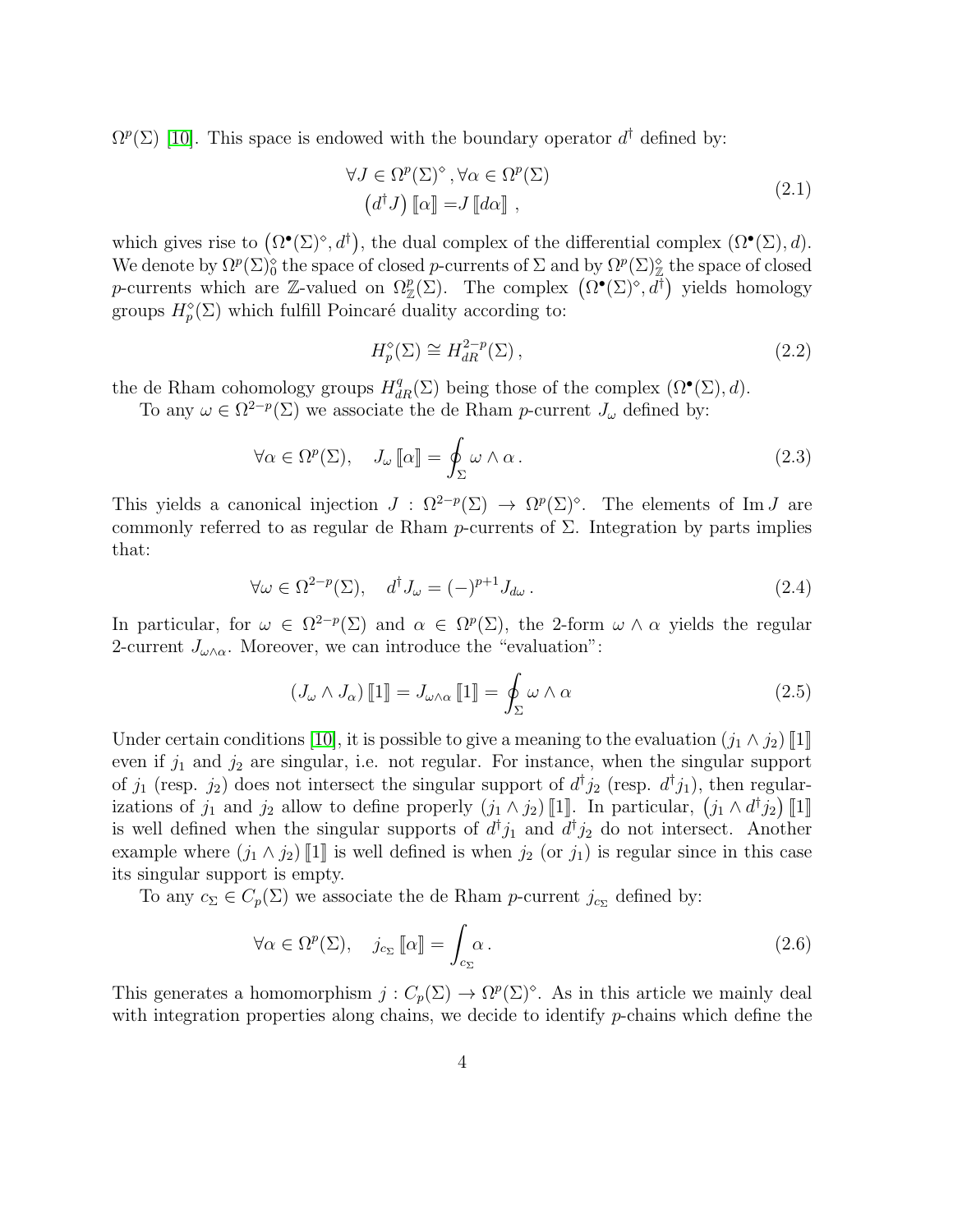$\Omega^p(\Sigma)$ [10]. This space is endowed with the boundary operator $d^\dagger$ defined by:

$$
\begin{aligned}
&\forall J \in \Omega^p(\Sigma)^\diamond \,, \forall \alpha \in \Omega^p(\Sigma) \\
&\left(d^\dagger J\right) [\![\alpha]\!] = J \, [\![d\alpha]\!] \ ,
\end{aligned}
\tag{2.1}
$$

which gives rise to $\left(\Omega^\bullet(\Sigma)^\diamond, d^\dagger\right)$, the dual complex of the differential complex $(\Omega^\bullet(\Sigma), d)$. We denote by $\Omega^p(\Sigma)^\diamond_0$ the space of closed $p$-currents of $\Sigma$ and by $\Omega^p(\Sigma)^\diamond_\mathbb{Z}$ the space of closed $p$-currents which are $\mathbb{Z}$-valued on $\Omega^p_\mathbb{Z}(\Sigma)$. The complex $\left(\Omega^\bullet(\Sigma)^\diamond, d^\dagger\right)$ yields homology groups $H^\diamond_p(\Sigma)$ which fulfill Poincaré duality according to:

$$
H^\diamond_p(\Sigma) \cong H^{2-p}_{dR}(\Sigma) \,,
\tag{2.2}
$$

the de Rham cohomology groups $H^q_{dR}(\Sigma)$ being those of the complex $(\Omega^\bullet(\Sigma), d)$.

To any $\omega \in \Omega^{2-p}(\Sigma)$ we associate the de Rham $p$-current $J_\omega$ defined by:

$$
\forall \alpha \in \Omega^p(\Sigma), \quad J_\omega \, [\![\alpha]\!] = \oint_\Sigma \omega \wedge \alpha \,.
\tag{2.3}
$$

This yields a canonical injection $J : \Omega^{2-p}(\Sigma) \to \Omega^p(\Sigma)^\diamond$. The elements of $\operatorname{Im} J$ are commonly referred to as regular de Rham $p$-currents of $\Sigma$. Integration by parts implies that:

$$
\forall \omega \in \Omega^{2-p}(\Sigma), \quad d^\dagger J_\omega = (-)^{p+1} J_{d\omega} \,.
\tag{2.4}
$$

In particular, for $\omega \in \Omega^{2-p}(\Sigma)$ and $\alpha \in \Omega^p(\Sigma)$, the 2-form $\omega \wedge \alpha$ yields the regular 2-current $J_{\omega\wedge\alpha}$. Moreover, we can introduce the "evaluation":

$$
\left(J_\omega \wedge J_\alpha\right) [\![1]\!] = J_{\omega\wedge\alpha} \, [\![1]\!] = \oint_\Sigma \omega \wedge \alpha
\tag{2.5}
$$

Under certain conditions [10], it is possible to give a meaning to the evaluation $(j_1 \wedge j_2) \, [\![1]\!]$ even if $j_1$ and $j_2$ are singular, i.e. not regular. For instance, when the singular support of $j_1$ (resp. $j_2$) does not intersect the singular support of $d^\dagger j_2$ (resp. $d^\dagger j_1$), then regularizations of $j_1$ and $j_2$ allow to define properly $(j_1 \wedge j_2) \, [\![1]\!]$. In particular, $\left(j_1 \wedge d^\dagger j_2\right) [\![1]\!]$ is well defined when the singular supports of $d^\dagger j_1$ and $d^\dagger j_2$ do not intersect. Another example where $(j_1 \wedge j_2) \, [\![1]\!]$ is well defined is when $j_2$ (or $j_1$) is regular since in this case its singular support is empty.

To any $c_\Sigma \in C_p(\Sigma)$ we associate the de Rham $p$-current $j_{c_\Sigma}$ defined by:

$$
\forall \alpha \in \Omega^p(\Sigma), \quad j_{c_\Sigma} \, [\![\alpha]\!] = \int_{c_\Sigma} \alpha \,.
\tag{2.6}
$$

This generates a homomorphism $j : C_p(\Sigma) \to \Omega^p(\Sigma)^\diamond$. As in this article we mainly deal with integration properties along chains, we decide to identify $p$-chains which define the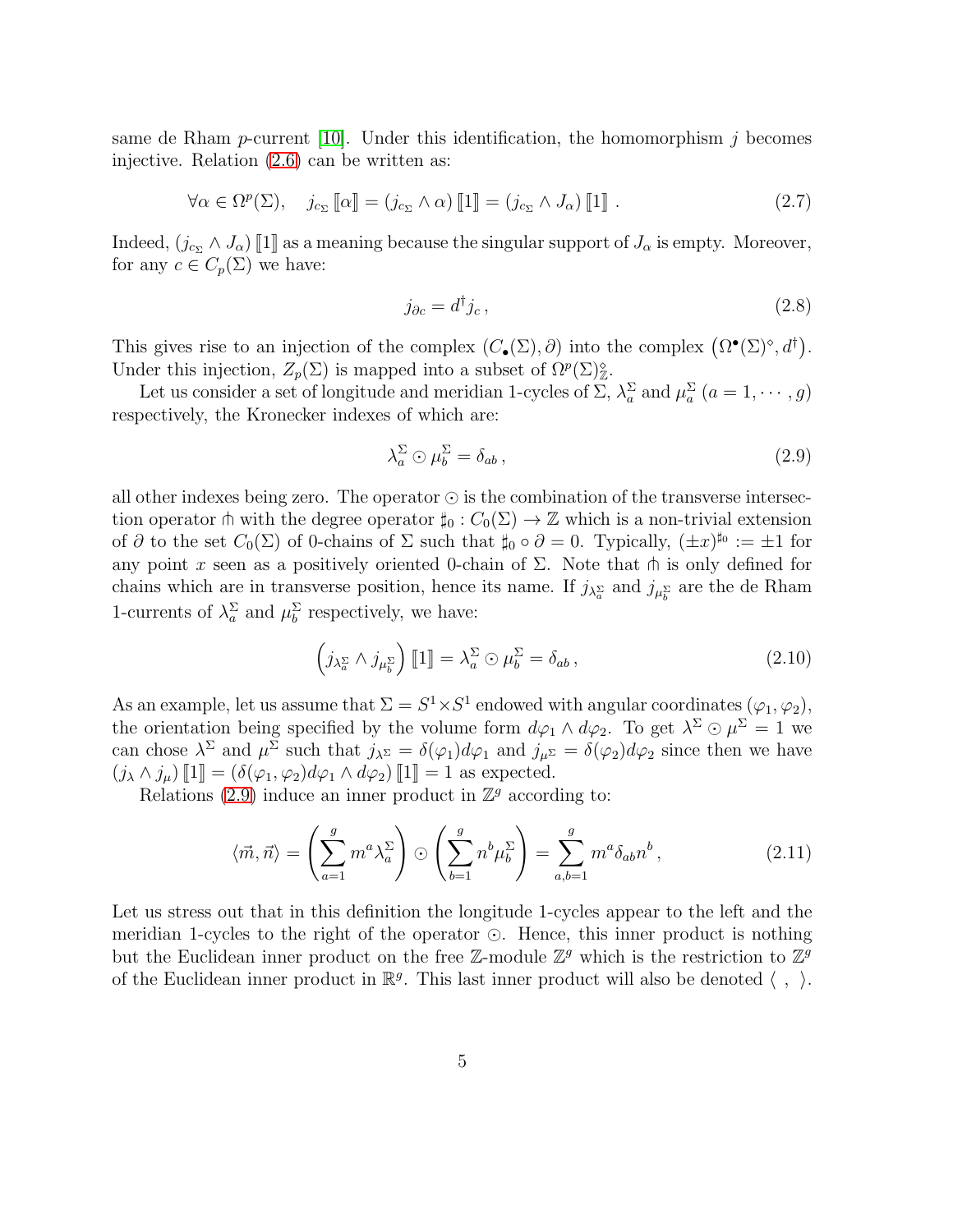same de Rham $p$-current [10]. Under this identification, the homomorphism $j$ becomes injective. Relation (2.6) can be written as:

$$\forall \alpha \in \Omega^p(\Sigma), \quad j_{c_\Sigma} [\![\alpha]\!] = (j_{c_\Sigma} \wedge \alpha) [\![1]\!] = (j_{c_\Sigma} \wedge J_\alpha) [\![1]\!] \, . \tag{2.7}$$

Indeed, $(j_{c_\Sigma} \wedge J_\alpha) [\![1]\!]$ as a meaning because the singular support of $J_\alpha$ is empty. Moreover, for any $c \in C_p(\Sigma)$ we have:

$$j_{\partial c} = d^\dagger j_c \, , \tag{2.8}$$

This gives rise to an injection of the complex $(C_\bullet(\Sigma), \partial)$ into the complex $\left(\Omega^\bullet(\Sigma)^\diamond, d^\dagger\right)$. Under this injection, $Z_p(\Sigma)$ is mapped into a subset of $\Omega^p(\Sigma)^\diamond_\mathbb{Z}$.

Let us consider a set of longitude and meridian 1-cycles of $\Sigma$, $\lambda_a^\Sigma$ and $\mu_a^\Sigma$ $(a = 1, \cdots, g)$ respectively, the Kronecker indexes of which are:

$$\lambda_a^\Sigma \odot \mu_b^\Sigma = \delta_{ab} \, , \tag{2.9}$$

all other indexes being zero. The operator $\odot$ is the combination of the transverse intersection operator $\pitchfork$ with the degree operator $\sharp_0 : C_0(\Sigma) \to \mathbb{Z}$ which is a non-trivial extension of $\partial$ to the set $C_0(\Sigma)$ of 0-chains of $\Sigma$ such that $\sharp_0 \circ \partial = 0$. Typically, $(\pm x)^{\sharp_0} := \pm 1$ for any point $x$ seen as a positively oriented 0-chain of $\Sigma$. Note that $\pitchfork$ is only defined for chains which are in transverse position, hence its name. If $j_{\lambda_a^\Sigma}$ and $j_{\mu_b^\Sigma}$ are the de Rham 1-currents of $\lambda_a^\Sigma$ and $\mu_b^\Sigma$ respectively, we have:

$$\left(j_{\lambda_a^\Sigma} \wedge j_{\mu_b^\Sigma}\right) [\![1]\!] = \lambda_a^\Sigma \odot \mu_b^\Sigma = \delta_{ab} \, , \tag{2.10}$$

As an example, let us assume that $\Sigma = S^1 \times S^1$ endowed with angular coordinates $(\varphi_1, \varphi_2)$, the orientation being specified by the volume form $d\varphi_1 \wedge d\varphi_2$. To get $\lambda^\Sigma \odot \mu^\Sigma = 1$ we can chose $\lambda^\Sigma$ and $\mu^\Sigma$ such that $j_{\lambda^\Sigma} = \delta(\varphi_1) d\varphi_1$ and $j_{\mu^\Sigma} = \delta(\varphi_2) d\varphi_2$ since then we have $(j_\lambda \wedge j_\mu) [\![1]\!] = (\delta(\varphi_1, \varphi_2) d\varphi_1 \wedge d\varphi_2) [\![1]\!] = 1$ as expected.

Relations (2.9) induce an inner product in $\mathbb{Z}^g$ according to:

$$\langle \vec{m}, \vec{n} \rangle = \left( \sum_{a=1}^{g} m^a \lambda_a^\Sigma \right) \odot \left( \sum_{b=1}^{g} n^b \mu_b^\Sigma \right) = \sum_{a,b=1}^{g} m^a \delta_{ab} n^b \, , \tag{2.11}$$

Let us stress out that in this definition the longitude 1-cycles appear to the left and the meridian 1-cycles to the right of the operator $\odot$. Hence, this inner product is nothing but the Euclidean inner product on the free $\mathbb{Z}$-module $\mathbb{Z}^g$ which is the restriction to $\mathbb{Z}^g$ of the Euclidean inner product in $\mathbb{R}^g$. This last inner product will also be denoted $\langle \; , \; \rangle$.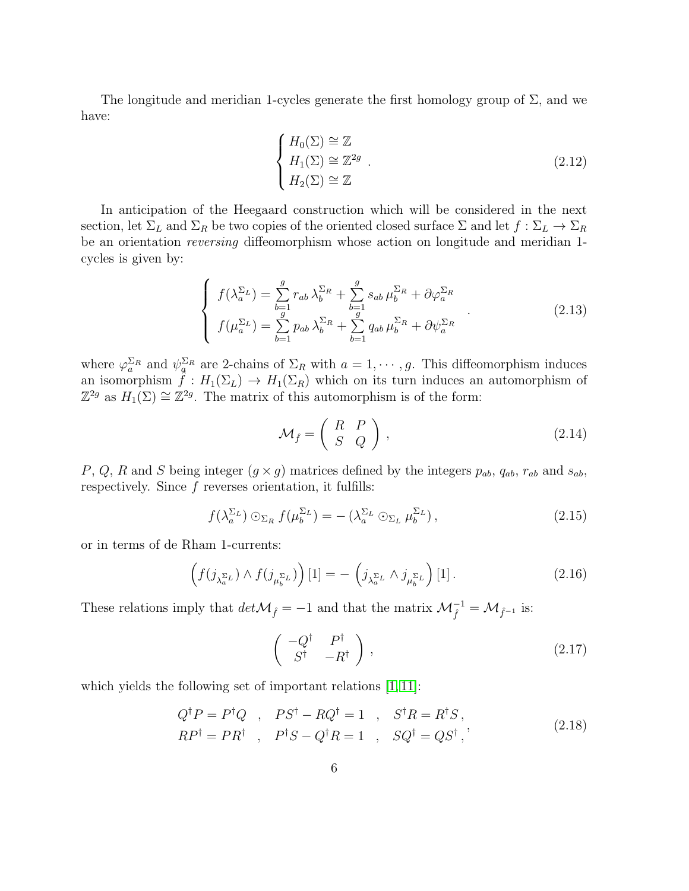The longitude and meridian 1-cycles generate the first homology group of $\Sigma$, and we have:

$$\begin{cases} H_0(\Sigma) \cong \mathbb{Z} \\ H_1(\Sigma) \cong \mathbb{Z}^{2g} \\ H_2(\Sigma) \cong \mathbb{Z} \end{cases} . \tag{2.12}$$

In anticipation of the Heegaard construction which will be considered in the next section, let $\Sigma_L$ and $\Sigma_R$ be two copies of the oriented closed surface $\Sigma$ and let $f : \Sigma_L \to \Sigma_R$ be an orientation *reversing* diffeomorphism whose action on longitude and meridian 1-cycles is given by:

$$\begin{cases} f(\lambda_a^{\Sigma_L}) = \sum\limits_{b=1}^{g} r_{ab}\, \lambda_b^{\Sigma_R} + \sum\limits_{b=1}^{g} s_{ab}\, \mu_b^{\Sigma_R} + \partial \varphi_a^{\Sigma_R} \\ f(\mu_a^{\Sigma_L}) = \sum\limits_{b=1}^{g} p_{ab}\, \lambda_b^{\Sigma_R} + \sum\limits_{b=1}^{g} q_{ab}\, \mu_b^{\Sigma_R} + \partial \psi_a^{\Sigma_R} \end{cases} . \tag{2.13}$$

where $\varphi_a^{\Sigma_R}$ and $\psi_a^{\Sigma_R}$ are 2-chains of $\Sigma_R$ with $a = 1, \cdots, g$. This diffeomorphism induces an isomorphism $\hat{f} : H_1(\Sigma_L) \to H_1(\Sigma_R)$ which on its turn induces an automorphism of $\mathbb{Z}^{2g}$ as $H_1(\Sigma) \cong \mathbb{Z}^{2g}$. The matrix of this automorphism is of the form:

$$\mathcal{M}_{\hat{f}} = \begin{pmatrix} R & P \\ S & Q \end{pmatrix} , \tag{2.14}$$

$P$, $Q$, $R$ and $S$ being integer $(g \times g)$ matrices defined by the integers $p_{ab}$, $q_{ab}$, $r_{ab}$ and $s_{ab}$, respectively. Since $f$ reverses orientation, it fulfills:

$$f(\lambda_a^{\Sigma_L}) \odot_{\Sigma_R} f(\mu_b^{\Sigma_L}) = -\,(\lambda_a^{\Sigma_L} \odot_{\Sigma_L} \mu_b^{\Sigma_L}) , \tag{2.15}$$

or in terms of de Rham 1-currents:

$$\Big( f(j_{\lambda_a^{\Sigma_L}}) \wedge f(j_{\mu_b^{\Sigma_L}}) \Big)[1] = -\, \Big( j_{\lambda_a^{\Sigma_L}} \wedge j_{\mu_b^{\Sigma_L}} \Big)[1] . \tag{2.16}$$

These relations imply that $det\mathcal{M}_{\hat{f}} = -1$ and that the matrix $\mathcal{M}_{\hat{f}}^{-1} = \mathcal{M}_{\hat{f}^{-1}}$ is:

$$\begin{pmatrix} -Q^\dagger & P^\dagger \\ S^\dagger & -R^\dagger \end{pmatrix} , \tag{2.17}$$

which yields the following set of important relations [1, 11]:

$$\begin{aligned} &Q^\dagger P = P^\dagger Q \quad , \quad PS^\dagger - RQ^\dagger = 1 \quad , \quad S^\dagger R = R^\dagger S \, , \\ &RP^\dagger = PR^\dagger \quad , \quad P^\dagger S - Q^\dagger R = 1 \quad , \quad SQ^\dagger = QS^\dagger \, , \end{aligned} \tag{2.18}$$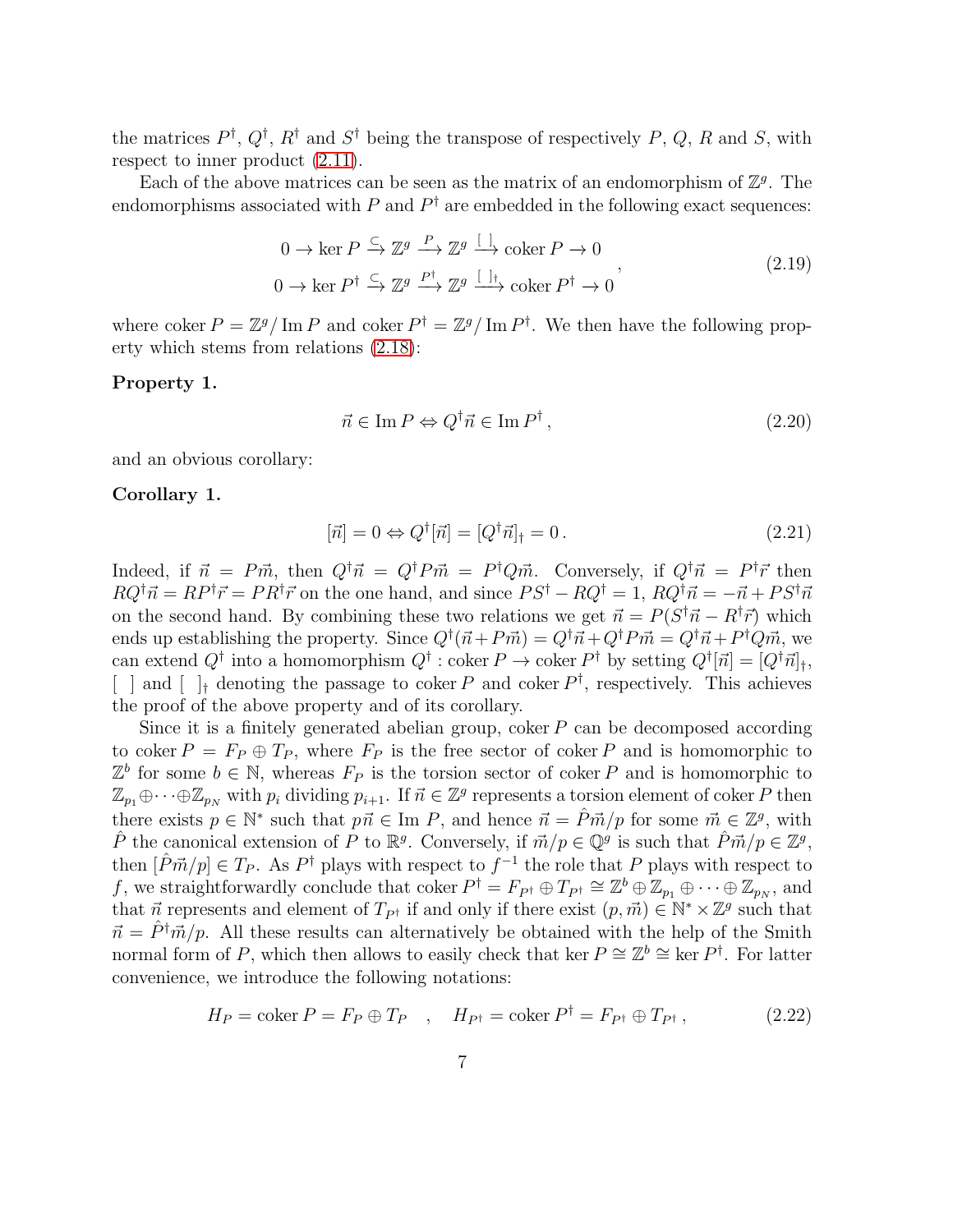the matrices $P^\dagger$, $Q^\dagger$, $R^\dagger$ and $S^\dagger$ being the transpose of respectively $P$, $Q$, $R$ and $S$, with respect to inner product (2.11).

Each of the above matrices can be seen as the matrix of an endomorphism of $\mathbb{Z}^g$. The endomorphisms associated with $P$ and $P^\dagger$ are embedded in the following exact sequences:

$$
\begin{array}{c}
0 \to \ker P \overset{\subseteq}{\to} \mathbb{Z}^g \overset{P}{\longrightarrow} \mathbb{Z}^g \overset{[\ ]}{\longrightarrow} \operatorname{coker} P \to 0 \\
0 \to \ker P^\dagger \overset{\subseteq}{\to} \mathbb{Z}^g \overset{P^\dagger}{\longrightarrow} \mathbb{Z}^g \overset{[\ ]_\dagger}{\longrightarrow} \operatorname{coker} P^\dagger \to 0
\end{array} , \tag{2.19}
$$

where $\operatorname{coker} P = \mathbb{Z}^g / \operatorname{Im} P$ and $\operatorname{coker} P^\dagger = \mathbb{Z}^g / \operatorname{Im} P^\dagger$. We then have the following property which stems from relations (2.18):

**Property 1.**

$$
\vec{n} \in \operatorname{Im} P \Leftrightarrow Q^\dagger \vec{n} \in \operatorname{Im} P^\dagger , \tag{2.20}
$$

and an obvious corollary:

**Corollary 1.**

$$
[\vec{n}] = 0 \Leftrightarrow Q^\dagger[\vec{n}] = [Q^\dagger \vec{n}]_\dagger = 0 . \tag{2.21}
$$

Indeed, if $\vec{n} = P\vec{m}$, then $Q^\dagger \vec{n} = Q^\dagger P \vec{m} = P^\dagger Q \vec{m}$. Conversely, if $Q^\dagger \vec{n} = P^\dagger \vec{r}$ then $RQ^\dagger \vec{n} = RP^\dagger \vec{r} = PR^\dagger \vec{r}$ on the one hand, and since $PS^\dagger - RQ^\dagger = 1$, $RQ^\dagger \vec{n} = -\vec{n} + PS^\dagger \vec{n}$ on the second hand. By combining these two relations we get $\vec{n} = P(S^\dagger \vec{n} - R^\dagger \vec{r})$ which ends up establishing the property. Since $Q^\dagger(\vec{n} + P\vec{m}) = Q^\dagger \vec{n} + Q^\dagger P \vec{m} = Q^\dagger \vec{n} + P^\dagger Q \vec{m}$, we can extend $Q^\dagger$ into a homomorphism $Q^\dagger : \operatorname{coker} P \to \operatorname{coker} P^\dagger$ by setting $Q^\dagger[\vec{n}] = [Q^\dagger \vec{n}]_\dagger$, $[\ ]$ and $[\ ]_\dagger$ denoting the passage to $\operatorname{coker} P$ and $\operatorname{coker} P^\dagger$, respectively. This achieves the proof of the above property and of its corollary.

Since it is a finitely generated abelian group, $\operatorname{coker} P$ can be decomposed according to $\operatorname{coker} P = F_P \oplus T_P$, where $F_P$ is the free sector of $\operatorname{coker} P$ and is homomorphic to $\mathbb{Z}^b$ for some $b \in \mathbb{N}$, whereas $F_P$ is the torsion sector of $\operatorname{coker} P$ and is homomorphic to $\mathbb{Z}_{p_1} \oplus \cdots \oplus \mathbb{Z}_{p_N}$ with $p_i$ dividing $p_{i+1}$. If $\vec{n} \in \mathbb{Z}^g$ represents a torsion element of $\operatorname{coker} P$ then there exists $p \in \mathbb{N}^*$ such that $p\vec{n} \in \operatorname{Im} P$, and hence $\vec{n} = \hat{P}\vec{m}/p$ for some $\vec{m} \in \mathbb{Z}^g$, with $\hat{P}$ the canonical extension of $P$ to $\mathbb{R}^g$. Conversely, if $\vec{m}/p \in \mathbb{Q}^g$ is such that $\hat{P}\vec{m}/p \in \mathbb{Z}^g$, then $[\hat{P}\vec{m}/p] \in T_P$. As $P^\dagger$ plays with respect to $f^{-1}$ the role that $P$ plays with respect to $f$, we straightforwardly conclude that $\operatorname{coker} P^\dagger = F_{P^\dagger} \oplus T_{P^\dagger} \cong \mathbb{Z}^b \oplus \mathbb{Z}_{p_1} \oplus \cdots \oplus \mathbb{Z}_{p_N}$, and that $\vec{n}$ represents and element of $T_{P^\dagger}$ if and only if there exist $(p, \vec{m}) \in \mathbb{N}^* \times \mathbb{Z}^g$ such that $\vec{n} = \hat{P}^\dagger \vec{m}/p$. All these results can alternatively be obtained with the help of the Smith normal form of $P$, which then allows to easily check that $\ker P \cong \mathbb{Z}^b \cong \ker P^\dagger$. For latter convenience, we introduce the following notations:

$$
H_P = \operatorname{coker} P = F_P \oplus T_P \quad , \quad H_{P^\dagger} = \operatorname{coker} P^\dagger = F_{P^\dagger} \oplus T_{P^\dagger} , \tag{2.22}
$$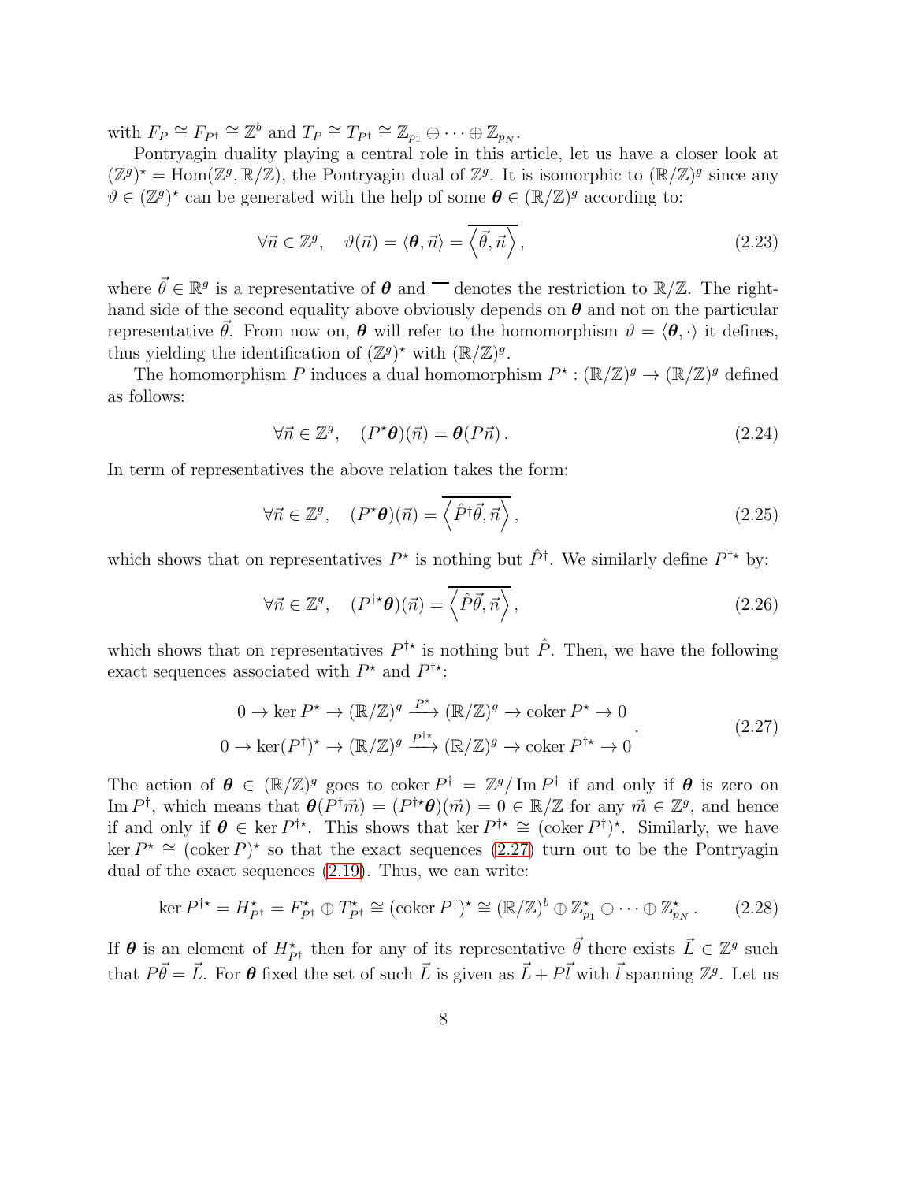with $F_P \cong F_{P^\dagger} \cong \mathbb{Z}^b$ and $T_P \cong T_{P^\dagger} \cong \mathbb{Z}_{p_1} \oplus \cdots \oplus \mathbb{Z}_{p_N}$.

Pontryagin duality playing a central role in this article, let us have a closer look at $(\mathbb{Z}^g)^\star = \mathrm{Hom}(\mathbb{Z}^g, \mathbb{R}/\mathbb{Z})$, the Pontryagin dual of $\mathbb{Z}^g$. It is isomorphic to $(\mathbb{R}/\mathbb{Z})^g$ since any $\vartheta \in (\mathbb{Z}^g)^\star$ can be generated with the help of some $\boldsymbol{\theta} \in (\mathbb{R}/\mathbb{Z})^g$ according to:

$$\forall \vec{n} \in \mathbb{Z}^g, \quad \vartheta(\vec{n}) = \langle \boldsymbol{\theta}, \vec{n} \rangle = \overline{\left\langle \vec{\theta}, \vec{n} \right\rangle}, \tag{2.23}$$

where $\vec{\theta} \in \mathbb{R}^g$ is a representative of $\boldsymbol{\theta}$ and $\overline{\phantom{x}}$ denotes the restriction to $\mathbb{R}/\mathbb{Z}$. The right-hand side of the second equality above obviously depends on $\boldsymbol{\theta}$ and not on the particular representative $\vec{\theta}$. From now on, $\boldsymbol{\theta}$ will refer to the homomorphism $\vartheta = \langle \boldsymbol{\theta}, \cdot \rangle$ it defines, thus yielding the identification of $(\mathbb{Z}^g)^\star$ with $(\mathbb{R}/\mathbb{Z})^g$.

The homomorphism $P$ induces a dual homomorphism $P^\star : (\mathbb{R}/\mathbb{Z})^g \to (\mathbb{R}/\mathbb{Z})^g$ defined as follows:

$$\forall \vec{n} \in \mathbb{Z}^g, \quad (P^\star \boldsymbol{\theta})(\vec{n}) = \boldsymbol{\theta}(P\vec{n}). \tag{2.24}$$

In term of representatives the above relation takes the form:

$$\forall \vec{n} \in \mathbb{Z}^g, \quad (P^\star \boldsymbol{\theta})(\vec{n}) = \overline{\left\langle \hat{P}^\dagger \vec{\theta}, \vec{n} \right\rangle}, \tag{2.25}$$

which shows that on representatives $P^\star$ is nothing but $\hat{P}^\dagger$. We similarly define $P^{\dagger\star}$ by:

$$\forall \vec{n} \in \mathbb{Z}^g, \quad (P^{\dagger\star} \boldsymbol{\theta})(\vec{n}) = \overline{\left\langle \hat{P} \vec{\theta}, \vec{n} \right\rangle}, \tag{2.26}$$

which shows that on representatives $P^{\dagger\star}$ is nothing but $\hat{P}$. Then, we have the following exact sequences associated with $P^\star$ and $P^{\dagger\star}$:

$$\begin{gathered} 0 \to \ker P^\star \to (\mathbb{R}/\mathbb{Z})^g \xrightarrow{P^\star} (\mathbb{R}/\mathbb{Z})^g \to \operatorname{coker} P^\star \to 0 \\ 0 \to \ker (P^\dagger)^\star \to (\mathbb{R}/\mathbb{Z})^g \xrightarrow{P^{\dagger\star}} (\mathbb{R}/\mathbb{Z})^g \to \operatorname{coker} P^{\dagger\star} \to 0 \end{gathered}. \tag{2.27}$$

The action of $\boldsymbol{\theta} \in (\mathbb{R}/\mathbb{Z})^g$ goes to $\operatorname{coker} P^\dagger = \mathbb{Z}^g / \operatorname{Im} P^\dagger$ if and only if $\boldsymbol{\theta}$ is zero on $\operatorname{Im} P^\dagger$, which means that $\boldsymbol{\theta}(P^\dagger \vec{m}) = (P^{\dagger\star}\boldsymbol{\theta})(\vec{m}) = 0 \in \mathbb{R}/\mathbb{Z}$ for any $\vec{m} \in \mathbb{Z}^g$, and hence if and only if $\boldsymbol{\theta} \in \ker P^{\dagger\star}$. This shows that $\ker P^{\dagger\star} \cong (\operatorname{coker} P^\dagger)^\star$. Similarly, we have $\ker P^\star \cong (\operatorname{coker} P)^\star$ so that the exact sequences (2.27) turn out to be the Pontryagin dual of the exact sequences (2.19). Thus, we can write:

$$\ker P^{\dagger\star} = H^\star_{P^\dagger} = F^\star_{P^\dagger} \oplus T^\star_{P^\dagger} \cong (\operatorname{coker} P^\dagger)^\star \cong (\mathbb{R}/\mathbb{Z})^b \oplus \mathbb{Z}^\star_{p_1} \oplus \cdots \oplus \mathbb{Z}^\star_{p_N}. \tag{2.28}$$

If $\boldsymbol{\theta}$ is an element of $H^\star_{P^\dagger}$ then for any of its representative $\vec{\theta}$ there exists $\vec{L} \in \mathbb{Z}^g$ such that $P\vec{\theta} = \vec{L}$. For $\boldsymbol{\theta}$ fixed the set of such $\vec{L}$ is given as $\vec{L} + P\vec{l}$ with $\vec{l}$ spanning $\mathbb{Z}^g$. Let us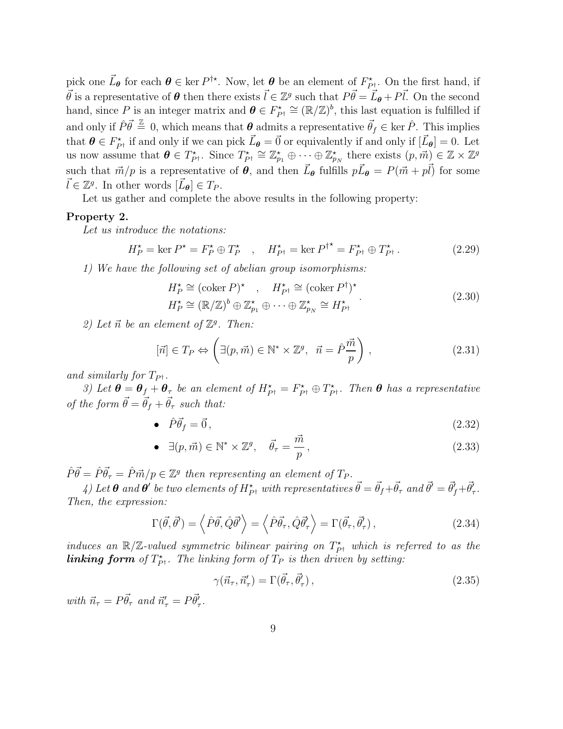pick one $\vec{L}_{\boldsymbol{\theta}}$ for each $\boldsymbol{\theta} \in \ker P^{\dagger\star}$. Now, let $\boldsymbol{\theta}$ be an element of $F^\star_{P^\dagger}$. On the first hand, if $\vec{\theta}$ is a representative of $\boldsymbol{\theta}$ then there exists $\vec{l} \in \mathbb{Z}^g$ such that $P\vec{\theta} = \vec{L}_{\boldsymbol{\theta}} + P\vec{l}$. On the second hand, since $P$ is an integer matrix and $\boldsymbol{\theta} \in F^\star_{P^\dagger} \cong (\mathbb{R}/\mathbb{Z})^b$, this last equation is fulfilled if and only if $\hat{P}\vec{\theta} \overset{\mathbb{Z}}{=} 0$, which means that $\boldsymbol{\theta}$ admits a representative $\vec{\theta}_f \in \ker \hat{P}$. This implies that $\boldsymbol{\theta} \in F^\star_{P^\dagger}$ if and only if we can pick $\vec{L}_{\boldsymbol{\theta}} = \vec{0}$ or equivalently if and only if $[\vec{L}_{\boldsymbol{\theta}}] = 0$. Let us now assume that $\boldsymbol{\theta} \in T^\star_{P^\dagger}$. Since $T^\star_{P^\dagger} \cong \mathbb{Z}^\star_{p_1} \oplus \cdots \oplus \mathbb{Z}^\star_{p_N}$ there exists $(p, \vec{m}) \in \mathbb{Z} \times \mathbb{Z}^g$ such that $\vec{m}/p$ is a representative of $\boldsymbol{\theta}$, and then $\vec{L}_{\boldsymbol{\theta}}$ fulfills $p\vec{L}_{\boldsymbol{\theta}} = P(\vec{m} + p\vec{l})$ for some $\vec{l} \in \mathbb{Z}^g$. In other words $[\vec{L}_{\boldsymbol{\theta}}] \in T_P$.

Let us gather and complete the above results in the following property:

**Property 2.**

*Let us introduce the notations:*

$$H^\star_P = \ker P^\star = F^\star_P \oplus T^\star_P \quad , \quad H^\star_{P^\dagger} = \ker P^{\dagger\star} = F^\star_{P^\dagger} \oplus T^\star_{P^\dagger} \,. \tag{2.29}$$

*1) We have the following set of abelian group isomorphisms:*

$$\begin{aligned} &H^\star_P \cong (\operatorname{coker} P)^\star \quad , \quad H^\star_{P^\dagger} \cong (\operatorname{coker} P^\dagger)^\star \\ &H^\star_P \cong (\mathbb{R}/\mathbb{Z})^b \oplus \mathbb{Z}^\star_{p_1} \oplus \cdots \oplus \mathbb{Z}^\star_{p_N} \cong H^\star_{P^\dagger} \end{aligned} \,. \tag{2.30}$$

*2) Let $\vec{n}$ be an element of $\mathbb{Z}^g$. Then:*

$$[\vec{n}] \in T_P \Leftrightarrow \left( \exists (p, \vec{m}) \in \mathbb{N}^* \times \mathbb{Z}^g, \;\; \vec{n} = \hat{P}\frac{\vec{m}}{p} \right) , \tag{2.31}$$

*and similarly for $T_{P^\dagger}$.*

*3) Let $\boldsymbol{\theta} = \boldsymbol{\theta}_f + \boldsymbol{\theta}_\tau$ be an element of $H^\star_{P^\dagger} = F^\star_{P^\dagger} \oplus T^\star_{P^\dagger}$. Then $\boldsymbol{\theta}$ has a representative of the form $\vec{\theta} = \vec{\theta}_f + \vec{\theta}_\tau$ such that:*

- $\hat{P}\vec{\theta}_f = \vec{0}\,,$ $\qquad (2.32)$
- $\exists (p, \vec{m}) \in \mathbb{N}^* \times \mathbb{Z}^g, \quad \vec{\theta}_\tau = \dfrac{\vec{m}}{p}\,,$ $\qquad (2.33)$

*$\hat{P}\vec{\theta} = \hat{P}\vec{\theta}_\tau = \hat{P}\vec{m}/p \in \mathbb{Z}^g$ then representing an element of $T_P$.*

*4) Let $\boldsymbol{\theta}$ and $\boldsymbol{\theta}'$ be two elements of $H^\star_{P^\dagger}$ with representatives $\vec{\theta} = \vec{\theta}_f + \vec{\theta}_\tau$ and $\vec{\theta}' = \vec{\theta}'_f + \vec{\theta}'_\tau$. Then, the expression:*

$$\Gamma(\vec{\theta}, \vec{\theta}') = \left\langle \hat{P}\vec{\theta}, \hat{Q}\vec{\theta}' \right\rangle = \left\langle \hat{P}\vec{\theta}_\tau, \hat{Q}\vec{\theta}'_\tau \right\rangle = \Gamma(\vec{\theta}_\tau, \vec{\theta}'_\tau)\,, \tag{2.34}$$

*induces an $\mathbb{R}/\mathbb{Z}$-valued symmetric bilinear pairing on $T^\star_{P^\dagger}$ which is referred to as the* ***linking form*** *of $T^\star_{P^\dagger}$. The linking form of $T_P$ is then driven by setting:*

$$\gamma(\vec{n}_\tau, \vec{n}'_\tau) = \Gamma(\vec{\theta}_\tau, \vec{\theta}'_\tau)\,, \tag{2.35}$$

*with $\vec{n}_\tau = P\vec{\theta}_\tau$ and $\vec{n}'_\tau = P\vec{\theta}'_\tau$.*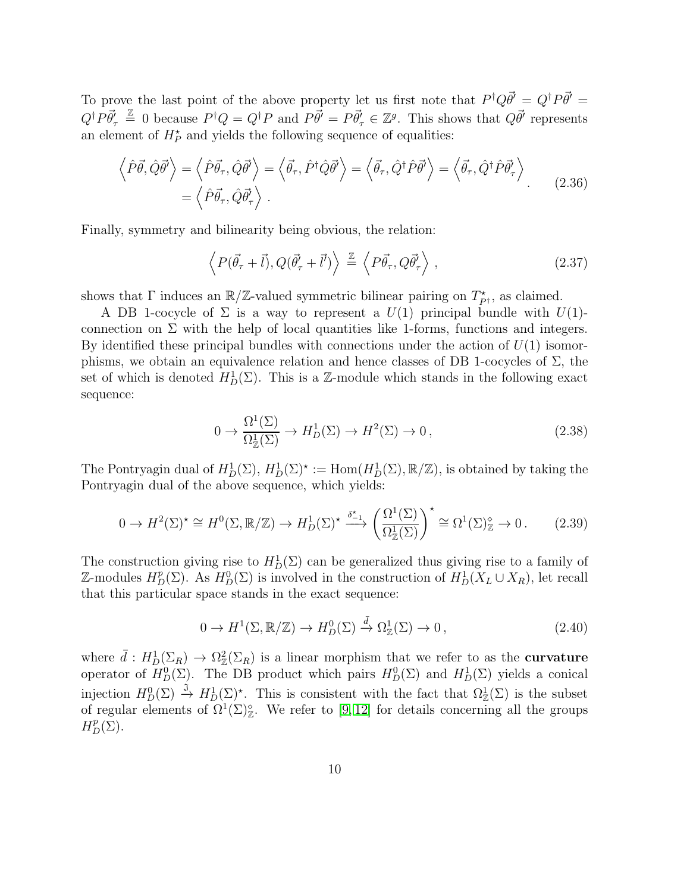To prove the last point of the above property let us first note that $P^\dagger Q\vec{\theta}' = Q^\dagger P\vec{\theta}' = Q^\dagger P\vec{\theta}'_\tau \overset{\mathbb{Z}}{=} 0$ because $P^\dagger Q = Q^\dagger P$ and $P\vec{\theta}' = P\vec{\theta}'_\tau \in \mathbb{Z}^g$. This shows that $Q\vec{\theta}'$ represents an element of $H_P^\star$ and yields the following sequence of equalities:

$$
\begin{aligned}
\left\langle \hat{P}\vec{\theta}, \hat{Q}\vec{\theta}' \right\rangle &= \left\langle \hat{P}\vec{\theta}_\tau, \hat{Q}\vec{\theta}' \right\rangle = \left\langle \vec{\theta}_\tau, \hat{P}^\dagger \hat{Q}\vec{\theta}' \right\rangle = \left\langle \vec{\theta}_\tau, \hat{Q}^\dagger \hat{P}\vec{\theta}' \right\rangle = \left\langle \vec{\theta}_\tau, \hat{Q}^\dagger \hat{P}\vec{\theta}'_\tau \right\rangle \\
&= \left\langle \hat{P}\vec{\theta}_\tau, \hat{Q}\vec{\theta}'_\tau \right\rangle .
\end{aligned} \tag{2.36}
$$

Finally, symmetry and bilinearity being obvious, the relation:

$$
\left\langle P(\vec{\theta}_\tau + \vec{l}), Q(\vec{\theta}'_\tau + \vec{l}') \right\rangle \overset{\mathbb{Z}}{=} \left\langle P\vec{\theta}_\tau, Q\vec{\theta}'_\tau \right\rangle , \tag{2.37}
$$

shows that $\Gamma$ induces an $\mathbb{R}/\mathbb{Z}$-valued symmetric bilinear pairing on $T^\star_{P^\dagger}$, as claimed.

A DB 1-cocycle of $\Sigma$ is a way to represent a $U(1)$ principal bundle with $U(1)$-connection on $\Sigma$ with the help of local quantities like 1-forms, functions and integers. By identified these principal bundles with connections under the action of $U(1)$ isomorphisms, we obtain an equivalence relation and hence classes of DB 1-cocycles of $\Sigma$, the set of which is denoted $H^1_D(\Sigma)$. This is a $\mathbb{Z}$-module which stands in the following exact sequence:

$$
0 \to \frac{\Omega^1(\Sigma)}{\Omega^1_{\mathbb{Z}}(\Sigma)} \to H^1_D(\Sigma) \to H^2(\Sigma) \to 0 , \tag{2.38}
$$

The Pontryagin dual of $H^1_D(\Sigma)$, $H^1_D(\Sigma)^\star := \mathrm{Hom}(H^1_D(\Sigma), \mathbb{R}/\mathbb{Z})$, is obtained by taking the Pontryagin dual of the above sequence, which yields:

$$
0 \to H^2(\Sigma)^\star \cong H^0(\Sigma, \mathbb{R}/\mathbb{Z}) \to H^1_D(\Sigma)^\star \xrightarrow{\delta^\star_{-1}} \left( \frac{\Omega^1(\Sigma)}{\Omega^1_{\mathbb{Z}}(\Sigma)} \right)^\star \cong \Omega^1(\Sigma)^\diamond_{\mathbb{Z}} \to 0 . \tag{2.39}
$$

The construction giving rise to $H^1_D(\Sigma)$ can be generalized thus giving rise to a family of $\mathbb{Z}$-modules $H^p_D(\Sigma)$. As $H^0_D(\Sigma)$ is involved in the construction of $H^1_D(X_L \cup X_R)$, let recall that this particular space stands in the exact sequence:

$$
0 \to H^1(\Sigma, \mathbb{R}/\mathbb{Z}) \to H^0_D(\Sigma) \xrightarrow{\bar{d}} \Omega^1_{\mathbb{Z}}(\Sigma) \to 0 , \tag{2.40}
$$

where $\bar{d} : H^1_D(\Sigma_R) \to \Omega^2_{\mathbb{Z}}(\Sigma_R)$ is a linear morphism that we refer to as the **curvature** operator of $H^0_D(\Sigma)$. The DB product which pairs $H^0_D(\Sigma)$ and $H^1_D(\Sigma)$ yields a conical injection $H^0_D(\Sigma) \xrightarrow{\mathfrak{J}} H^1_D(\Sigma)^\star$. This is consistent with the fact that $\Omega^1_{\mathbb{Z}}(\Sigma)$ is the subset of regular elements of $\Omega^1(\Sigma)^\diamond_{\mathbb{Z}}$. We refer to [9, 12] for details concerning all the groups $H^p_D(\Sigma)$.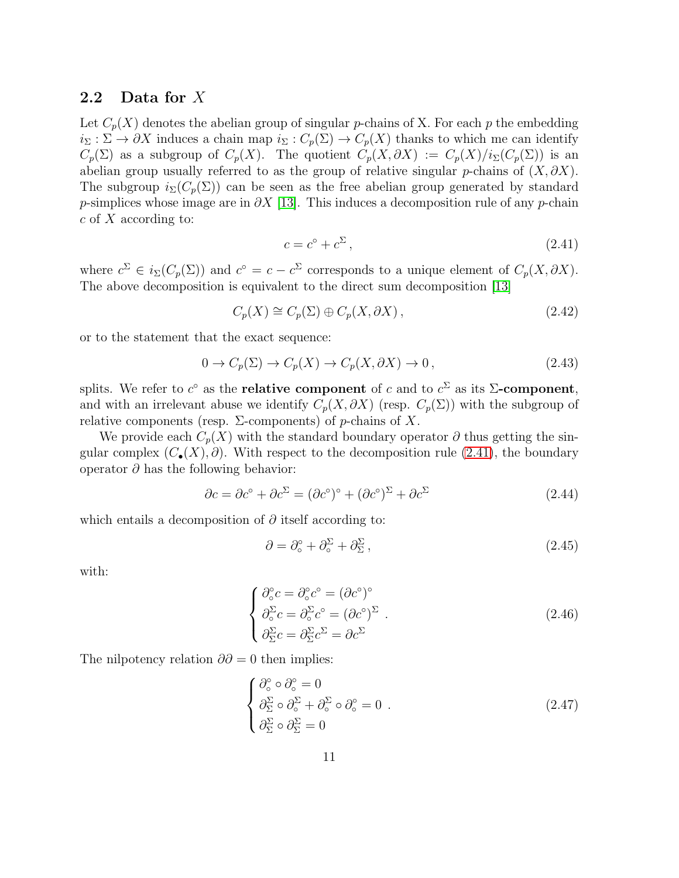## 2.2 Data for $X$

Let $C_p(X)$ denotes the abelian group of singular $p$-chains of X. For each $p$ the embedding $i_\Sigma : \Sigma \to \partial X$ induces a chain map $i_\Sigma : C_p(\Sigma) \to C_p(X)$ thanks to which me can identify $C_p(\Sigma)$ as a subgroup of $C_p(X)$. The quotient $C_p(X, \partial X) := C_p(X)/i_\Sigma(C_p(\Sigma))$ is an abelian group usually referred to as the group of relative singular $p$-chains of $(X, \partial X)$. The subgroup $i_\Sigma(C_p(\Sigma))$ can be seen as the free abelian group generated by standard $p$-simplices whose image are in $\partial X$ [13]. This induces a decomposition rule of any $p$-chain $c$ of $X$ according to:

$$c = c^\circ + c^\Sigma \,, \tag{2.41}$$

where $c^\Sigma \in i_\Sigma(C_p(\Sigma))$ and $c^\circ = c - c^\Sigma$ corresponds to a unique element of $C_p(X, \partial X)$. The above decomposition is equivalent to the direct sum decomposition [13]

$$C_p(X) \cong C_p(\Sigma) \oplus C_p(X, \partial X) \,, \tag{2.42}$$

or to the statement that the exact sequence:

$$0 \to C_p(\Sigma) \to C_p(X) \to C_p(X, \partial X) \to 0 \,, \tag{2.43}$$

splits. We refer to $c^\circ$ as the **relative component** of $c$ and to $c^\Sigma$ as its **$\Sigma$-component**, and with an irrelevant abuse we identify $C_p(X, \partial X)$ (resp. $C_p(\Sigma)$) with the subgroup of relative components (resp. $\Sigma$-components) of $p$-chains of $X$.

We provide each $C_p(X)$ with the standard boundary operator $\partial$ thus getting the singular complex $(C_\bullet(X), \partial)$. With respect to the decomposition rule (2.41), the boundary operator $\partial$ has the following behavior:

$$\partial c = \partial c^\circ + \partial c^\Sigma = (\partial c^\circ)^\circ + (\partial c^\circ)^\Sigma + \partial c^\Sigma \tag{2.44}$$

which entails a decomposition of $\partial$ itself according to:

$$\partial = \partial_\circ^\circ + \partial_\circ^\Sigma + \partial_\Sigma^\Sigma \,, \tag{2.45}$$

with:

$$\begin{cases} \partial_\circ^\circ c = \partial_\circ^\circ c^\circ = (\partial c^\circ)^\circ \\ \partial_\circ^\Sigma c = \partial_\circ^\Sigma c^\circ = (\partial c^\circ)^\Sigma \\ \partial_\Sigma^\Sigma c = \partial_\Sigma^\Sigma c^\Sigma = \partial c^\Sigma \end{cases} . \tag{2.46}$$

The nilpotency relation $\partial\partial = 0$ then implies:

$$\begin{cases} \partial_\circ^\circ \circ \partial_\circ^\circ = 0 \\ \partial_\Sigma^\Sigma \circ \partial_\circ^\Sigma + \partial_\circ^\Sigma \circ \partial_\circ^\circ = 0 \\ \partial_\Sigma^\Sigma \circ \partial_\Sigma^\Sigma = 0 \end{cases} . \tag{2.47}$$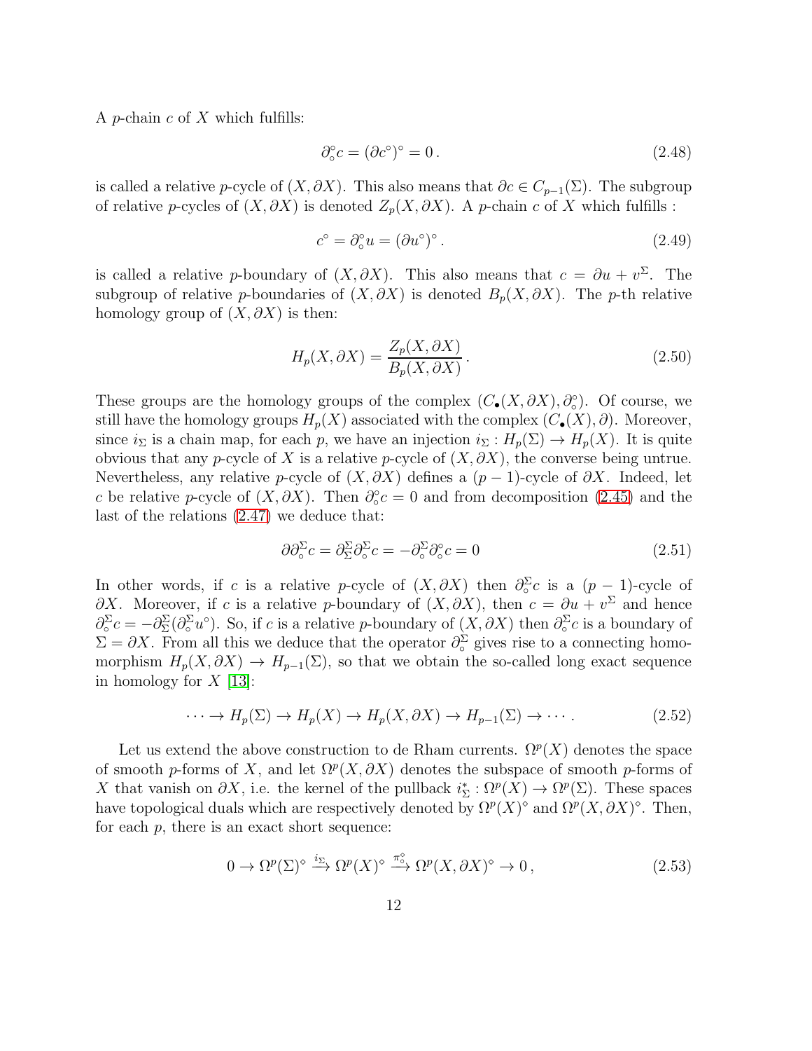A $p$-chain $c$ of $X$ which fulfills:

$$\partial_\circ^\circ c = (\partial c^\circ)^\circ = 0\,. \tag{2.48}$$

is called a relative $p$-cycle of $(X, \partial X)$. This also means that $\partial c \in C_{p-1}(\Sigma)$. The subgroup of relative $p$-cycles of $(X, \partial X)$ is denoted $Z_p(X, \partial X)$. A $p$-chain $c$ of $X$ which fulfills :

$$c^\circ = \partial_\circ^\circ u = (\partial u^\circ)^\circ\,. \tag{2.49}$$

is called a relative $p$-boundary of $(X, \partial X)$. This also means that $c = \partial u + v^\Sigma$. The subgroup of relative $p$-boundaries of $(X, \partial X)$ is denoted $B_p(X, \partial X)$. The $p$-th relative homology group of $(X, \partial X)$ is then:

$$H_p(X, \partial X) = \frac{Z_p(X, \partial X)}{B_p(X, \partial X)}\,. \tag{2.50}$$

These groups are the homology groups of the complex $(C_\bullet(X, \partial X), \partial_\circ^\circ)$. Of course, we still have the homology groups $H_p(X)$ associated with the complex $(C_\bullet(X), \partial)$. Moreover, since $i_\Sigma$ is a chain map, for each $p$, we have an injection $i_\Sigma : H_p(\Sigma) \to H_p(X)$. It is quite obvious that any $p$-cycle of $X$ is a relative $p$-cycle of $(X, \partial X)$, the converse being untrue. Nevertheless, any relative $p$-cycle of $(X, \partial X)$ defines a $(p-1)$-cycle of $\partial X$. Indeed, let $c$ be relative $p$-cycle of $(X, \partial X)$. Then $\partial_\circ^\circ c = 0$ and from decomposition (2.45) and the last of the relations (2.47) we deduce that:

$$\partial \partial_\circ^\Sigma c = \partial_\Sigma^\Sigma \partial_\circ^\Sigma c = -\partial_\circ^\Sigma \partial_\circ^\circ c = 0 \tag{2.51}$$

In other words, if $c$ is a relative $p$-cycle of $(X, \partial X)$ then $\partial_\circ^\Sigma c$ is a $(p-1)$-cycle of $\partial X$. Moreover, if $c$ is a relative $p$-boundary of $(X, \partial X)$, then $c = \partial u + v^\Sigma$ and hence $\partial_\circ^\Sigma c = -\partial_\Sigma^\Sigma(\partial_\circ^\Sigma u^\circ)$. So, if $c$ is a relative $p$-boundary of $(X, \partial X)$ then $\partial_\circ^\Sigma c$ is a boundary of $\Sigma = \partial X$. From all this we deduce that the operator $\partial_\circ^\Sigma$ gives rise to a connecting homomorphism $H_p(X, \partial X) \to H_{p-1}(\Sigma)$, so that we obtain the so-called long exact sequence in homology for $X$ [13]:

$$\cdots \to H_p(\Sigma) \to H_p(X) \to H_p(X, \partial X) \to H_{p-1}(\Sigma) \to \cdots\,. \tag{2.52}$$

Let us extend the above construction to de Rham currents. $\Omega^p(X)$ denotes the space of smooth $p$-forms of $X$, and let $\Omega^p(X, \partial X)$ denotes the subspace of smooth $p$-forms of $X$ that vanish on $\partial X$, i.e. the kernel of the pullback $i_\Sigma^* : \Omega^p(X) \to \Omega^p(\Sigma)$. These spaces have topological duals which are respectively denoted by $\Omega^p(X)^\diamond$ and $\Omega^p(X, \partial X)^\diamond$. Then, for each $p$, there is an exact short sequence:

$$0 \to \Omega^p(\Sigma)^\diamond \xrightarrow{i_\Sigma} \Omega^p(X)^\diamond \xrightarrow{\pi_\circ^\diamond} \Omega^p(X, \partial X)^\diamond \to 0\,, \tag{2.53}$$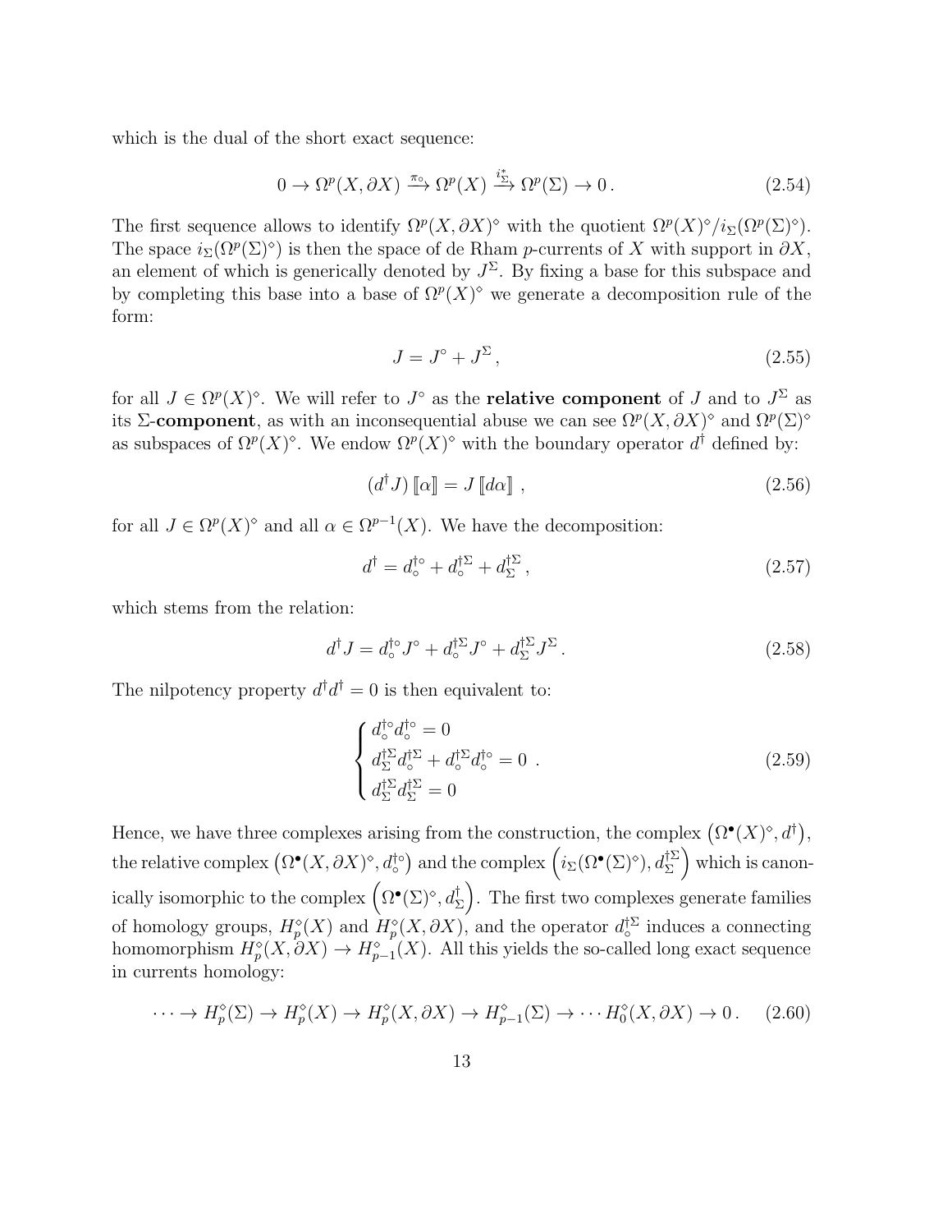which is the dual of the short exact sequence:

$$0 \to \Omega^p(X, \partial X) \xrightarrow{\pi_\circ} \Omega^p(X) \xrightarrow{i^*_\Sigma} \Omega^p(\Sigma) \to 0\,. \tag{2.54}$$

The first sequence allows to identify $\Omega^p(X, \partial X)^\diamond$ with the quotient $\Omega^p(X)^\diamond / i_\Sigma(\Omega^p(\Sigma)^\diamond)$. The space $i_\Sigma(\Omega^p(\Sigma)^\diamond)$ is then the space of de Rham $p$-currents of $X$ with support in $\partial X$, an element of which is generically denoted by $J^\Sigma$. By fixing a base for this subspace and by completing this base into a base of $\Omega^p(X)^\diamond$ we generate a decomposition rule of the form:

$$J = J^\circ + J^\Sigma\,, \tag{2.55}$$

for all $J \in \Omega^p(X)^\diamond$. We will refer to $J^\circ$ as the **relative component** of $J$ and to $J^\Sigma$ as its $\Sigma$-**component**, as with an inconsequential abuse we can see $\Omega^p(X, \partial X)^\diamond$ and $\Omega^p(\Sigma)^\diamond$ as subspaces of $\Omega^p(X)^\diamond$. We endow $\Omega^p(X)^\diamond$ with the boundary operator $d^\dagger$ defined by:

$$(d^\dagger J)\,[\![\alpha]\!] = J\,[\![d\alpha]\!]\;, \tag{2.56}$$

for all $J \in \Omega^p(X)^\diamond$ and all $\alpha \in \Omega^{p-1}(X)$. We have the decomposition:

$$d^\dagger = d^{\dagger\circ}_\circ + d^{\dagger\Sigma}_\circ + d^{\dagger\Sigma}_\Sigma\,, \tag{2.57}$$

which stems from the relation:

$$d^\dagger J = d^{\dagger\circ}_\circ J^\circ + d^{\dagger\Sigma}_\circ J^\circ + d^{\dagger\Sigma}_\Sigma J^\Sigma\,. \tag{2.58}$$

The nilpotency property $d^\dagger d^\dagger = 0$ is then equivalent to:

$$\begin{cases} d^{\dagger\circ}_\circ d^{\dagger\circ}_\circ = 0 \\ d^{\dagger\Sigma}_\Sigma d^{\dagger\Sigma}_\circ + d^{\dagger\Sigma}_\circ d^{\dagger\circ}_\circ = 0 \\ d^{\dagger\Sigma}_\Sigma d^{\dagger\Sigma}_\Sigma = 0 \end{cases}. \tag{2.59}$$

Hence, we have three complexes arising from the construction, the complex $\left(\Omega^\bullet(X)^\diamond, d^\dagger\right)$, the relative complex $\left(\Omega^\bullet(X, \partial X)^\diamond, d^{\dagger\circ}_\circ\right)$ and the complex $\left(i_\Sigma(\Omega^\bullet(\Sigma)^\diamond), d^{\dagger\Sigma}_\Sigma\right)$ which is canonically isomorphic to the complex $\left(\Omega^\bullet(\Sigma)^\diamond, d^\dagger_\Sigma\right)$. The first two complexes generate families of homology groups, $H^\diamond_p(X)$ and $H^\diamond_p(X, \partial X)$, and the operator $d^{\dagger\Sigma}_\circ$ induces a connecting homomorphism $H^\diamond_p(X, \partial X) \to H^\diamond_{p-1}(X)$. All this yields the so-called long exact sequence in currents homology:

$$\cdots \to H^\diamond_p(\Sigma) \to H^\diamond_p(X) \to H^\diamond_p(X, \partial X) \to H^\diamond_{p-1}(\Sigma) \to \cdots H^\diamond_0(X, \partial X) \to 0\,. \tag{2.60}$$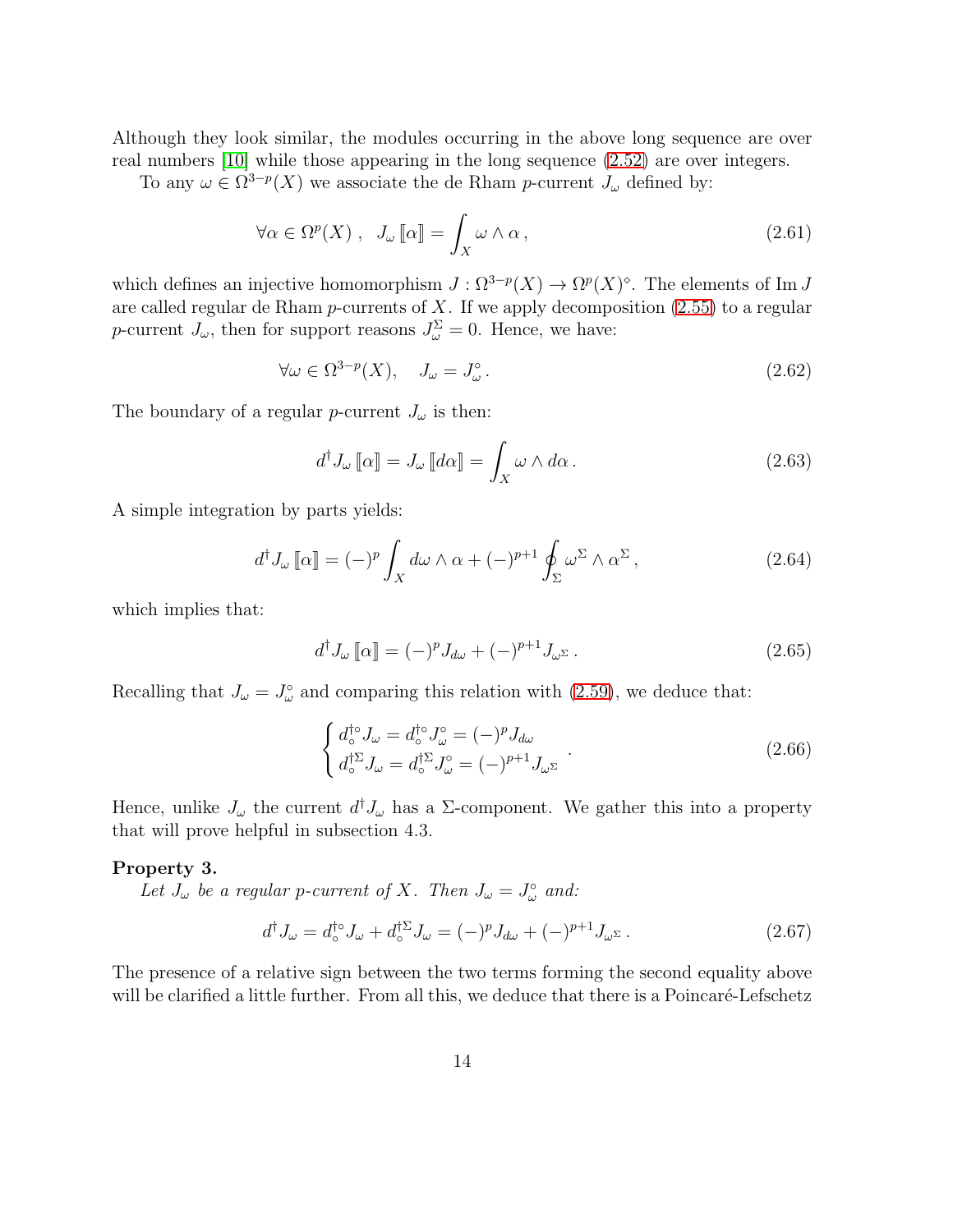Although they look similar, the modules occurring in the above long sequence are over real numbers [10] while those appearing in the long sequence (2.52) are over integers.

To any $\omega \in \Omega^{3-p}(X)$ we associate the de Rham $p$-current $J_\omega$ defined by:

$$\forall \alpha \in \Omega^p(X) \,, \quad J_\omega \left[\!\left[ \alpha \right]\!\right] = \int_X \omega \wedge \alpha \,, \tag{2.61}$$

which defines an injective homomorphism $J : \Omega^{3-p}(X) \to \Omega^p(X)^\diamond$. The elements of $\operatorname{Im} J$ are called regular de Rham $p$-currents of $X$. If we apply decomposition (2.55) to a regular $p$-current $J_\omega$, then for support reasons $J_\omega^\Sigma = 0$. Hence, we have:

$$\forall \omega \in \Omega^{3-p}(X), \quad J_\omega = J_\omega^\circ \,. \tag{2.62}$$

The boundary of a regular $p$-current $J_\omega$ is then:

$$d^\dagger J_\omega \left[\!\left[ \alpha \right]\!\right] = J_\omega \left[\!\left[ d\alpha \right]\!\right] = \int_X \omega \wedge d\alpha \,. \tag{2.63}$$

A simple integration by parts yields:

$$d^\dagger J_\omega \left[\!\left[ \alpha \right]\!\right] = (-)^p \int_X d\omega \wedge \alpha + (-)^{p+1} \oint_\Sigma \omega^\Sigma \wedge \alpha^\Sigma \,, \tag{2.64}$$

which implies that:

$$d^\dagger J_\omega \left[\!\left[ \alpha \right]\!\right] = (-)^p J_{d\omega} + (-)^{p+1} J_{\omega^\Sigma} \,. \tag{2.65}$$

Recalling that $J_\omega = J_\omega^\circ$ and comparing this relation with (2.59), we deduce that:

$$\begin{cases} d_\circ^{\dagger\circ} J_\omega = d_\circ^{\dagger\circ} J_\omega^\circ = (-)^p J_{d\omega} \\ d_\circ^{\dagger\Sigma} J_\omega = d_\circ^{\dagger\Sigma} J_\omega^\circ = (-)^{p+1} J_{\omega^\Sigma} \end{cases} . \tag{2.66}$$

Hence, unlike $J_\omega$ the current $d^\dagger J_\omega$ has a $\Sigma$-component. We gather this into a property that will prove helpful in subsection 4.3.

**Property 3.**

*Let $J_\omega$ be a regular $p$-current of $X$. Then $J_\omega = J_\omega^\circ$ and:*

$$d^\dagger J_\omega = d_\circ^{\dagger\circ} J_\omega + d_\circ^{\dagger\Sigma} J_\omega = (-)^p J_{d\omega} + (-)^{p+1} J_{\omega^\Sigma} \,. \tag{2.67}$$

The presence of a relative sign between the two terms forming the second equality above will be clarified a little further. From all this, we deduce that there is a Poincaré-Lefschetz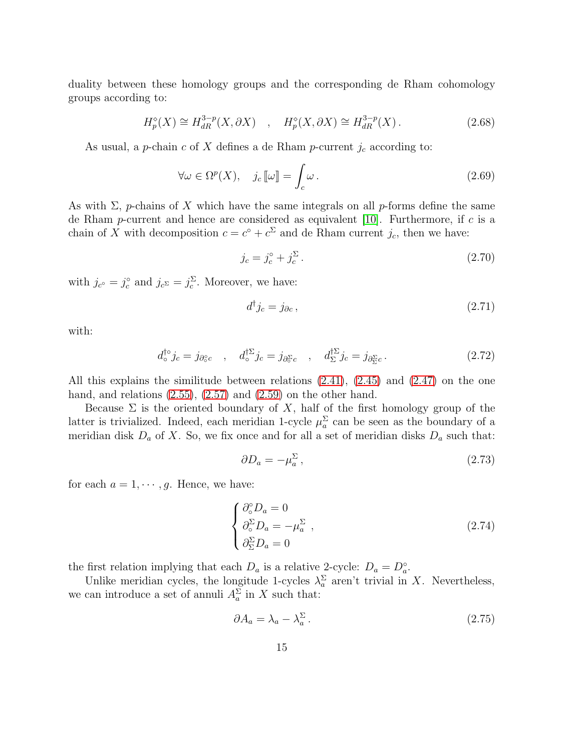duality between these homology groups and the corresponding de Rham cohomology groups according to:

$$H_p^{\circ}(X) \cong H_{dR}^{3-p}(X, \partial X) \quad , \quad H_p^{\circ}(X, \partial X) \cong H_{dR}^{3-p}(X) \, . \tag{2.68}$$

As usual, a $p$-chain $c$ of $X$ defines a de Rham $p$-current $j_c$ according to:

$$\forall \omega \in \Omega^p(X), \quad j_c \llbracket \omega \rrbracket = \int_c \omega \, . \tag{2.69}$$

As with $\Sigma$, $p$-chains of $X$ which have the same integrals on all $p$-forms define the same de Rham $p$-current and hence are considered as equivalent [10]. Furthermore, if $c$ is a chain of $X$ with decomposition $c = c^\circ + c^\Sigma$ and de Rham current $j_c$, then we have:

$$j_c = j_c^\circ + j_c^\Sigma \, . \tag{2.70}$$

with $j_{c^\circ} = j_c^\circ$ and $j_{c^\Sigma} = j_c^\Sigma$. Moreover, we have:

$$d^\dagger j_c = j_{\partial c} \, , \tag{2.71}$$

with:

$$d_\circ^{\dagger\circ} j_c = j_{\partial_\circ^\circ c} \quad , \quad d_\circ^{\dagger\Sigma} j_c = j_{\partial_\circ^\Sigma c} \quad , \quad d_\Sigma^{\dagger\Sigma} j_c = j_{\partial_\Sigma^\Sigma c} \, . \tag{2.72}$$

All this explains the similitude between relations (2.41), (2.45) and (2.47) on the one hand, and relations (2.55), (2.57) and (2.59) on the other hand.

Because $\Sigma$ is the oriented boundary of $X$, half of the first homology group of the latter is trivialized. Indeed, each meridian 1-cycle $\mu_a^\Sigma$ can be seen as the boundary of a meridian disk $D_a$ of $X$. So, we fix once and for all a set of meridian disks $D_a$ such that:

$$\partial D_a = -\mu_a^\Sigma \, , \tag{2.73}$$

for each $a = 1, \cdots, g$. Hence, we have:

$$\begin{cases} \partial_\circ^\circ D_a = 0 \\ \partial_\circ^\Sigma D_a = -\mu_a^\Sigma \\ \partial_\Sigma^\Sigma D_a = 0 \end{cases} , \tag{2.74}$$

the first relation implying that each $D_a$ is a relative 2-cycle: $D_a = D_a^\circ$.

Unlike meridian cycles, the longitude 1-cycles $\lambda_a^\Sigma$ aren't trivial in $X$. Nevertheless, we can introduce a set of annuli $A_a^\Sigma$ in $X$ such that:

$$\partial A_a = \lambda_a - \lambda_a^\Sigma \, . \tag{2.75}$$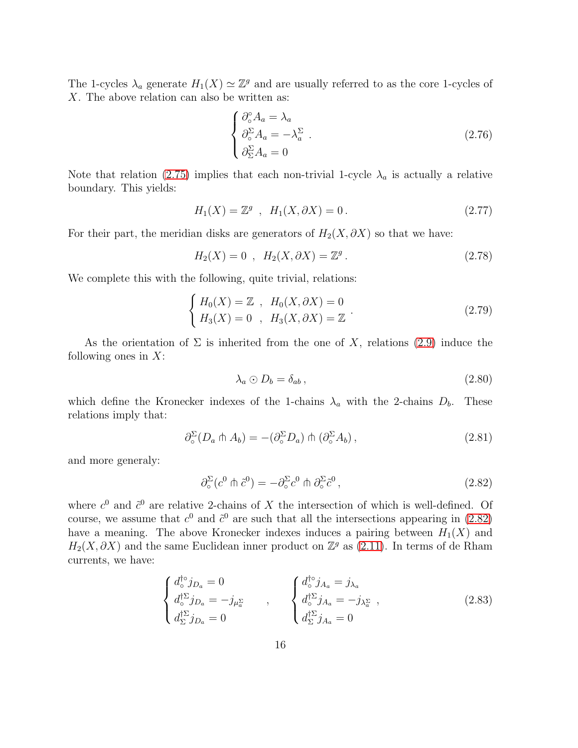The 1-cycles $\lambda_a$ generate $H_1(X) \simeq \mathbb{Z}^g$ and are usually referred to as the core 1-cycles of $X$. The above relation can also be written as:

$$\begin{cases} \partial_\circ^\circ A_a = \lambda_a \\ \partial_\circ^\Sigma A_a = -\lambda_a^\Sigma \\ \partial_\Sigma^\Sigma A_a = 0 \end{cases} . \tag{2.76}$$

Note that relation (2.75) implies that each non-trivial 1-cycle $\lambda_a$ is actually a relative boundary. This yields:

$$H_1(X) = \mathbb{Z}^g \ \ , \ \ H_1(X, \partial X) = 0 \, . \tag{2.77}$$

For their part, the meridian disks are generators of $H_2(X, \partial X)$ so that we have:

$$H_2(X) = 0 \ \ , \ \ H_2(X, \partial X) = \mathbb{Z}^g \, . \tag{2.78}$$

We complete this with the following, quite trivial, relations:

$$\begin{cases} H_0(X) = \mathbb{Z} \ \ , \ \ H_0(X, \partial X) = 0 \\ H_3(X) = 0 \ \ , \ \ H_3(X, \partial X) = \mathbb{Z} \end{cases} . \tag{2.79}$$

As the orientation of $\Sigma$ is inherited from the one of $X$, relations (2.9) induce the following ones in $X$:

$$\lambda_a \odot D_b = \delta_{ab} \, , \tag{2.80}$$

which define the Kronecker indexes of the 1-chains $\lambda_a$ with the 2-chains $D_b$. These relations imply that:

$$\partial_\circ^\Sigma (D_a \pitchfork A_b) = -(\partial_\circ^\Sigma D_a) \pitchfork (\partial_\circ^\Sigma A_b) \, , \tag{2.81}$$

and more generaly:

$$\partial_\circ^\Sigma (c^0 \pitchfork \tilde{c}^0) = -\partial_\circ^\Sigma c^0 \pitchfork \partial_\circ^\Sigma \tilde{c}^0 \, , \tag{2.82}$$

where $c^0$ and $\tilde{c}^0$ are relative 2-chains of $X$ the intersection of which is well-defined. Of course, we assume that $c^0$ and $\tilde{c}^0$ are such that all the intersections appearing in (2.82) have a meaning. The above Kronecker indexes induces a pairing between $H_1(X)$ and $H_2(X, \partial X)$ and the same Euclidean inner product on $\mathbb{Z}^g$ as (2.11). In terms of de Rham currents, we have:

$$\begin{cases} d_\circ^{\dagger\circ} j_{D_a} = 0 \\ d_\circ^{\dagger\Sigma} j_{D_a} = -j_{\mu_a^\Sigma} \\ d_\Sigma^{\dagger\Sigma} j_{D_a} = 0 \end{cases} \quad , \quad \begin{cases} d_\circ^{\dagger\circ} j_{A_a} = j_{\lambda_a} \\ d_\circ^{\dagger\Sigma} j_{A_a} = -j_{\lambda_a^\Sigma} \\ d_\Sigma^{\dagger\Sigma} j_{A_a} = 0 \end{cases} , \tag{2.83}$$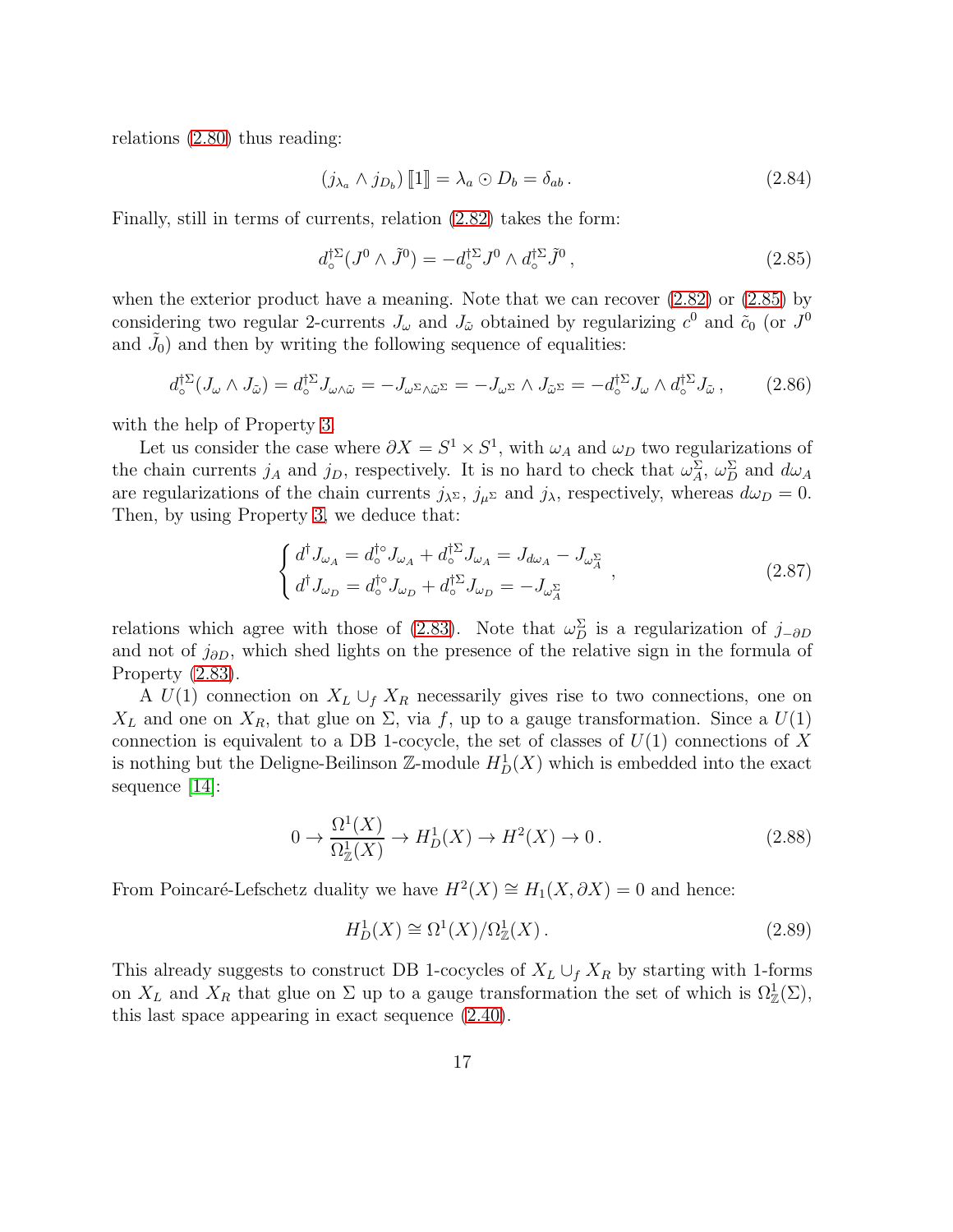relations (2.80) thus reading:

$$(j_{\lambda_a} \wedge j_{D_b}) \llbracket 1 \rrbracket = \lambda_a \odot D_b = \delta_{ab} \,. \tag{2.84}$$

Finally, still in terms of currents, relation (2.82) takes the form:

$$d_\circ^{\dagger\Sigma}(J^0 \wedge \tilde{J}^0) = -d_\circ^{\dagger\Sigma} J^0 \wedge d_\circ^{\dagger\Sigma} \tilde{J}^0 \,, \tag{2.85}$$

when the exterior product have a meaning. Note that we can recover (2.82) or (2.85) by considering two regular 2-currents $J_\omega$ and $J_{\tilde{\omega}}$ obtained by regularizing $c^0$ and $\tilde{c}_0$ (or $J^0$ and $\tilde{J}_0$) and then by writing the following sequence of equalities:

$$d_\circ^{\dagger\Sigma}(J_\omega \wedge J_{\tilde{\omega}}) = d_\circ^{\dagger\Sigma} J_{\omega\wedge\tilde{\omega}} = -J_{\omega^\Sigma \wedge \tilde{\omega}^\Sigma} = -J_{\omega^\Sigma} \wedge J_{\tilde{\omega}^\Sigma} = -d_\circ^{\dagger\Sigma} J_\omega \wedge d_\circ^{\dagger\Sigma} J_{\tilde{\omega}} \,, \tag{2.86}$$

with the help of Property 3.

Let us consider the case where $\partial X = S^1 \times S^1$, with $\omega_A$ and $\omega_D$ two regularizations of the chain currents $j_A$ and $j_D$, respectively. It is no hard to check that $\omega_A^\Sigma$, $\omega_D^\Sigma$ and $d\omega_A$ are regularizations of the chain currents $j_{\lambda^\Sigma}$, $j_{\mu^\Sigma}$ and $j_\lambda$, respectively, whereas $d\omega_D = 0$. Then, by using Property 3, we deduce that:

$$\begin{cases} d^\dagger J_{\omega_A} = d_\circ^{\dagger\circ} J_{\omega_A} + d_\circ^{\dagger\Sigma} J_{\omega_A} = J_{d\omega_A} - J_{\omega_A^\Sigma} \\ d^\dagger J_{\omega_D} = d_\circ^{\dagger\circ} J_{\omega_D} + d_\circ^{\dagger\Sigma} J_{\omega_D} = -J_{\omega_A^\Sigma} \end{cases} , \tag{2.87}$$

relations which agree with those of (2.83). Note that $\omega_D^\Sigma$ is a regularization of $j_{-\partial D}$ and not of $j_{\partial D}$, which shed lights on the presence of the relative sign in the formula of Property (2.83).

A $U(1)$ connection on $X_L \cup_f X_R$ necessarily gives rise to two connections, one on $X_L$ and one on $X_R$, that glue on $\Sigma$, via $f$, up to a gauge transformation. Since a $U(1)$ connection is equivalent to a DB 1-cocycle, the set of classes of $U(1)$ connections of $X$ is nothing but the Deligne-Beilinson $\mathbb{Z}$-module $H_D^1(X)$ which is embedded into the exact sequence [14]:

$$0 \to \frac{\Omega^1(X)}{\Omega^1_{\mathbb{Z}}(X)} \to H_D^1(X) \to H^2(X) \to 0 \,. \tag{2.88}$$

From Poincaré-Lefschetz duality we have $H^2(X) \cong H_1(X, \partial X) = 0$ and hence:

$$H_D^1(X) \cong \Omega^1(X)/\Omega^1_{\mathbb{Z}}(X) \,. \tag{2.89}$$

This already suggests to construct DB 1-cocycles of $X_L \cup_f X_R$ by starting with 1-forms on $X_L$ and $X_R$ that glue on $\Sigma$ up to a gauge transformation the set of which is $\Omega^1_{\mathbb{Z}}(\Sigma)$, this last space appearing in exact sequence (2.40).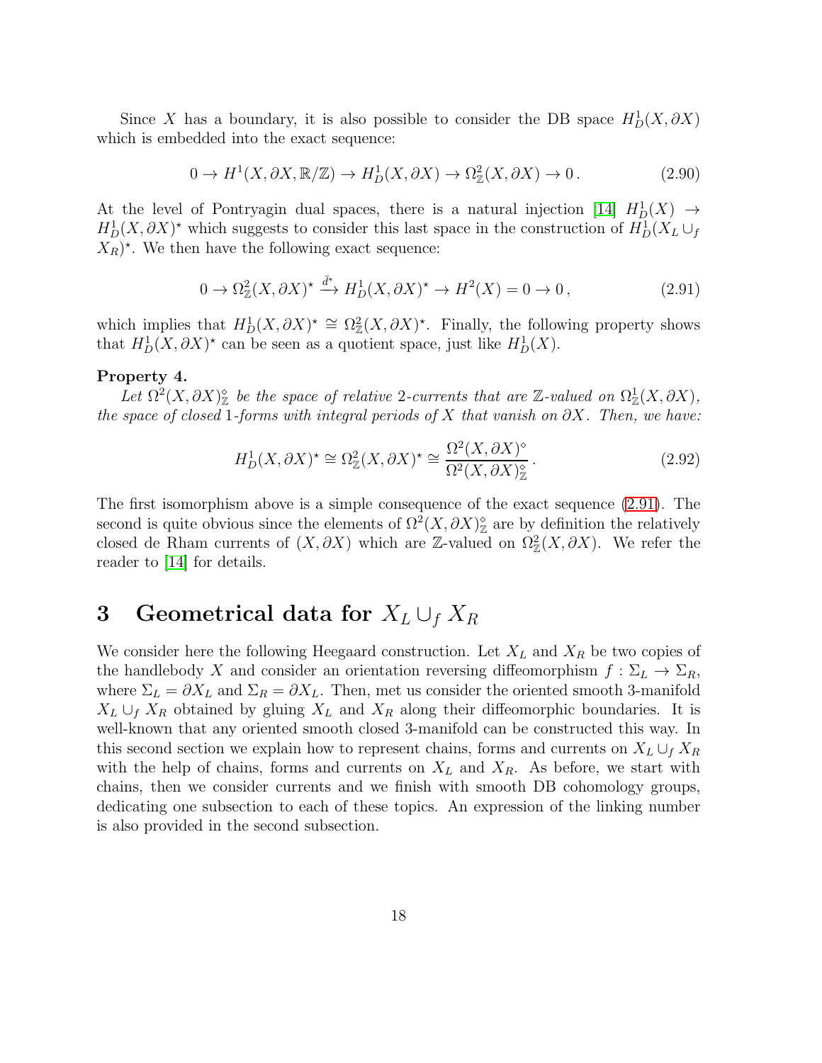Since $X$ has a boundary, it is also possible to consider the DB space $H^1_D(X, \partial X)$ which is embedded into the exact sequence:

$$0 \to H^1(X, \partial X, \mathbb{R}/\mathbb{Z}) \to H^1_D(X, \partial X) \to \Omega^2_{\mathbb{Z}}(X, \partial X) \to 0\,. \tag{2.90}$$

At the level of Pontryagin dual spaces, there is a natural injection [14] $H^1_D(X) \to H^1_D(X, \partial X)^\star$ which suggests to consider this last space in the construction of $H^1_D(X_L \cup_f X_R)^\star$. We then have the following exact sequence:

$$0 \to \Omega^2_{\mathbb{Z}}(X, \partial X)^\star \xrightarrow{\bar{d}^\star} H^1_D(X, \partial X)^\star \to H^2(X) = 0 \to 0\,, \tag{2.91}$$

which implies that $H^1_D(X, \partial X)^\star \cong \Omega^2_{\mathbb{Z}}(X, \partial X)^\star$. Finally, the following property shows that $H^1_D(X, \partial X)^\star$ can be seen as a quotient space, just like $H^1_D(X)$.

**Property 4.**

*Let $\Omega^2(X, \partial X)^\diamond_{\mathbb{Z}}$ be the space of relative 2-currents that are $\mathbb{Z}$-valued on $\Omega^1_{\mathbb{Z}}(X, \partial X)$, the space of closed 1-forms with integral periods of $X$ that vanish on $\partial X$. Then, we have:*

$$H^1_D(X, \partial X)^\star \cong \Omega^2_{\mathbb{Z}}(X, \partial X)^\star \cong \frac{\Omega^2(X, \partial X)^\diamond}{\Omega^2(X, \partial X)^\diamond_{\mathbb{Z}}}\,. \tag{2.92}$$

The first isomorphism above is a simple consequence of the exact sequence (2.91). The second is quite obvious since the elements of $\Omega^2(X, \partial X)^\diamond_{\mathbb{Z}}$ are by definition the relatively closed de Rham currents of $(X, \partial X)$ which are $\mathbb{Z}$-valued on $\Omega^2_{\mathbb{Z}}(X, \partial X)$. We refer the reader to [14] for details.

# 3 Geometrical data for $X_L \cup_f X_R$

We consider here the following Heegaard construction. Let $X_L$ and $X_R$ be two copies of the handlebody $X$ and consider an orientation reversing diffeomorphism $f : \Sigma_L \to \Sigma_R$, where $\Sigma_L = \partial X_L$ and $\Sigma_R = \partial X_L$. Then, met us consider the oriented smooth 3-manifold $X_L \cup_f X_R$ obtained by gluing $X_L$ and $X_R$ along their diffeomorphic boundaries. It is well-known that any oriented smooth closed 3-manifold can be constructed this way. In this second section we explain how to represent chains, forms and currents on $X_L \cup_f X_R$ with the help of chains, forms and currents on $X_L$ and $X_R$. As before, we start with chains, then we consider currents and we finish with smooth DB cohomology groups, dedicating one subsection to each of these topics. An expression of the linking number is also provided in the second subsection.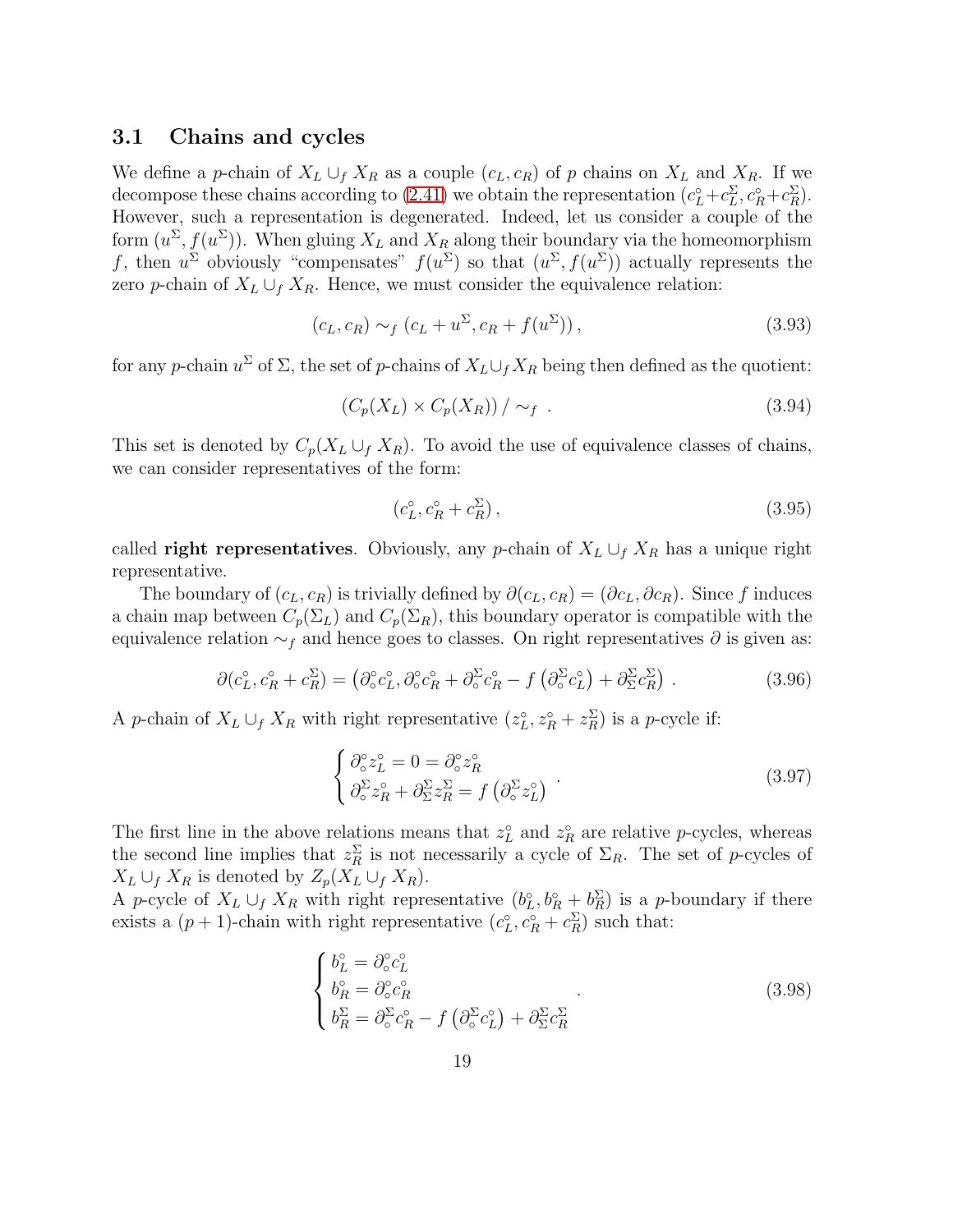### 3.1 Chains and cycles

We define a $p$-chain of $X_L \cup_f X_R$ as a couple $(c_L, c_R)$ of $p$ chains on $X_L$ and $X_R$. If we decompose these chains according to (2.41) we obtain the representation $(c_L^\circ + c_L^\Sigma, c_R^\circ + c_R^\Sigma)$. However, such a representation is degenerated. Indeed, let us consider a couple of the form $(u^\Sigma, f(u^\Sigma))$. When gluing $X_L$ and $X_R$ along their boundary via the homeomorphism $f$, then $u^\Sigma$ obviously "compensates" $f(u^\Sigma)$ so that $(u^\Sigma, f(u^\Sigma))$ actually represents the zero $p$-chain of $X_L \cup_f X_R$. Hence, we must consider the equivalence relation:

$$(c_L, c_R) \sim_f (c_L + u^\Sigma, c_R + f(u^\Sigma)), \tag{3.93}$$

for any $p$-chain $u^\Sigma$ of $\Sigma$, the set of $p$-chains of $X_L \cup_f X_R$ being then defined as the quotient:

$$\left(C_p(X_L) \times C_p(X_R)\right) / \sim_f \ . \tag{3.94}$$

This set is denoted by $C_p(X_L \cup_f X_R)$. To avoid the use of equivalence classes of chains, we can consider representatives of the form:

$$(c_L^\circ, c_R^\circ + c_R^\Sigma), \tag{3.95}$$

called **right representatives**. Obviously, any $p$-chain of $X_L \cup_f X_R$ has a unique right representative.

The boundary of $(c_L, c_R)$ is trivially defined by $\partial(c_L, c_R) = (\partial c_L, \partial c_R)$. Since $f$ induces a chain map between $C_p(\Sigma_L)$ and $C_p(\Sigma_R)$, this boundary operator is compatible with the equivalence relation $\sim_f$ and hence goes to classes. On right representatives $\partial$ is given as:

$$\partial(c_L^\circ, c_R^\circ + c_R^\Sigma) = \left(\partial_\circ^\circ c_L^\circ, \partial_\circ^\circ c_R^\circ + \partial_\circ^\Sigma c_R^\circ - f\left(\partial_\circ^\Sigma c_L^\circ\right) + \partial_\Sigma^\Sigma c_R^\Sigma\right) . \tag{3.96}$$

A $p$-chain of $X_L \cup_f X_R$ with right representative $(z_L^\circ, z_R^\circ + z_R^\Sigma)$ is a $p$-cycle if:

$$\begin{cases} \partial_\circ^\circ z_L^\circ = 0 = \partial_\circ^\circ z_R^\circ \\ \partial_\circ^\Sigma z_R^\circ + \partial_\Sigma^\Sigma z_R^\Sigma = f\left(\partial_\circ^\Sigma z_L^\circ\right) \end{cases} . \tag{3.97}$$

The first line in the above relations means that $z_L^\circ$ and $z_R^\circ$ are relative $p$-cycles, whereas the second line implies that $z_R^\Sigma$ is not necessarily a cycle of $\Sigma_R$. The set of $p$-cycles of $X_L \cup_f X_R$ is denoted by $Z_p(X_L \cup_f X_R)$.

A $p$-cycle of $X_L \cup_f X_R$ with right representative $(b_L^\circ, b_R^\circ + b_R^\Sigma)$ is a $p$-boundary if there exists a $(p+1)$-chain with right representative $(c_L^\circ, c_R^\circ + c_R^\Sigma)$ such that:

$$\begin{cases} b_L^\circ = \partial_\circ^\circ c_L^\circ \\ b_R^\circ = \partial_\circ^\circ c_R^\circ \\ b_R^\Sigma = \partial_\circ^\Sigma c_R^\circ - f\left(\partial_\circ^\Sigma c_L^\circ\right) + \partial_\Sigma^\Sigma c_R^\Sigma \end{cases} . \tag{3.98}$$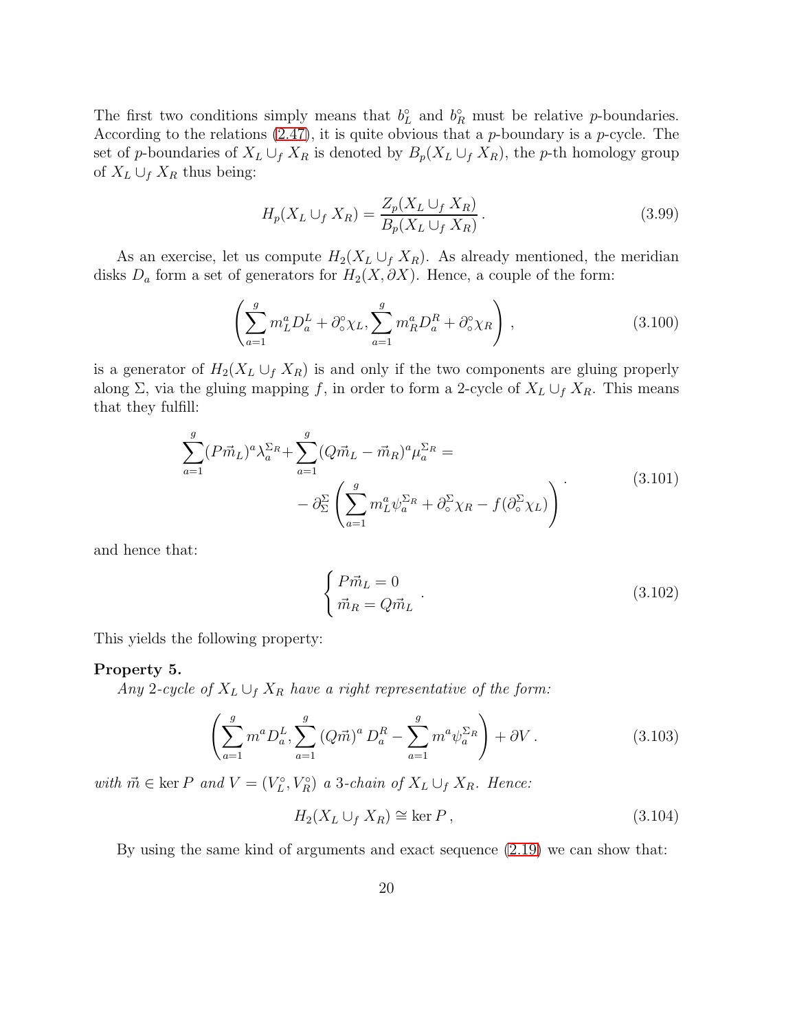The first two conditions simply means that $b_L^\circ$ and $b_R^\circ$ must be relative $p$-boundaries. According to the relations (2.47), it is quite obvious that a $p$-boundary is a $p$-cycle. The set of $p$-boundaries of $X_L \cup_f X_R$ is denoted by $B_p(X_L \cup_f X_R)$, the $p$-th homology group of $X_L \cup_f X_R$ thus being:

$$H_p(X_L \cup_f X_R) = \frac{Z_p(X_L \cup_f X_R)}{B_p(X_L \cup_f X_R)} . \tag{3.99}$$

As an exercise, let us compute $H_2(X_L \cup_f X_R)$. As already mentioned, the meridian disks $D_a$ form a set of generators for $H_2(X, \partial X)$. Hence, a couple of the form:

$$\left( \sum_{a=1}^{g} m_L^a D_a^L + \partial_\circ^\circ \chi_L, \sum_{a=1}^{g} m_R^a D_a^R + \partial_\circ^\circ \chi_R \right) , \tag{3.100}$$

is a generator of $H_2(X_L \cup_f X_R)$ is and only if the two components are gluing properly along $\Sigma$, via the gluing mapping $f$, in order to form a 2-cycle of $X_L \cup_f X_R$. This means that they fulfill:

$$\begin{aligned} \sum_{a=1}^{g} (P\vec{m}_L)^a \lambda_a^{\Sigma_R} + & \sum_{a=1}^{g} (Q\vec{m}_L - \vec{m}_R)^a \mu_a^{\Sigma_R} = \\ & - \partial_\Sigma^\Sigma \left( \sum_{a=1}^{g} m_L^a \psi_a^{\Sigma_R} + \partial_\circ^\Sigma \chi_R - f(\partial_\circ^\Sigma \chi_L) \right) \end{aligned} . \tag{3.101}$$

and hence that:

$$\begin{cases} P\vec{m}_L = 0 \\ \vec{m}_R = Q\vec{m}_L \end{cases} . \tag{3.102}$$

This yields the following property:

**Property 5.**

*Any 2-cycle of $X_L \cup_f X_R$ have a right representative of the form:*

$$\left( \sum_{a=1}^{g} m^a D_a^L, \sum_{a=1}^{g} (Q\vec{m})^a D_a^R - \sum_{a=1}^{g} m^a \psi_a^{\Sigma_R} \right) + \partial V . \tag{3.103}$$

*with $\vec{m} \in \ker P$ and $V = (V_L^\circ, V_R^\circ)$ a 3-chain of $X_L \cup_f X_R$. Hence:*

$$H_2(X_L \cup_f X_R) \cong \ker P , \tag{3.104}$$

By using the same kind of arguments and exact sequence (2.19) we can show that: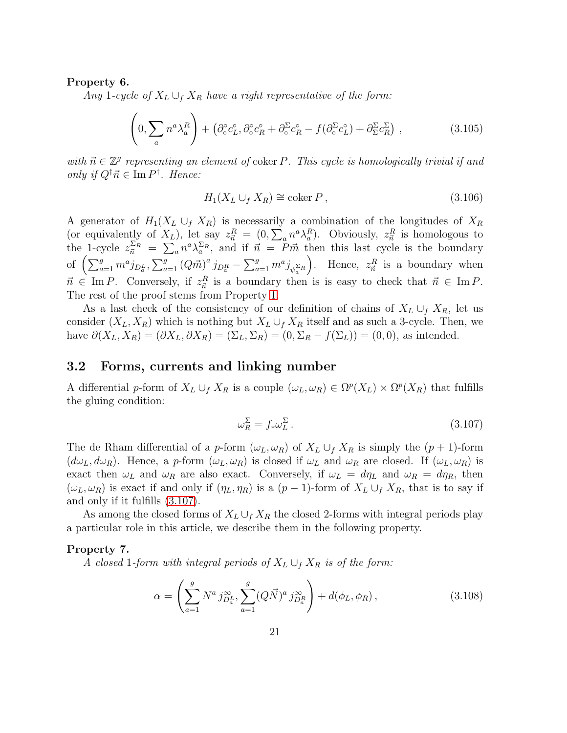**Property 6.**

*Any* 1*-cycle of* $X_L \cup_f X_R$ *have a right representative of the form:*

$$\left(0, \sum_a n^a \lambda_a^R\right) + \left(\partial_\circ^\circ c_L^\circ, \partial_\circ^\circ c_R^\circ + \partial_\circ^\Sigma c_R^\circ - f(\partial_\circ^\Sigma c_L^\circ) + \partial_\Sigma^\Sigma c_R^\Sigma\right) , \tag{3.105}$$

*with* $\vec{n} \in \mathbb{Z}^g$ *representing an element of* $\operatorname{coker} P$*. This cycle is homologically trivial if and only if* $Q^\dagger \vec{n} \in \operatorname{Im} P^\dagger$*. Hence:*

$$H_1(X_L \cup_f X_R) \cong \operatorname{coker} P \,, \tag{3.106}$$

A generator of $H_1(X_L \cup_f X_R)$ is necessarily a combination of the longitudes of $X_R$ (or equivalently of $X_L$), let say $z_{\vec{n}}^R = (0, \sum_a n^a \lambda_a^R)$. Obviously, $z_{\vec{n}}^R$ is homologous to the 1-cycle $z_{\vec{n}}^{\Sigma_R} = \sum_a n^a \lambda_a^{\Sigma_R}$, and if $\vec{n} = P\vec{m}$ then this last cycle is the boundary of $\left(\sum_{a=1}^g m^a j_{D_a^L}, \sum_{a=1}^g (Q\vec{m})^a \, j_{D_a^R} - \sum_{a=1}^g m^a j_{\psi_a^{\Sigma_R}}\right)$. Hence, $z_{\vec{n}}^R$ is a boundary when $\vec{n} \in \operatorname{Im} P$. Conversely, if $z_{\vec{n}}^R$ is a boundary then is is easy to check that $\vec{n} \in \operatorname{Im} P$. The rest of the proof stems from Property 1.

As a last check of the consistency of our definition of chains of $X_L \cup_f X_R$, let us consider $(X_L, X_R)$ which is nothing but $X_L \cup_f X_R$ itself and as such a 3-cycle. Then, we have $\partial(X_L, X_R) = (\partial X_L, \partial X_R) = (\Sigma_L, \Sigma_R) = (0, \Sigma_R - f(\Sigma_L)) = (0, 0)$, as intended.

## 3.2 Forms, currents and linking number

A differential $p$-form of $X_L \cup_f X_R$ is a couple $(\omega_L, \omega_R) \in \Omega^p(X_L) \times \Omega^p(X_R)$ that fulfills the gluing condition:

$$\omega_R^\Sigma = f_* \omega_L^\Sigma \,. \tag{3.107}$$

The de Rham differential of a $p$-form $(\omega_L, \omega_R)$ of $X_L \cup_f X_R$ is simply the $(p+1)$-form $(d\omega_L, d\omega_R)$. Hence, a $p$-form $(\omega_L, \omega_R)$ is closed if $\omega_L$ and $\omega_R$ are closed. If $(\omega_L, \omega_R)$ is exact then $\omega_L$ and $\omega_R$ are also exact. Conversely, if $\omega_L = d\eta_L$ and $\omega_R = d\eta_R$, then $(\omega_L, \omega_R)$ is exact if and only if $(\eta_L, \eta_R)$ is a $(p-1)$-form of $X_L \cup_f X_R$, that is to say if and only if it fulfills (3.107).

As among the closed forms of $X_L \cup_f X_R$ the closed 2-forms with integral periods play a particular role in this article, we describe them in the following property.

**Property 7.**

*A closed* 1*-form with integral periods of* $X_L \cup_f X_R$ *is of the form:*

$$\alpha = \left(\sum_{a=1}^g N^a \, j_{D_a^L}^\infty, \sum_{a=1}^g (Q\vec{N})^a \, j_{D_a^R}^\infty\right) + d(\phi_L, \phi_R) \,, \tag{3.108}$$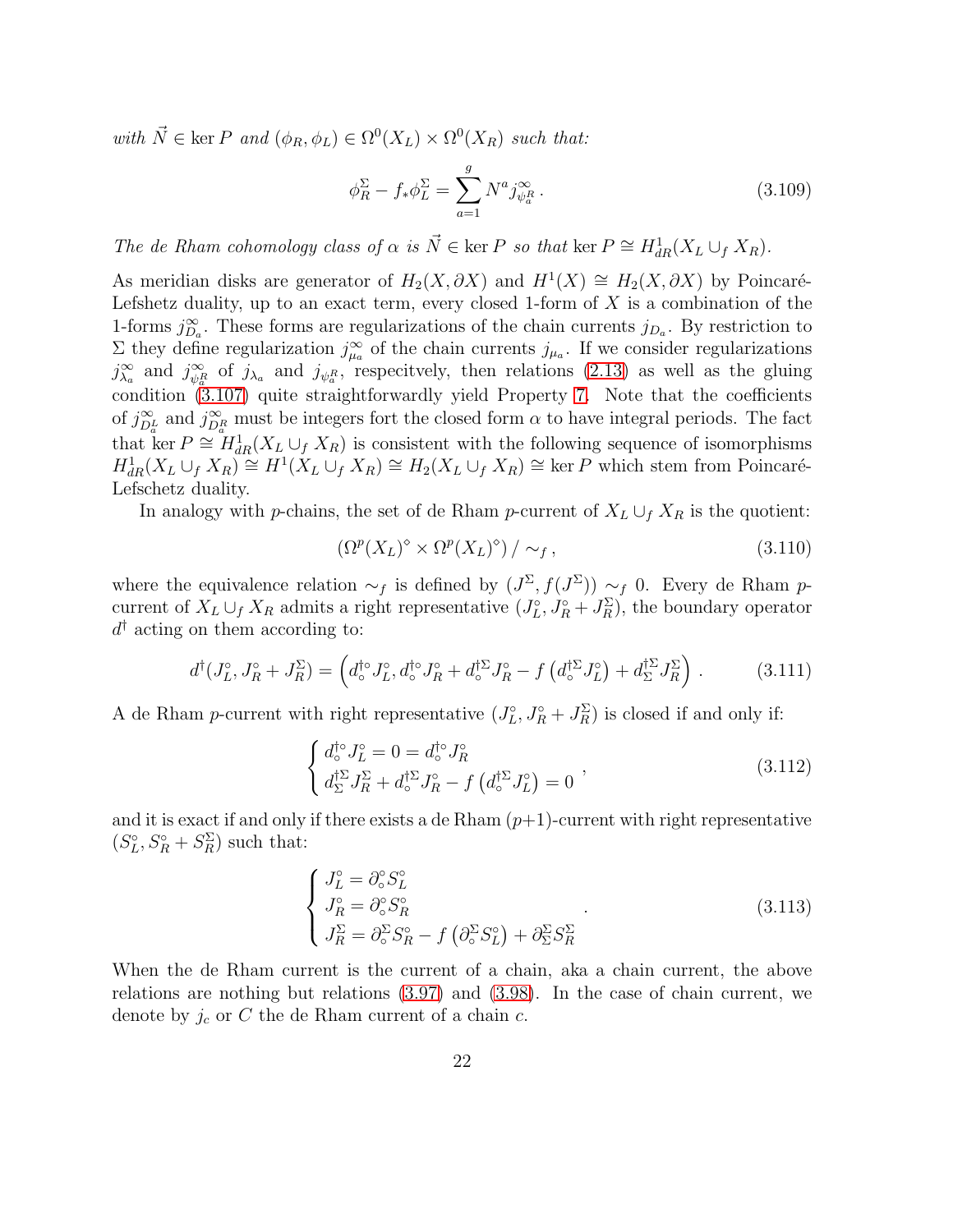*with $\vec{N} \in \ker P$ and $(\phi_R, \phi_L) \in \Omega^0(X_L) \times \Omega^0(X_R)$ such that:*

$$\phi_R^\Sigma - f_* \phi_L^\Sigma = \sum_{a=1}^{g} N^a j^\infty_{\psi_a^R} \,. \tag{3.109}$$

*The de Rham cohomology class of $\alpha$ is $\vec{N} \in \ker P$ so that $\ker P \cong H^1_{dR}(X_L \cup_f X_R)$.*

As meridian disks are generator of $H_2(X, \partial X)$ and $H^1(X) \cong H_2(X, \partial X)$ by Poincaré-Lefshetz duality, up to an exact term, every closed 1-form of $X$ is a combination of the 1-forms $j^\infty_{D_a}$. These forms are regularizations of the chain currents $j_{D_a}$. By restriction to $\Sigma$ they define regularization $j^\infty_{\mu_a}$ of the chain currents $j_{\mu_a}$. If we consider regularizations $j^\infty_{\lambda_a}$ and $j^\infty_{\psi_a^R}$ of $j_{\lambda_a}$ and $j_{\psi_a^R}$, respecitvely, then relations (2.13) as well as the gluing condition (3.107) quite straightforwardly yield Property 7. Note that the coefficients of $j^\infty_{D_a^L}$ and $j^\infty_{D_a^R}$ must be integers fort the closed form $\alpha$ to have integral periods. The fact that $\ker P \cong H^1_{dR}(X_L \cup_f X_R)$ is consistent with the following sequence of isomorphisms $H^1_{dR}(X_L \cup_f X_R) \cong H^1(X_L \cup_f X_R) \cong H_2(X_L \cup_f X_R) \cong \ker P$ which stem from Poincaré-Lefschetz duality.

In analogy with $p$-chains, the set of de Rham $p$-current of $X_L \cup_f X_R$ is the quotient:

$$\left(\Omega^p(X_L)^\diamond \times \Omega^p(X_L)^\diamond\right) / \sim_f \,, \tag{3.110}$$

where the equivalence relation $\sim_f$ is defined by $(J^\Sigma, f(J^\Sigma)) \sim_f 0$. Every de Rham $p$-current of $X_L \cup_f X_R$ admits a right representative $(J_L^\circ, J_R^\circ + J_R^\Sigma)$, the boundary operator $d^\dagger$ acting on them according to:

$$d^\dagger(J_L^\circ, J_R^\circ + J_R^\Sigma) = \left(d_\circ^{\dagger\circ} J_L^\circ, d_\circ^{\dagger\circ} J_R^\circ + d_\circ^{\dagger\Sigma} J_R^\circ - f\left(d_\circ^{\dagger\Sigma} J_L^\circ\right) + d_\Sigma^{\dagger\Sigma} J_R^\Sigma\right) . \tag{3.111}$$

A de Rham $p$-current with right representative $(J_L^\circ, J_R^\circ + J_R^\Sigma)$ is closed if and only if:

$$\begin{cases} d_\circ^{\dagger\circ} J_L^\circ = 0 = d_\circ^{\dagger\circ} J_R^\circ \\ d_\Sigma^{\dagger\Sigma} J_R^\Sigma + d_\circ^{\dagger\Sigma} J_R^\circ - f\left(d_\circ^{\dagger\Sigma} J_L^\circ\right) = 0 \end{cases} , \tag{3.112}$$

and it is exact if and only if there exists a de Rham ($p$+1)-current with right representative $(S_L^\circ, S_R^\circ + S_R^\Sigma)$ such that:

$$\begin{cases} J_L^\circ = \partial_\circ^\circ S_L^\circ \\ J_R^\circ = \partial_\circ^\circ S_R^\circ \\ J_R^\Sigma = \partial_\circ^\Sigma S_R^\circ - f\left(\partial_\circ^\Sigma S_L^\circ\right) + \partial_\Sigma^\Sigma S_R^\Sigma \end{cases} . \tag{3.113}$$

When the de Rham current is the current of a chain, aka a chain current, the above relations are nothing but relations (3.97) and (3.98). In the case of chain current, we denote by $j_c$ or $C$ the de Rham current of a chain $c$.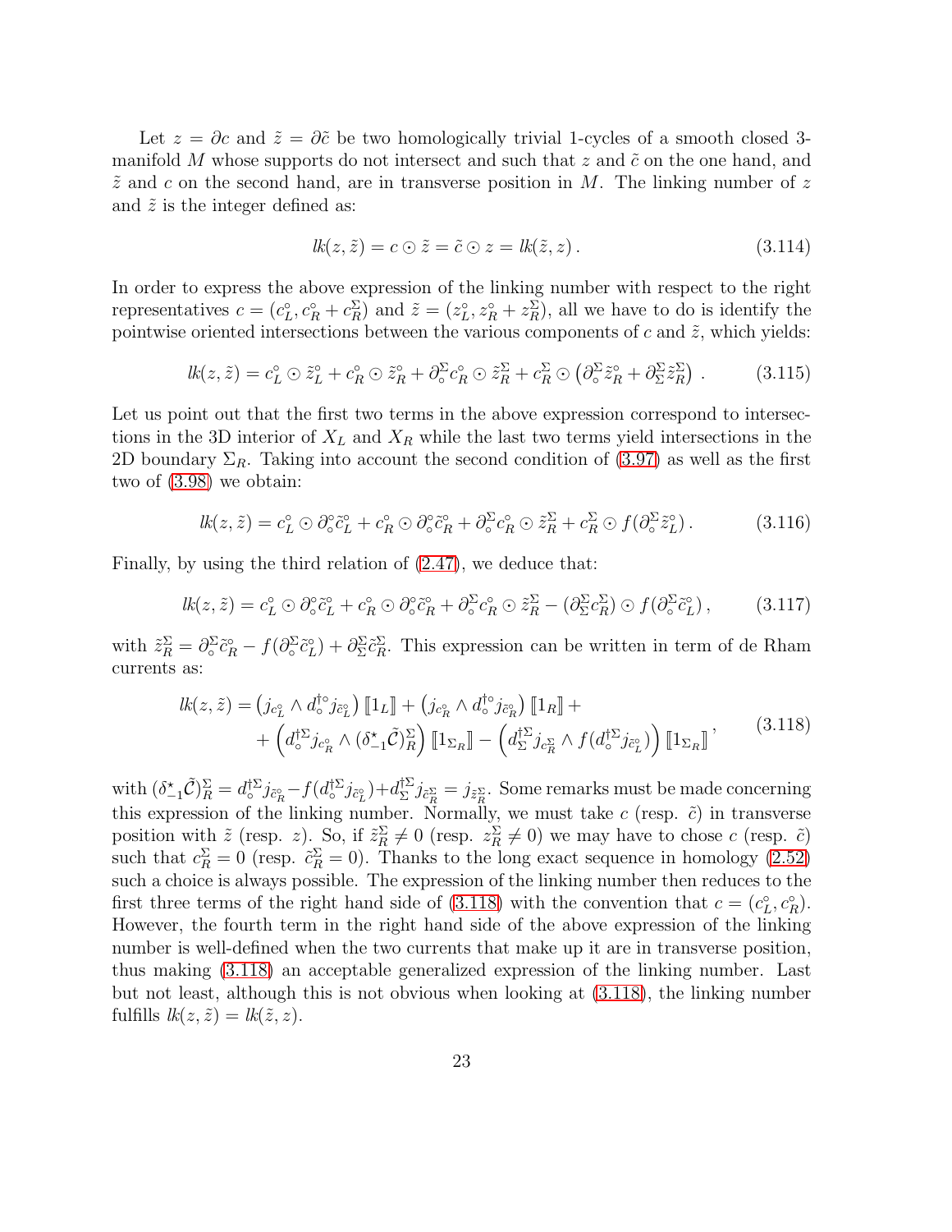Let $z = \partial c$ and $\tilde{z} = \partial \tilde{c}$ be two homologically trivial 1-cycles of a smooth closed 3-manifold $M$ whose supports do not intersect and such that $z$ and $\tilde{c}$ on the one hand, and $\tilde{z}$ and $c$ on the second hand, are in transverse position in $M$. The linking number of $z$ and $\tilde{z}$ is the integer defined as:

$$
lk(z, \tilde{z}) = c \odot \tilde{z} = \tilde{c} \odot z = lk(\tilde{z}, z) \,. \tag{3.114}
$$

In order to express the above expression of the linking number with respect to the right representatives $c = (c_L^\circ, c_R^\circ + c_R^\Sigma)$ and $\tilde{z} = (z_L^\circ, z_R^\circ + z_R^\Sigma)$, all we have to do is identify the pointwise oriented intersections between the various components of $c$ and $\tilde{z}$, which yields:

$$
lk(z, \tilde{z}) = c_L^\circ \odot \tilde{z}_L^\circ + c_R^\circ \odot \tilde{z}_R^\circ + \partial_\circ^\Sigma c_R^\circ \odot \tilde{z}_R^\Sigma + c_R^\Sigma \odot \left(\partial_\circ^\Sigma \tilde{z}_R^\circ + \partial_\Sigma^\Sigma \tilde{z}_R^\Sigma\right) \,. \tag{3.115}
$$

Let us point out that the first two terms in the above expression correspond to intersections in the 3D interior of $X_L$ and $X_R$ while the last two terms yield intersections in the 2D boundary $\Sigma_R$. Taking into account the second condition of (3.97) as well as the first two of (3.98) we obtain:

$$
lk(z, \tilde{z}) = c_L^\circ \odot \partial_\circ^\circ \tilde{c}_L^\circ + c_R^\circ \odot \partial_\circ^\circ \tilde{c}_R^\circ + \partial_\circ^\Sigma c_R^\circ \odot \tilde{z}_R^\Sigma + c_R^\Sigma \odot f(\partial_\circ^\Sigma \tilde{z}_L^\circ) \,. \tag{3.116}
$$

Finally, by using the third relation of (2.47), we deduce that:

$$
lk(z, \tilde{z}) = c_L^\circ \odot \partial_\circ^\circ \tilde{c}_L^\circ + c_R^\circ \odot \partial_\circ^\circ \tilde{c}_R^\circ + \partial_\circ^\Sigma c_R^\circ \odot \tilde{z}_R^\Sigma - (\partial_\Sigma^\Sigma c_R^\Sigma) \odot f(\partial_\circ^\Sigma \tilde{c}_L^\circ) \,, \tag{3.117}
$$

with $\tilde{z}_R^\Sigma = \partial_\circ^\Sigma \tilde{c}_R^\circ - f(\partial_\circ^\Sigma \tilde{c}_L^\circ) + \partial_\Sigma^\Sigma \tilde{c}_R^\Sigma$. This expression can be written in term of de Rham currents as:

$$
\begin{aligned}
lk(z, \tilde{z}) = & \left(j_{c_L^\circ} \wedge d_\circ^{\dagger\circ} j_{\tilde{c}_L^\circ}\right) [\![1_L]\!] + \left(j_{c_R^\circ} \wedge d_\circ^{\dagger\circ} j_{\tilde{c}_R^\circ}\right) [\![1_R]\!] + \\
& + \left(d_\circ^{\dagger\Sigma} j_{c_R^\circ} \wedge (\delta_{-1}^\star \tilde{\mathcal{C}})_R^\Sigma\right) [\![1_{\Sigma_R}]\!] - \left(d_\Sigma^{\dagger\Sigma} j_{c_R^\Sigma} \wedge f(d_\circ^{\dagger\Sigma} j_{\tilde{c}_L^\circ})\right) [\![1_{\Sigma_R}]\!] \,,
\end{aligned} \tag{3.118}
$$

with $(\delta_{-1}^\star \tilde{\mathcal{C}})_R^\Sigma = d_\circ^{\dagger\Sigma} j_{\tilde{c}_R^\circ} - f(d_\circ^{\dagger\Sigma} j_{\tilde{c}_L^\circ}) + d_\Sigma^{\dagger\Sigma} j_{\tilde{c}_R^\Sigma} = j_{\tilde{z}_R^\Sigma}$. Some remarks must be made concerning this expression of the linking number. Normally, we must take $c$ (resp. $\tilde{c}$) in transverse position with $\tilde{z}$ (resp. $z$). So, if $\tilde{z}_R^\Sigma \neq 0$ (resp. $z_R^\Sigma \neq 0$) we may have to chose $c$ (resp. $\tilde{c}$) such that $c_R^\Sigma = 0$ (resp. $\tilde{c}_R^\Sigma = 0$). Thanks to the long exact sequence in homology (2.52) such a choice is always possible. The expression of the linking number then reduces to the first three terms of the right hand side of (3.118) with the convention that $c = (c_L^\circ, c_R^\circ)$. However, the fourth term in the right hand side of the above expression of the linking number is well-defined when the two currents that make up it are in transverse position, thus making (3.118) an acceptable generalized expression of the linking number. Last but not least, although this is not obvious when looking at (3.118), the linking number fulfills $lk(z, \tilde{z}) = lk(\tilde{z}, z)$.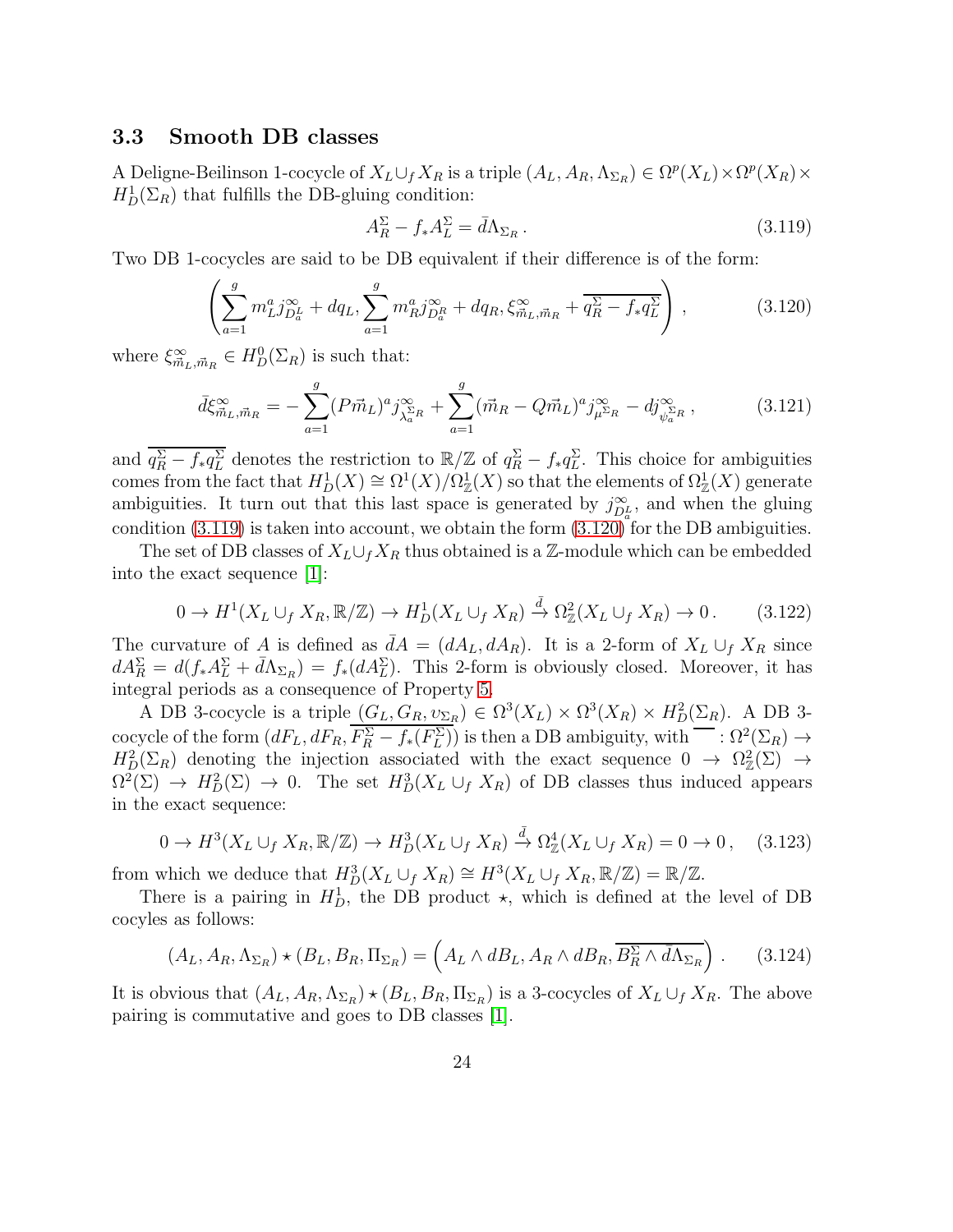### 3.3 Smooth DB classes

A Deligne-Beilinson 1-cocycle of $X_L \cup_f X_R$ is a triple $(A_L, A_R, \Lambda_{\Sigma_R}) \in \Omega^p(X_L) \times \Omega^p(X_R) \times H^1_D(\Sigma_R)$ that fulfills the DB-gluing condition:

$$A^{\Sigma}_R - f_* A^{\Sigma}_L = \bar{d}\Lambda_{\Sigma_R}\,. \tag{3.119}$$

Two DB 1-cocycles are said to be DB equivalent if their difference is of the form:

$$\left( \sum_{a=1}^{g} m^a_L j^{\infty}_{D^L_a} + dq_L, \sum_{a=1}^{g} m^a_R j^{\infty}_{D^R_a} + dq_R, \xi^{\infty}_{\vec{m}_L,\vec{m}_R} + \overline{q^{\Sigma}_R - f_* q^{\Sigma}_L} \right), \tag{3.120}$$

where $\xi^{\infty}_{\vec{m}_L,\vec{m}_R} \in H^0_D(\Sigma_R)$ is such that:

$$\bar{d}\xi^{\infty}_{\vec{m}_L,\vec{m}_R} = -\sum_{a=1}^{g} (P\vec{m}_L)^a j^{\infty}_{\lambda^{\Sigma_R}_a} + \sum_{a=1}^{g} (\vec{m}_R - Q\vec{m}_L)^a j^{\infty}_{\mu^{\Sigma_R}} - dj^{\infty}_{\psi^{\Sigma_R}_a}\,, \tag{3.121}$$

and $\overline{q^{\Sigma}_R - f_* q^{\Sigma}_L}$ denotes the restriction to $\mathbb{R}/\mathbb{Z}$ of $q^{\Sigma}_R - f_* q^{\Sigma}_L$. This choice for ambiguities comes from the fact that $H^1_D(X) \cong \Omega^1(X)/\Omega^1_{\mathbb{Z}}(X)$ so that the elements of $\Omega^1_{\mathbb{Z}}(X)$ generate ambiguities. It turn out that this last space is generated by $j^{\infty}_{D^L_a}$, and when the gluing condition (3.119) is taken into account, we obtain the form (3.120) for the DB ambiguities.

The set of DB classes of $X_L \cup_f X_R$ thus obtained is a $\mathbb{Z}$-module which can be embedded into the exact sequence [1]:

$$0 \to H^1(X_L \cup_f X_R, \mathbb{R}/\mathbb{Z}) \to H^1_D(X_L \cup_f X_R) \xrightarrow{\bar{d}} \Omega^2_{\mathbb{Z}}(X_L \cup_f X_R) \to 0\,. \tag{3.122}$$

The curvature of $A$ is defined as $\bar{d}A = (dA_L, dA_R)$. It is a 2-form of $X_L \cup_f X_R$ since $dA^{\Sigma}_R = d(f_* A^{\Sigma}_L + \bar{d}\Lambda_{\Sigma_R}) = f_*(dA^{\Sigma}_L)$. This 2-form is obviously closed. Moreover, it has integral periods as a consequence of Property 5.

A DB 3-cocycle is a triple $(G_L, G_R, \upsilon_{\Sigma_R}) \in \Omega^3(X_L) \times \Omega^3(X_R) \times H^2_D(\Sigma_R)$. A DB 3-cocycle of the form $(dF_L, dF_R, \overline{F^{\Sigma}_R - f_*(F^{\Sigma}_L)})$ is then a DB ambiguity, with $\overline{\phantom{x}} : \Omega^2(\Sigma_R) \to H^2_D(\Sigma_R)$ denoting the injection associated with the exact sequence $0 \to \Omega^2_{\mathbb{Z}}(\Sigma) \to \Omega^2(\Sigma) \to H^2_D(\Sigma) \to 0$. The set $H^3_D(X_L \cup_f X_R)$ of DB classes thus induced appears in the exact sequence:

$$0 \to H^3(X_L \cup_f X_R, \mathbb{R}/\mathbb{Z}) \to H^3_D(X_L \cup_f X_R) \xrightarrow{\bar{d}} \Omega^4_{\mathbb{Z}}(X_L \cup_f X_R) = 0 \to 0\,, \tag{3.123}$$

from which we deduce that $H^3_D(X_L \cup_f X_R) \cong H^3(X_L \cup_f X_R, \mathbb{R}/\mathbb{Z}) = \mathbb{R}/\mathbb{Z}$.

There is a pairing in $H^1_D$, the DB product $\star$, which is defined at the level of DB cocyles as follows:

$$(A_L, A_R, \Lambda_{\Sigma_R}) \star (B_L, B_R, \Pi_{\Sigma_R}) = \left( A_L \wedge dB_L, A_R \wedge dB_R, \overline{B^{\Sigma}_R \wedge \bar{d}\Lambda_{\Sigma_R}} \right)\,. \tag{3.124}$$

It is obvious that $(A_L, A_R, \Lambda_{\Sigma_R}) \star (B_L, B_R, \Pi_{\Sigma_R})$ is a 3-cocycles of $X_L \cup_f X_R$. The above pairing is commutative and goes to DB classes [1].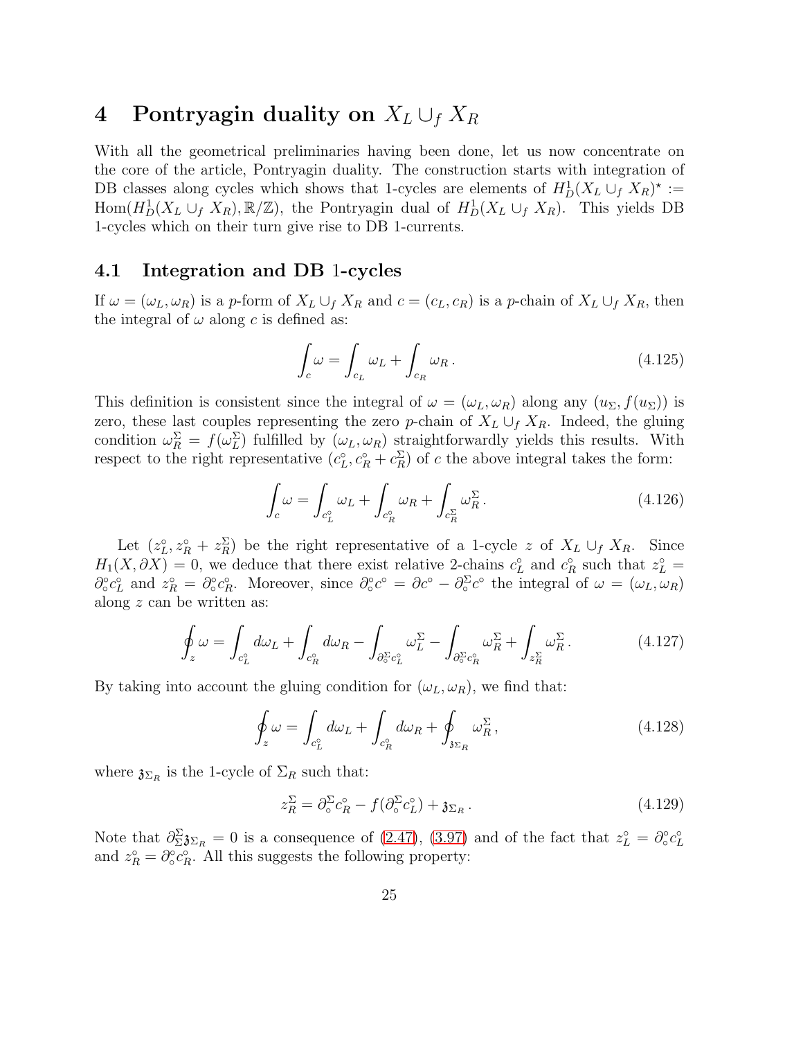# 4 Pontryagin duality on $X_L \cup_f X_R$

With all the geometrical preliminaries having been done, let us now concentrate on the core of the article, Pontryagin duality. The construction starts with integration of DB classes along cycles which shows that 1-cycles are elements of $H^1_D(X_L \cup_f X_R)^\star := \mathrm{Hom}(H^1_D(X_L \cup_f X_R), \mathbb{R}/\mathbb{Z})$, the Pontryagin dual of $H^1_D(X_L \cup_f X_R)$. This yields DB 1-cycles which on their turn give rise to DB 1-currents.

## 4.1 Integration and DB 1-cycles

If $\omega = (\omega_L, \omega_R)$ is a $p$-form of $X_L \cup_f X_R$ and $c = (c_L, c_R)$ is a $p$-chain of $X_L \cup_f X_R$, then the integral of $\omega$ along $c$ is defined as:

$$\int_c \omega = \int_{c_L} \omega_L + \int_{c_R} \omega_R \, . \tag{4.125}$$

This definition is consistent since the integral of $\omega = (\omega_L, \omega_R)$ along any $(u_\Sigma, f(u_\Sigma))$ is zero, these last couples representing the zero $p$-chain of $X_L \cup_f X_R$. Indeed, the gluing condition $\omega_R^\Sigma = f(\omega_L^\Sigma)$ fulfilled by $(\omega_L, \omega_R)$ straightforwardly yields this results. With respect to the right representative $(c_L^\circ, c_R^\circ + c_R^\Sigma)$ of $c$ the above integral takes the form:

$$\int_c \omega = \int_{c_L^\circ} \omega_L + \int_{c_R^\circ} \omega_R + \int_{c_R^\Sigma} \omega_R^\Sigma \, . \tag{4.126}$$

Let $(z_L^\circ, z_R^\circ + z_R^\Sigma)$ be the right representative of a 1-cycle $z$ of $X_L \cup_f X_R$. Since $H_1(X, \partial X) = 0$, we deduce that there exist relative 2-chains $c_L^\circ$ and $c_R^\circ$ such that $z_L^\circ = \partial_\circ^\circ c_L^\circ$ and $z_R^\circ = \partial_\circ^\circ c_R^\circ$. Moreover, since $\partial_\circ^\circ c^\circ = \partial c^\circ - \partial_\circ^\Sigma c^\circ$ the integral of $\omega = (\omega_L, \omega_R)$ along $z$ can be written as:

$$\oint_z \omega = \int_{c_L^\circ} d\omega_L + \int_{c_R^\circ} d\omega_R - \int_{\partial_\circ^\Sigma c_L^\circ} \omega_L^\Sigma - \int_{\partial_\circ^\Sigma c_R^\circ} \omega_R^\Sigma + \int_{z_R^\Sigma} \omega_R^\Sigma \, . \tag{4.127}$$

By taking into account the gluing condition for $(\omega_L, \omega_R)$, we find that:

$$\oint_z \omega = \int_{c_L^\circ} d\omega_L + \int_{c_R^\circ} d\omega_R + \oint_{\mathfrak{z}_{\Sigma_R}} \omega_R^\Sigma \, , \tag{4.128}$$

where $\mathfrak{z}_{\Sigma_R}$ is the 1-cycle of $\Sigma_R$ such that:

$$z_R^\Sigma = \partial_\circ^\Sigma c_R^\circ - f(\partial_\circ^\Sigma c_L^\circ) + \mathfrak{z}_{\Sigma_R} \, . \tag{4.129}$$

Note that $\partial_\Sigma^\Sigma \mathfrak{z}_{\Sigma_R} = 0$ is a consequence of (2.47), (3.97) and of the fact that $z_L^\circ = \partial_\circ^\circ c_L^\circ$ and $z_R^\circ = \partial_\circ^\circ c_R^\circ$. All this suggests the following property: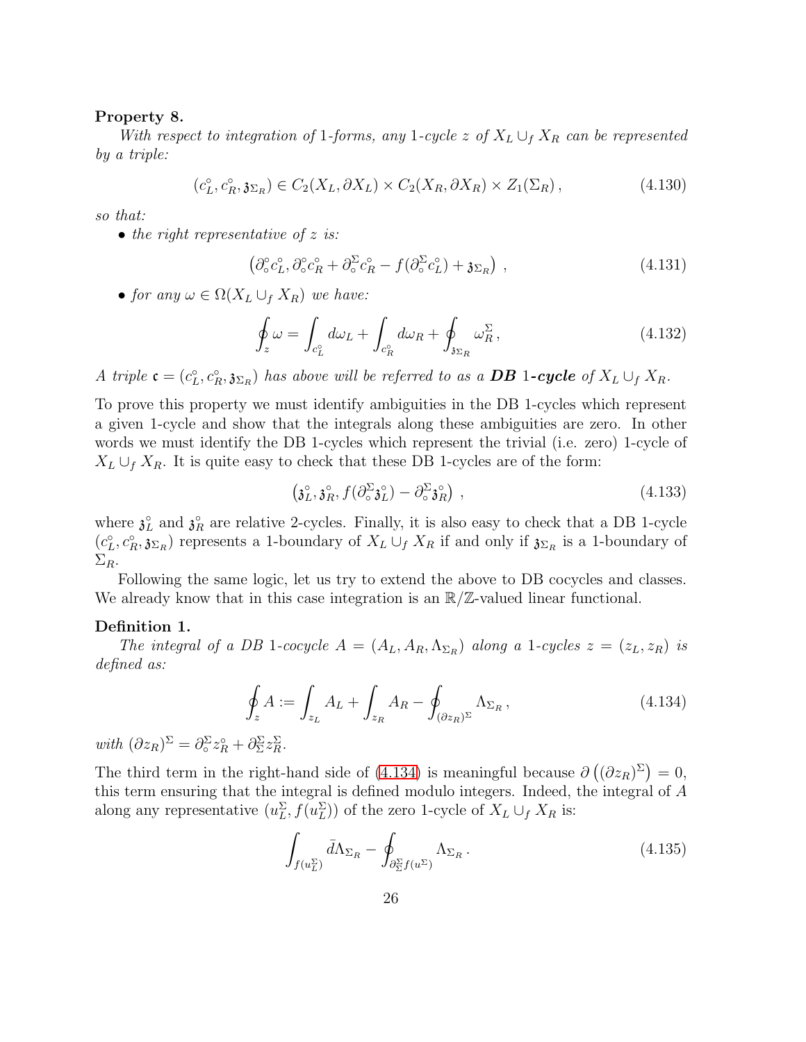**Property 8.**

*With respect to integration of* 1*-forms, any* 1*-cycle* $z$ *of* $X_L \cup_f X_R$ *can be represented by a triple:*

$$(c_L^\circ, c_R^\circ, \mathfrak{z}_{\Sigma_R}) \in C_2(X_L, \partial X_L) \times C_2(X_R, \partial X_R) \times Z_1(\Sigma_R)\,, \tag{4.130}$$

*so that:*

- *the right representative of* $z$ *is:*

$$\left(\partial_\circ^\circ c_L^\circ, \partial_\circ^\circ c_R^\circ + \partial_\circ^\Sigma c_R^\circ - f(\partial_\circ^\Sigma c_L^\circ) + \mathfrak{z}_{\Sigma_R}\right)\,, \tag{4.131}$$

- *for any* $\omega \in \Omega(X_L \cup_f X_R)$ *we have:*

$$\oint_z \omega = \int_{c_L^\circ} d\omega_L + \int_{c_R^\circ} d\omega_R + \oint_{\mathfrak{z}_{\Sigma_R}} \omega_R^\Sigma\,, \tag{4.132}$$

*A triple* $\mathfrak{c} = (c_L^\circ, c_R^\circ, \mathfrak{z}_{\Sigma_R})$ *has above will be referred to as a* ***DB*** **1*-cycle*** *of* $X_L \cup_f X_R$*.*

To prove this property we must identify ambiguities in the DB 1-cycles which represent a given 1-cycle and show that the integrals along these ambiguities are zero. In other words we must identify the DB 1-cycles which represent the trivial (i.e. zero) 1-cycle of $X_L \cup_f X_R$. It is quite easy to check that these DB 1-cycles are of the form:

$$\left(\mathfrak{z}_L^\circ, \mathfrak{z}_R^\circ, f(\partial_\circ^\Sigma \mathfrak{z}_L^\circ) - \partial_\circ^\Sigma \mathfrak{z}_R^\circ\right)\,, \tag{4.133}$$

where $\mathfrak{z}_L^\circ$ and $\mathfrak{z}_R^\circ$ are relative 2-cycles. Finally, it is also easy to check that a DB 1-cycle $(c_L^\circ, c_R^\circ, \mathfrak{z}_{\Sigma_R})$ represents a 1-boundary of $X_L \cup_f X_R$ if and only if $\mathfrak{z}_{\Sigma_R}$ is a 1-boundary of $\Sigma_R$.

Following the same logic, let us try to extend the above to DB cocycles and classes. We already know that in this case integration is an $\mathbb{R}/\mathbb{Z}$-valued linear functional.

**Definition 1.**

*The integral of a DB* 1*-cocycle* $A = (A_L, A_R, \Lambda_{\Sigma_R})$ *along a* 1*-cycles* $z = (z_L, z_R)$ *is defined as:*

$$\oint_z A := \int_{z_L} A_L + \int_{z_R} A_R - \oint_{(\partial z_R)^\Sigma} \Lambda_{\Sigma_R}\,, \tag{4.134}$$

*with* $(\partial z_R)^\Sigma = \partial_\circ^\Sigma z_R^\circ + \partial_\Sigma^\Sigma z_R^\Sigma$*.*

The third term in the right-hand side of (4.134) is meaningful because $\partial\left((\partial z_R)^\Sigma\right) = 0$, this term ensuring that the integral is defined modulo integers. Indeed, the integral of $A$ along any representative $(u_L^\Sigma, f(u_L^\Sigma))$ of the zero 1-cycle of $X_L \cup_f X_R$ is:

$$\int_{f(u_L^\Sigma)} \bar{d}\Lambda_{\Sigma_R} - \oint_{\partial_\Sigma^\Sigma f(u^\Sigma)} \Lambda_{\Sigma_R}\,. \tag{4.135}$$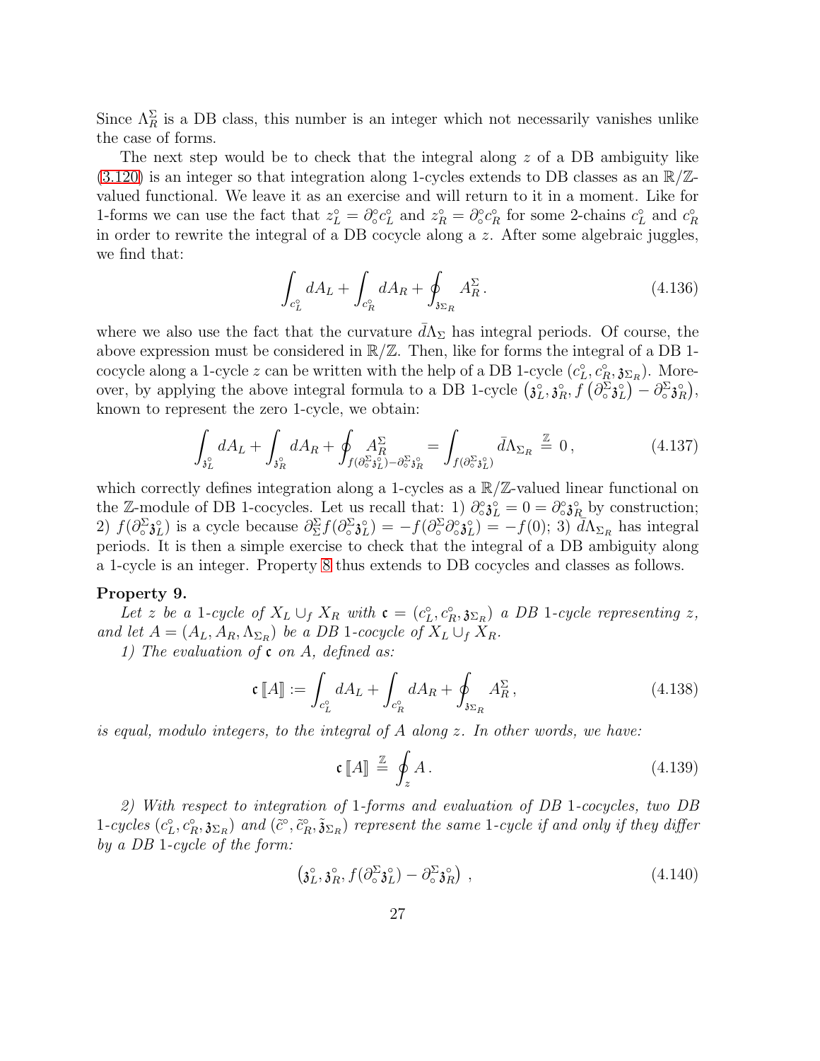Since $\Lambda_R^\Sigma$ is a DB class, this number is an integer which not necessarily vanishes unlike the case of forms.

The next step would be to check that the integral along $z$ of a DB ambiguity like (3.120) is an integer so that integration along 1-cycles extends to DB classes as an $\mathbb{R}/\mathbb{Z}$-valued functional. We leave it as an exercise and will return to it in a moment. Like for 1-forms we can use the fact that $z_L^\circ = \partial_\circ^\circ c_L^\circ$ and $z_R^\circ = \partial_\circ^\circ c_R^\circ$ for some 2-chains $c_L^\circ$ and $c_R^\circ$ in order to rewrite the integral of a DB cocycle along a $z$. After some algebraic juggles, we find that:

$$\int_{c_L^\circ} dA_L + \int_{c_R^\circ} dA_R + \oint_{\mathfrak{z}_{\Sigma_R}} A_R^\Sigma \,. \tag{4.136}$$

where we also use the fact that the curvature $\bar{d}\Lambda_\Sigma$ has integral periods. Of course, the above expression must be considered in $\mathbb{R}/\mathbb{Z}$. Then, like for forms the integral of a DB 1-cocycle along a 1-cycle $z$ can be written with the help of a DB 1-cycle $(c_L^\circ, c_R^\circ, \mathfrak{z}_{\Sigma_R})$. Moreover, by applying the above integral formula to a DB 1-cycle $\left(\mathfrak{z}_L^\circ, \mathfrak{z}_R^\circ, f\left(\partial_\circ^\Sigma \mathfrak{z}_L^\circ\right) - \partial_\circ^\Sigma \mathfrak{z}_R^\circ\right)$, known to represent the zero 1-cycle, we obtain:

$$\int_{\mathfrak{z}_L^\circ} dA_L + \int_{\mathfrak{z}_R^\circ} dA_R + \oint_{f(\partial_\circ^\Sigma \mathfrak{z}_L^\circ) - \partial_\circ^\Sigma \mathfrak{z}_R^\circ} A_R^\Sigma = \int_{f(\partial_\circ^\Sigma \mathfrak{z}_L^\circ)} \bar{d}\Lambda_{\Sigma_R} \stackrel{\mathbb{Z}}{=} 0 \,, \tag{4.137}$$

which correctly defines integration along a 1-cycles as a $\mathbb{R}/\mathbb{Z}$-valued linear functional on the $\mathbb{Z}$-module of DB 1-cocycles. Let us recall that: 1) $\partial_\circ^\circ \mathfrak{z}_L^\circ = 0 = \partial_\circ^\circ \mathfrak{z}_R^\circ$ by construction; 2) $f(\partial_\circ^\Sigma \mathfrak{z}_L^\circ)$ is a cycle because $\partial_\Sigma^\Sigma f(\partial_\circ^\Sigma \mathfrak{z}_L^\circ) = -f(\partial_\circ^\Sigma \partial_\circ^\circ \mathfrak{z}_L^\circ) = -f(0)$; 3) $\bar{d}\Lambda_{\Sigma_R}$ has integral periods. It is then a simple exercise to check that the integral of a DB ambiguity along a 1-cycle is an integer. Property 8 thus extends to DB cocycles and classes as follows.

**Property 9.**

*Let $z$ be a 1-cycle of $X_L \cup_f X_R$ with $\mathfrak{c} = (c_L^\circ, c_R^\circ, \mathfrak{z}_{\Sigma_R})$ a DB 1-cycle representing $z$, and let $A = (A_L, A_R, \Lambda_{\Sigma_R})$ be a DB 1-cocycle of $X_L \cup_f X_R$.*

*1) The evaluation of $\mathfrak{c}$ on $A$, defined as:*

$$\mathfrak{c}\,[\![A]\!] := \int_{c_L^\circ} dA_L + \int_{c_R^\circ} dA_R + \oint_{\mathfrak{z}_{\Sigma_R}} A_R^\Sigma \,, \tag{4.138}$$

*is equal, modulo integers, to the integral of $A$ along $z$. In other words, we have:*

$$\mathfrak{c}\,[\![A]\!] \stackrel{\mathbb{Z}}{=} \oint_z A \,. \tag{4.139}$$

*2) With respect to integration of 1-forms and evaluation of DB 1-cocycles, two DB 1-cycles $(c_L^\circ, c_R^\circ, \mathfrak{z}_{\Sigma_R})$ and $(\tilde{c}^\circ, \tilde{c}_R^\circ, \tilde{\mathfrak{z}}_{\Sigma_R})$ represent the same 1-cycle if and only if they differ by a DB 1-cycle of the form:*

$$\left(\mathfrak{z}_L^\circ, \mathfrak{z}_R^\circ, f(\partial_\circ^\Sigma \mathfrak{z}_L^\circ) - \partial_\circ^\Sigma \mathfrak{z}_R^\circ\right) \,, \tag{4.140}$$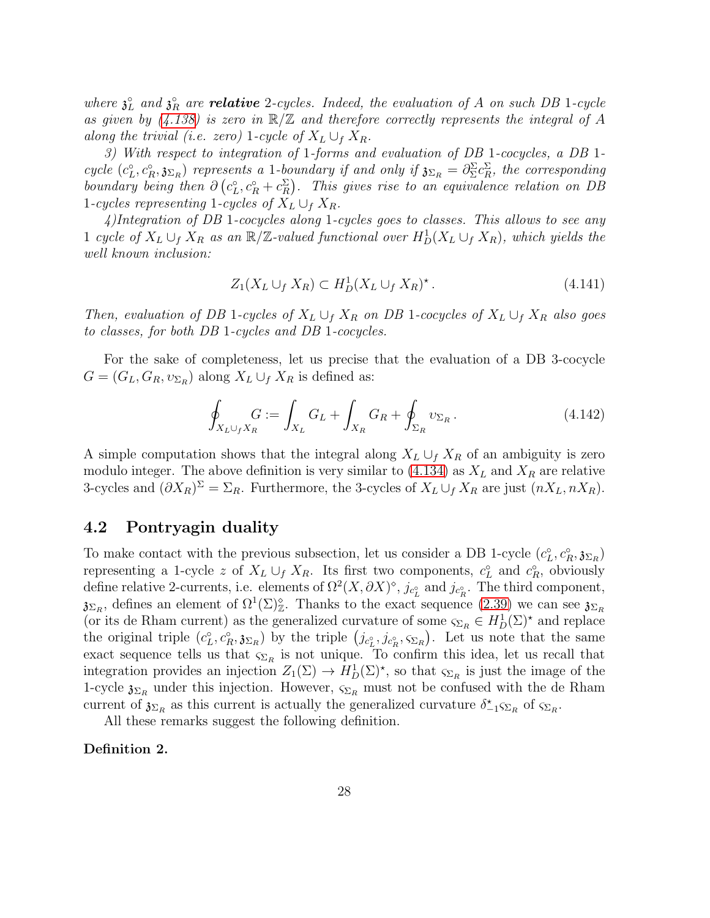*where $\mathfrak{z}_L^\circ$ and $\mathfrak{z}_R^\circ$ are* ***relative*** *2-cycles. Indeed, the evaluation of $A$ on such DB 1-cycle as given by (4.138) is zero in $\mathbb{R}/\mathbb{Z}$ and therefore correctly represents the integral of $A$ along the trivial (i.e. zero) 1-cycle of $X_L \cup_f X_R$.*

*3) With respect to integration of 1-forms and evaluation of DB 1-cocycles, a DB 1-cycle $(c_L^\circ, c_R^\circ, \mathfrak{z}_{\Sigma_R})$ represents a 1-boundary if and only if $\mathfrak{z}_{\Sigma_R} = \partial_\Sigma^\Sigma c_R^\Sigma$, the corresponding boundary being then $\partial\left(c_L^\circ, c_R^\circ + c_R^\Sigma\right)$. This gives rise to an equivalence relation on DB 1-cycles representing 1-cycles of $X_L \cup_f X_R$.*

*4)Integration of DB 1-cocycles along 1-cycles goes to classes. This allows to see any 1 cycle of $X_L \cup_f X_R$ as an $\mathbb{R}/\mathbb{Z}$-valued functional over $H_D^1(X_L \cup_f X_R)$, which yields the well known inclusion:*

$$Z_1(X_L \cup_f X_R) \subset H_D^1(X_L \cup_f X_R)^\star\,. \tag{4.141}$$

*Then, evaluation of DB 1-cycles of $X_L \cup_f X_R$ on DB 1-cocycles of $X_L \cup_f X_R$ also goes to classes, for both DB 1-cycles and DB 1-cocycles.*

For the sake of completeness, let us precise that the evaluation of a DB 3-cocycle $G = (G_L, G_R, \upsilon_{\Sigma_R})$ along $X_L \cup_f X_R$ is defined as:

$$\oint_{X_L\cup_f X_R} G := \int_{X_L} G_L + \int_{X_R} G_R + \oint_{\Sigma_R} \upsilon_{\Sigma_R}\,. \tag{4.142}$$

A simple computation shows that the integral along $X_L \cup_f X_R$ of an ambiguity is zero modulo integer. The above definition is very similar to (4.134) as $X_L$ and $X_R$ are relative 3-cycles and $(\partial X_R)^\Sigma = \Sigma_R$. Furthermore, the 3-cycles of $X_L \cup_f X_R$ are just $(nX_L, nX_R)$.

## 4.2 Pontryagin duality

To make contact with the previous subsection, let us consider a DB 1-cycle $(c_L^\circ, c_R^\circ, \mathfrak{z}_{\Sigma_R})$ representing a 1-cycle $z$ of $X_L \cup_f X_R$. Its first two components, $c_L^\circ$ and $c_R^\circ$, obviously define relative 2-currents, i.e. elements of $\Omega^2(X, \partial X)^\diamond$, $j_{c_L^\circ}$ and $j_{c_R^\circ}$. The third component, $\mathfrak{z}_{\Sigma_R}$, defines an element of $\Omega^1(\Sigma)^\diamond_\mathbb{Z}$. Thanks to the exact sequence (2.39) we can see $\mathfrak{z}_{\Sigma_R}$ (or its de Rham current) as the generalized curvature of some $\varsigma_{\Sigma_R} \in H_D^1(\Sigma)^\star$ and replace the original triple $(c_L^\circ, c_R^\circ, \mathfrak{z}_{\Sigma_R})$ by the triple $\left(j_{c_L^\circ}, j_{c_R^\circ}, \varsigma_{\Sigma_R}\right)$. Let us note that the same exact sequence tells us that $\varsigma_{\Sigma_R}$ is not unique. To confirm this idea, let us recall that integration provides an injection $Z_1(\Sigma) \to H_D^1(\Sigma)^\star$, so that $\varsigma_{\Sigma_R}$ is just the image of the 1-cycle $\mathfrak{z}_{\Sigma_R}$ under this injection. However, $\varsigma_{\Sigma_R}$ must not be confused with the de Rham current of $\mathfrak{z}_{\Sigma_R}$ as this current is actually the generalized curvature $\delta_{-1}^\star \varsigma_{\Sigma_R}$ of $\varsigma_{\Sigma_R}$.

All these remarks suggest the following definition.

**Definition 2.**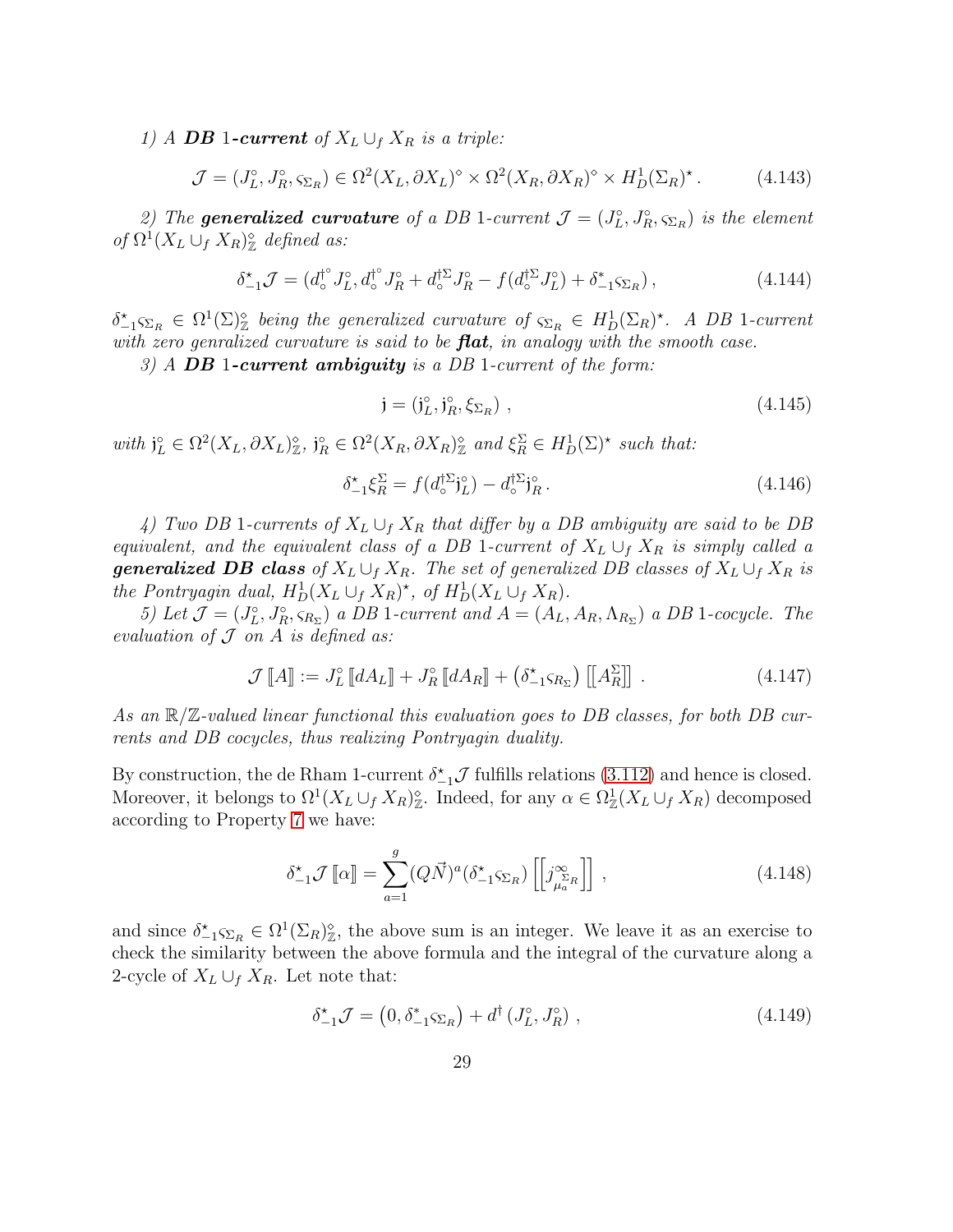*1) A **DB** 1-**current** of $X_L \cup_f X_R$ is a triple:*

$$\mathcal{J} = (J_L^\circ, J_R^\circ, \varsigma_{\Sigma_R}) \in \Omega^2(X_L, \partial X_L)^\diamond \times \Omega^2(X_R, \partial X_R)^\diamond \times H_D^1(\Sigma_R)^\star . \tag{4.143}$$

*2) The **generalized curvature** of a DB 1-current $\mathcal{J} = (J_L^\circ, J_R^\circ, \varsigma_{\Sigma_R})$ is the element of $\Omega^1(X_L \cup_f X_R)^\diamond_{\mathbb{Z}}$ defined as:*

$$\delta_{-1}^\star \mathcal{J} = (d_\circ^{\dagger^\circ} J_L^\circ, d_\circ^{\dagger^\circ} J_R^\circ + d_\circ^{\dagger \Sigma} J_R^\circ - f(d_\circ^{\dagger \Sigma} J_L^\circ) + \delta_{-1}^* \varsigma_{\Sigma_R}) , \tag{4.144}$$

*$\delta_{-1}^\star \varsigma_{\Sigma_R} \in \Omega^1(\Sigma)^\diamond_{\mathbb{Z}}$ being the generalized curvature of $\varsigma_{\Sigma_R} \in H_D^1(\Sigma_R)^\star$. A DB 1-current with zero genralized curvature is said to be **flat**, in analogy with the smooth case.*

*3) A **DB** 1-**current ambiguity** is a DB 1-current of the form:*

$$\mathfrak{j} = (\mathfrak{j}_L^\circ, \mathfrak{j}_R^\circ, \xi_{\Sigma_R}) , \tag{4.145}$$

*with $\mathfrak{j}_L^\circ \in \Omega^2(X_L, \partial X_L)^\diamond_{\mathbb{Z}}$, $\mathfrak{j}_R^\circ \in \Omega^2(X_R, \partial X_R)^\diamond_{\mathbb{Z}}$ and $\xi_R^\Sigma \in H_D^1(\Sigma)^\star$ such that:*

$$\delta_{-1}^\star \xi_R^\Sigma = f(d_\circ^{\dagger \Sigma} \mathfrak{j}_L^\circ) - d_\circ^{\dagger \Sigma} \mathfrak{j}_R^\circ . \tag{4.146}$$

*4) Two DB 1-currents of $X_L \cup_f X_R$ that differ by a DB ambiguity are said to be DB equivalent, and the equivalent class of a DB 1-current of $X_L \cup_f X_R$ is simply called a **generalized DB class** of $X_L \cup_f X_R$. The set of generalized DB classes of $X_L \cup_f X_R$ is the Pontryagin dual, $H_D^1(X_L \cup_f X_R)^\star$, of $H_D^1(X_L \cup_f X_R)$.*

*5) Let $\mathcal{J} = (J_L^\circ, J_R^\circ, \varsigma_{R_\Sigma})$ a DB 1-current and $A = (A_L, A_R, \Lambda_{R_\Sigma})$ a DB 1-cocycle. The evaluation of $\mathcal{J}$ on $A$ is defined as:*

$$\mathcal{J} \left[\!\left[ A \right]\!\right] := J_L^\circ \left[\!\left[ dA_L \right]\!\right] + J_R^\circ \left[\!\left[ dA_R \right]\!\right] + \left( \delta_{-1}^\star \varsigma_{R_\Sigma} \right) \left[\!\left[ A_R^\Sigma \right]\!\right] . \tag{4.147}$$

*As an $\mathbb{R}/\mathbb{Z}$-valued linear functional this evaluation goes to DB classes, for both DB currents and DB cocycles, thus realizing Pontryagin duality.*

By construction, the de Rham 1-current $\delta_{-1}^\star \mathcal{J}$ fulfills relations (3.112) and hence is closed. Moreover, it belongs to $\Omega^1(X_L \cup_f X_R)^\diamond_{\mathbb{Z}}$. Indeed, for any $\alpha \in \Omega^1_{\mathbb{Z}}(X_L \cup_f X_R)$ decomposed according to Property 7 we have:

$$\delta_{-1}^\star \mathcal{J} \left[\!\left[ \alpha \right]\!\right] = \sum_{a=1}^{g} (Q\vec{N})^a (\delta_{-1}^\star \varsigma_{\Sigma_R}) \left[\!\left[ j_{\mu_a^{\Sigma_R}}^{\infty} \right]\!\right] , \tag{4.148}$$

and since $\delta_{-1}^\star \varsigma_{\Sigma_R} \in \Omega^1(\Sigma_R)^\diamond_{\mathbb{Z}}$, the above sum is an integer. We leave it as an exercise to check the similarity between the above formula and the integral of the curvature along a 2-cycle of $X_L \cup_f X_R$. Let note that:

$$\delta_{-1}^\star \mathcal{J} = \left( 0, \delta_{-1}^* \varsigma_{\Sigma_R} \right) + d^\dagger \left( J_L^\circ, J_R^\circ \right) , \tag{4.149}$$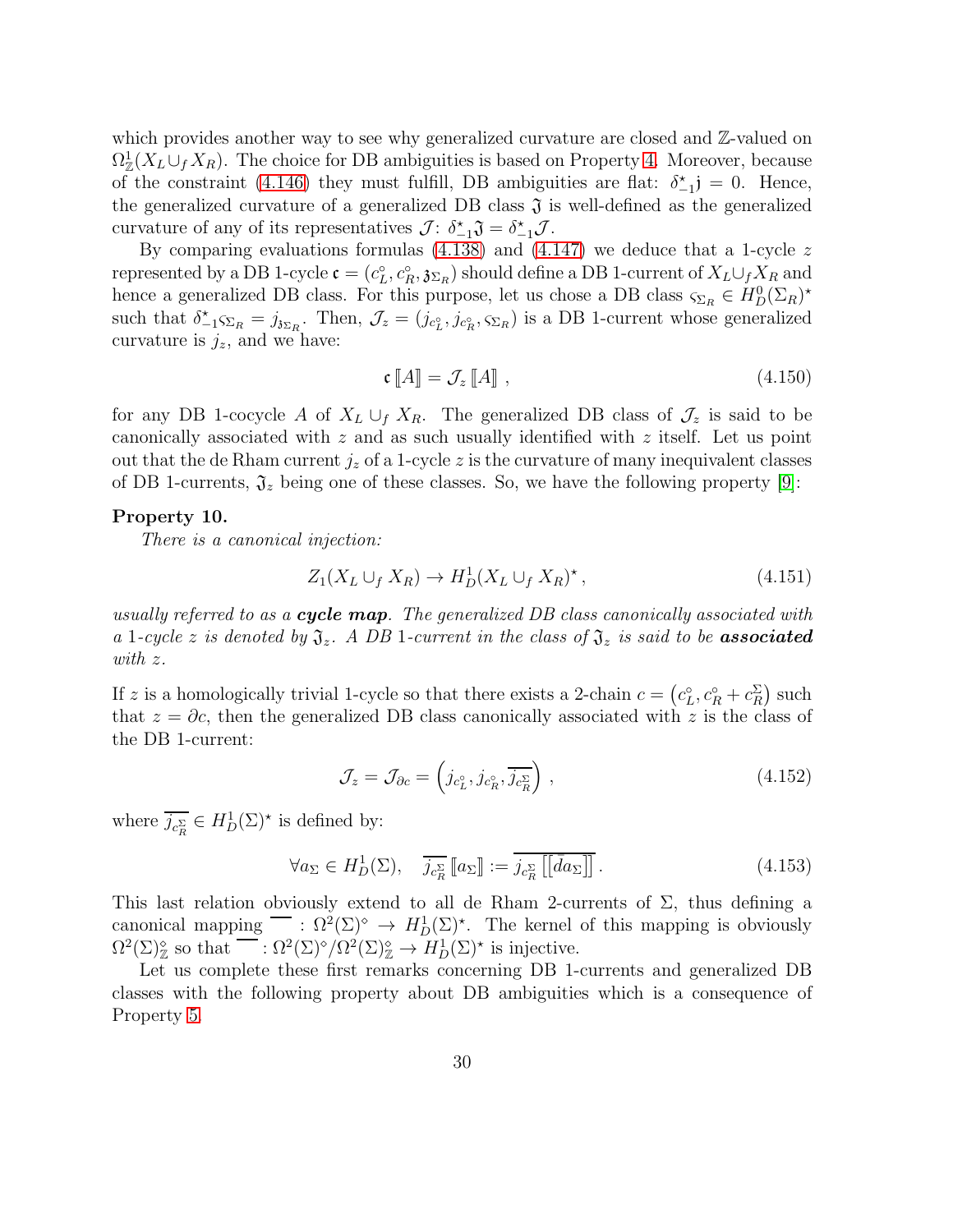which provides another way to see why generalized curvature are closed and $\mathbb{Z}$-valued on $\Omega^1_{\mathbb{Z}}(X_L \cup_f X_R)$. The choice for DB ambiguities is based on Property 4. Moreover, because of the constraint (4.146) they must fulfill, DB ambiguities are flat: $\delta^\star_{-1}\mathfrak{j} = 0$. Hence, the generalized curvature of a generalized DB class $\mathfrak{J}$ is well-defined as the generalized curvature of any of its representatives $\mathcal{J}$: $\delta^\star_{-1}\mathfrak{J} = \delta^\star_{-1}\mathcal{J}$.

By comparing evaluations formulas (4.138) and (4.147) we deduce that a 1-cycle $z$ represented by a DB 1-cycle $\mathfrak{c} = (c^\circ_L, c^\circ_R, \mathfrak{z}_{\Sigma_R})$ should define a DB 1-current of $X_L \cup_f X_R$ and hence a generalized DB class. For this purpose, let us chose a DB class $\varsigma_{\Sigma_R} \in H^0_D(\Sigma_R)^\star$ such that $\delta^\star_{-1}\varsigma_{\Sigma_R} = j_{\mathfrak{z}_{\Sigma_R}}$. Then, $\mathcal{J}_z = (j_{c^\circ_L}, j_{c^\circ_R}, \varsigma_{\Sigma_R})$ is a DB 1-current whose generalized curvature is $j_z$, and we have:

$$
\mathfrak{c}\,[\![A]\!] = \mathcal{J}_z\,[\![A]\!] \ , \tag{4.150}
$$

for any DB 1-cocycle $A$ of $X_L \cup_f X_R$. The generalized DB class of $\mathcal{J}_z$ is said to be canonically associated with $z$ and as such usually identified with $z$ itself. Let us point out that the de Rham current $j_z$ of a 1-cycle $z$ is the curvature of many inequivalent classes of DB 1-currents, $\mathfrak{J}_z$ being one of these classes. So, we have the following property [9]:

**Property 10.**

*There is a canonical injection:*

$$
Z_1(X_L \cup_f X_R) \to H^1_D(X_L \cup_f X_R)^\star \,, \tag{4.151}
$$

*usually referred to as a* ***cycle map****. The generalized DB class canonically associated with a 1-cycle $z$ is denoted by $\mathfrak{J}_z$. A DB 1-current in the class of $\mathfrak{J}_z$ is said to be* ***associated*** *with $z$.*

If $z$ is a homologically trivial 1-cycle so that there exists a 2-chain $c = \left(c^\circ_L, c^\circ_R + c^\Sigma_R\right)$ such that $z = \partial c$, then the generalized DB class canonically associated with $z$ is the class of the DB 1-current:

$$
\mathcal{J}_z = \mathcal{J}_{\partial c} = \left(j_{c^\circ_L}, j_{c^\circ_R}, \overline{j_{c^\Sigma_R}}\right) \,, \tag{4.152}
$$

where $\overline{j_{c^\Sigma_R}} \in H^1_D(\Sigma)^\star$ is defined by:

$$
\forall a_\Sigma \in H^1_D(\Sigma), \quad \overline{j_{c^\Sigma_R}}\,[\![a_\Sigma]\!] := \overline{j_{c^\Sigma_R}\left[\!\left[\bar{d}a_\Sigma\right]\!\right]} \,. \tag{4.153}
$$

This last relation obviously extend to all de Rham 2-currents of $\Sigma$, thus defining a canonical mapping $\overline{\phantom{x}} : \Omega^2(\Sigma)^\diamond \to H^1_D(\Sigma)^\star$. The kernel of this mapping is obviously $\Omega^2(\Sigma)^\diamond_{\mathbb{Z}}$ so that $\overline{\phantom{x}} : \Omega^2(\Sigma)^\diamond / \Omega^2(\Sigma)^\diamond_{\mathbb{Z}} \to H^1_D(\Sigma)^\star$ is injective.

Let us complete these first remarks concerning DB 1-currents and generalized DB classes with the following property about DB ambiguities which is a consequence of Property 5.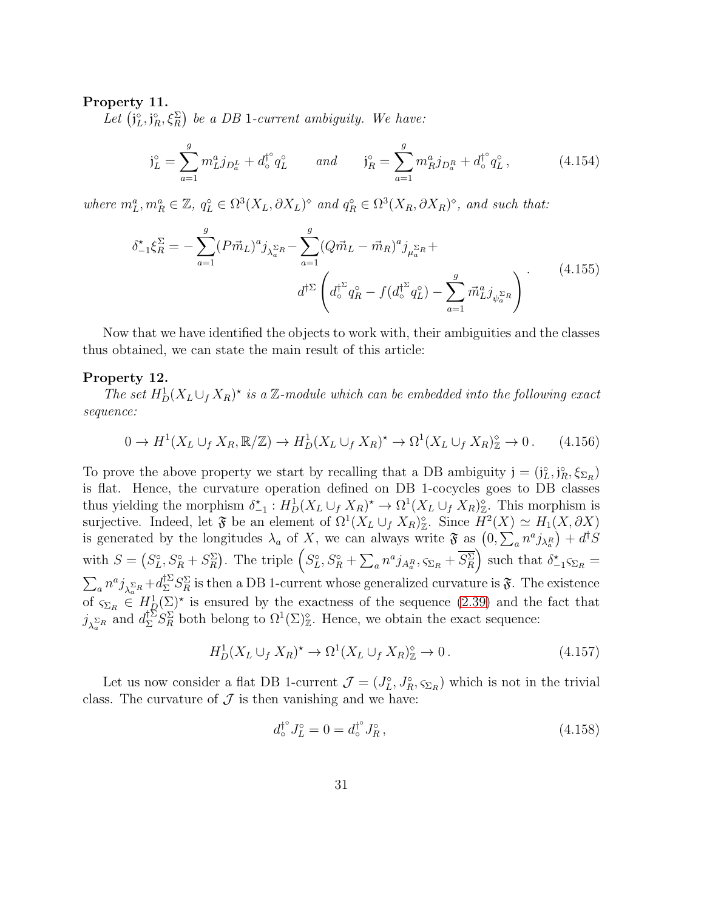**Property 11.**
*Let* $\left(\mathfrak{j}_L^\circ, \mathfrak{j}_R^\circ, \xi_R^\Sigma\right)$ *be a DB 1-current ambiguity. We have:*

$$
\mathfrak{j}_L^\circ = \sum_{a=1}^{g} m_L^a j_{D_a^L} + d_\circ^{\dagger^\circ} q_L^\circ \qquad \text{and} \qquad \mathfrak{j}_R^\circ = \sum_{a=1}^{g} m_R^a j_{D_a^R} + d_\circ^{\dagger^\circ} q_L^\circ \,, \tag{4.154}
$$

*where* $m_L^a, m_R^a \in \mathbb{Z}$, $q_L^\circ \in \Omega^3(X_L, \partial X_L)^\diamond$ *and* $q_R^\circ \in \Omega^3(X_R, \partial X_R)^\diamond$, *and such that:*

$$
\begin{aligned}
\delta_{-1}^\star \xi_R^\Sigma = - \sum_{a=1}^{g} (P\vec{m}_L)^a j_{\lambda_a^{\Sigma_R}} - \sum_{a=1}^{g} (Q\vec{m}_L - \vec{m}_R)^a j_{\mu_a^{\Sigma_R}} + \\
d^{\dagger\Sigma}\left( d_\circ^{\dagger^\Sigma} q_R^\circ - f(d_\circ^{\dagger^\Sigma} q_L^\circ) - \sum_{a=1}^{g} \vec{m}_L^a j_{\psi_a^{\Sigma_R}} \right)
\end{aligned} \,. \tag{4.155}
$$

Now that we have identified the objects to work with, their ambiguities and the classes thus obtained, we can state the main result of this article:

**Property 12.**
*The set* $H_D^1(X_L \cup_f X_R)^\star$ *is a* $\mathbb{Z}$*-module which can be embedded into the following exact sequence:*

$$
0 \to H^1(X_L \cup_f X_R, \mathbb{R}/\mathbb{Z}) \to H_D^1(X_L \cup_f X_R)^\star \to \Omega^1(X_L \cup_f X_R)_\mathbb{Z}^\diamond \to 0 \,. \tag{4.156}
$$

To prove the above property we start by recalling that a DB ambiguity $\mathfrak{j} = (\mathfrak{j}_L^\circ, \mathfrak{j}_R^\circ, \xi_{\Sigma_R})$ is flat. Hence, the curvature operation defined on DB 1-cocycles goes to DB classes thus yielding the morphism $\delta_{-1}^\star : H_D^1(X_L \cup_f X_R)^\star \to \Omega^1(X_L \cup_f X_R)_\mathbb{Z}^\diamond$. This morphism is surjective. Indeed, let $\mathfrak{F}$ be an element of $\Omega^1(X_L \cup_f X_R)_\mathbb{Z}^\diamond$. Since $H^2(X) \simeq H_1(X, \partial X)$ is generated by the longitudes $\lambda_a$ of $X$, we can always write $\mathfrak{F}$ as $\left(0, \sum_a n^a j_{\lambda_a^R}\right) + d^\dagger S$ with $S = \left(S_L^\circ, S_R^\circ + S_R^\Sigma\right)$. The triple $\left(S_L^\circ, S_R^\circ + \sum_a n^a j_{A_a^R}, \varsigma_{\Sigma_R} + \overline{S_R^\Sigma}\right)$ such that $\delta_{-1}^\star \varsigma_{\Sigma_R} = \sum_a n^a j_{\lambda_a^{\Sigma_R}} + d_\Sigma^{\dagger\Sigma} S_R^\Sigma$ is then a DB 1-current whose generalized curvature is $\mathfrak{F}$. The existence of $\varsigma_{\Sigma_R} \in H_D^1(\Sigma)^\star$ is ensured by the exactness of the sequence (2.39) and the fact that $j_{\lambda_a^{\Sigma_R}}$ and $d_\Sigma^{\dagger\Sigma} S_R^\Sigma$ both belong to $\Omega^1(\Sigma)_\mathbb{Z}^\diamond$. Hence, we obtain the exact sequence:

$$
H_D^1(X_L \cup_f X_R)^\star \to \Omega^1(X_L \cup_f X_R)_\mathbb{Z}^\diamond \to 0 \,. \tag{4.157}
$$

Let us now consider a flat DB 1-current $\mathcal{J} = (J_L^\circ, J_R^\circ, \varsigma_{\Sigma_R})$ which is not in the trivial class. The curvature of $\mathcal{J}$ is then vanishing and we have:

$$
d_\circ^{\dagger^\circ} J_L^\circ = 0 = d_\circ^{\dagger^\circ} J_R^\circ \,, \tag{4.158}
$$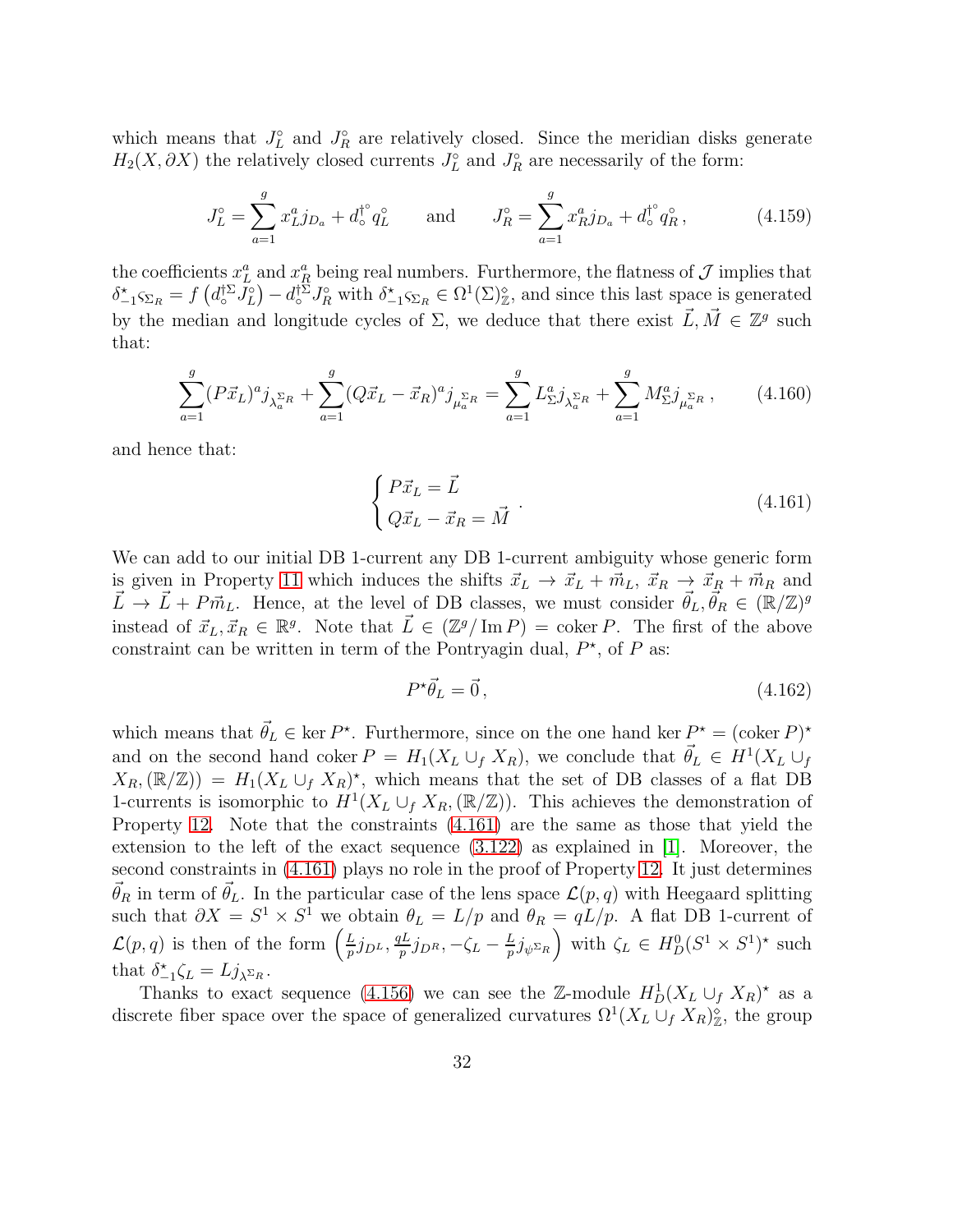which means that $J_L^\circ$ and $J_R^\circ$ are relatively closed. Since the meridian disks generate $H_2(X, \partial X)$ the relatively closed currents $J_L^\circ$ and $J_R^\circ$ are necessarily of the form:

$$J_L^\circ = \sum_{a=1}^{g} x_L^a j_{D_a} + d_\circ^{\dagger^\circ} q_L^\circ \qquad \text{and} \qquad J_R^\circ = \sum_{a=1}^{g} x_R^a j_{D_a} + d_\circ^{\dagger^\circ} q_R^\circ \,, \tag{4.159}$$

the coefficients $x_L^a$ and $x_R^a$ being real numbers. Furthermore, the flatness of $\mathcal{J}$ implies that $\delta_{-1}^\star \varsigma_{\Sigma_R} = f\left(d_\circ^{\dagger\Sigma} J_L^\circ\right) - d_\circ^{\dagger\Sigma} J_R^\circ$ with $\delta_{-1}^\star \varsigma_{\Sigma_R} \in \Omega^1(\Sigma)_{\mathbb{Z}}^\diamond$, and since this last space is generated by the median and longitude cycles of $\Sigma$, we deduce that there exist $\vec{L}, \vec{M} \in \mathbb{Z}^g$ such that:

$$\sum_{a=1}^{g} (P\vec{x}_L)^a j_{\lambda_a^{\Sigma_R}} + \sum_{a=1}^{g} (Q\vec{x}_L - \vec{x}_R)^a j_{\mu_a^{\Sigma_R}} = \sum_{a=1}^{g} L_\Sigma^a j_{\lambda_a^{\Sigma_R}} + \sum_{a=1}^{g} M_\Sigma^a j_{\mu_a^{\Sigma_R}} \,, \tag{4.160}$$

and hence that:

$$\begin{cases} P\vec{x}_L = \vec{L} \\ Q\vec{x}_L - \vec{x}_R = \vec{M} \end{cases} . \tag{4.161}$$

We can add to our initial DB 1-current any DB 1-current ambiguity whose generic form is given in Property 11 which induces the shifts $\vec{x}_L \to \vec{x}_L + \vec{m}_L$, $\vec{x}_R \to \vec{x}_R + \vec{m}_R$ and $\vec{L} \to \vec{L} + P\vec{m}_L$. Hence, at the level of DB classes, we must consider $\vec{\theta}_L, \vec{\theta}_R \in (\mathbb{R}/\mathbb{Z})^g$ instead of $\vec{x}_L, \vec{x}_R \in \mathbb{R}^g$. Note that $\vec{L} \in (\mathbb{Z}^g / \operatorname{Im} P) = \operatorname{coker} P$. The first of the above constraint can be written in term of the Pontryagin dual, $P^\star$, of $P$ as:

$$P^\star \vec{\theta}_L = \vec{0} \,, \tag{4.162}$$

which means that $\vec{\theta}_L \in \ker P^\star$. Furthermore, since on the one hand $\ker P^\star = (\operatorname{coker} P)^\star$ and on the second hand $\operatorname{coker} P = H_1(X_L \cup_f X_R)$, we conclude that $\vec{\theta}_L \in H^1(X_L \cup_f X_R, (\mathbb{R}/\mathbb{Z})) = H_1(X_L \cup_f X_R)^\star$, which means that the set of DB classes of a flat DB 1-currents is isomorphic to $H^1(X_L \cup_f X_R, (\mathbb{R}/\mathbb{Z}))$. This achieves the demonstration of Property 12. Note that the constraints (4.161) are the same as those that yield the extension to the left of the exact sequence (3.122) as explained in [1]. Moreover, the second constraints in (4.161) plays no role in the proof of Property 12. It just determines $\vec{\theta}_R$ in term of $\vec{\theta}_L$. In the particular case of the lens space $\mathcal{L}(p, q)$ with Heegaard splitting such that $\partial X = S^1 \times S^1$ we obtain $\theta_L = L/p$ and $\theta_R = qL/p$. A flat DB 1-current of $\mathcal{L}(p, q)$ is then of the form $\left(\frac{L}{p} j_{D^L}, \frac{qL}{p} j_{D^R}, -\zeta_L - \frac{L}{p} j_{\psi^{\Sigma_R}}\right)$ with $\zeta_L \in H_D^0(S^1 \times S^1)^\star$ such that $\delta_{-1}^\star \zeta_L = L j_{\lambda^{\Sigma_R}}$.

Thanks to exact sequence (4.156) we can see the $\mathbb{Z}$-module $H_D^1(X_L \cup_f X_R)^\star$ as a discrete fiber space over the space of generalized curvatures $\Omega^1(X_L \cup_f X_R)_{\mathbb{Z}}^\diamond$, the group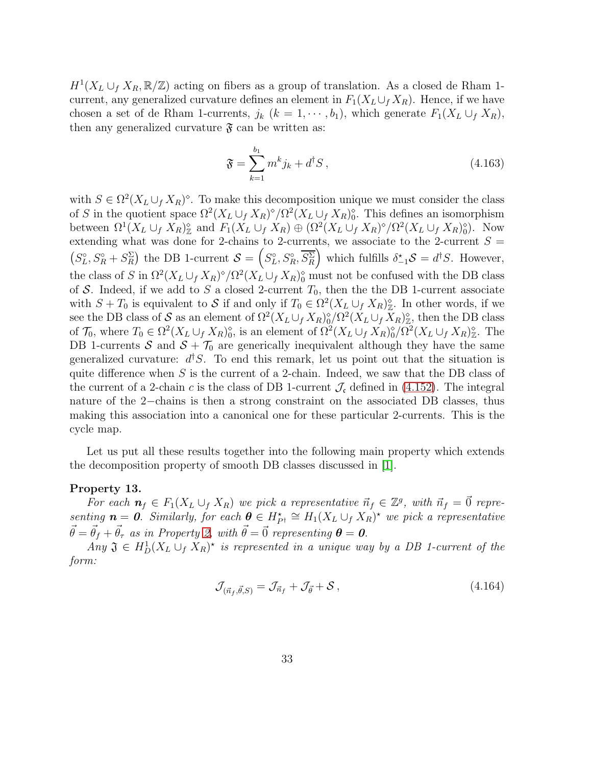$H^1(X_L \cup_f X_R, \mathbb{R}/\mathbb{Z})$ acting on fibers as a group of translation. As a closed de Rham 1-current, any generalized curvature defines an element in $F_1(X_L \cup_f X_R)$. Hence, if we have chosen a set of de Rham 1-currents, $j_k$ ($k = 1, \cdots, b_1$), which generate $F_1(X_L \cup_f X_R)$, then any generalized curvature $\mathfrak{F}$ can be written as:

$$\mathfrak{F} = \sum_{k=1}^{b_1} m^k j_k + d^\dagger S\,, \tag{4.163}$$

with $S \in \Omega^2(X_L \cup_f X_R)^\diamond$. To make this decomposition unique we must consider the class of $S$ in the quotient space $\Omega^2(X_L \cup_f X_R)^\diamond / \Omega^2(X_L \cup_f X_R)^\diamond_0$. This defines an isomorphism between $\Omega^1(X_L \cup_f X_R)^\diamond_{\mathbb{Z}}$ and $F_1(X_L \cup_f X_R) \oplus (\Omega^2(X_L \cup_f X_R)^\diamond / \Omega^2(X_L \cup_f X_R)^\diamond_0)$. Now extending what was done for 2-chains to 2-currents, we associate to the 2-current $S = \left(S_L^\circ, S_R^\circ + S_R^\Sigma\right)$ the DB 1-current $\mathcal{S} = \left(S_L^\circ, S_R^\circ, \overline{S_R^\Sigma}\right)$ which fulfills $\delta^\star_{-1}\mathcal{S} = d^\dagger S$. However, the class of $S$ in $\Omega^2(X_L \cup_f X_R)^\diamond / \Omega^2(X_L \cup_f X_R)^\diamond_0$ must not be confused with the DB class of $\mathcal{S}$. Indeed, if we add to $S$ a closed 2-current $T_0$, then the the DB 1-current associate with $S + T_0$ is equivalent to $\mathcal{S}$ if and only if $T_0 \in \Omega^2(X_L \cup_f X_R)^\diamond_{\mathbb{Z}}$. In other words, if we see the DB class of $\mathcal{S}$ as an element of $\Omega^2(X_L \cup_f X_R)^\diamond_0 / \Omega^2(X_L \cup_f X_R)^\diamond_{\mathbb{Z}}$, then the DB class of $\mathcal{T}_0$, where $T_0 \in \Omega^2(X_L \cup_f X_R)^\diamond_0$, is an element of $\Omega^2(X_L \cup_f X_R)^\diamond_0 / \Omega^2(X_L \cup_f X_R)^\diamond_{\mathbb{Z}}$. The DB 1-currents $\mathcal{S}$ and $\mathcal{S} + \mathcal{T}_0$ are generically inequivalent although they have the same generalized curvature: $d^\dagger S$. To end this remark, let us point out that the situation is quite difference when $S$ is the current of a 2-chain. Indeed, we saw that the DB class of the current of a 2-chain $c$ is the class of DB 1-current $\mathcal{J}_{\mathfrak{c}}$ defined in (4.152). The integral nature of the 2−chains is then a strong constraint on the associated DB classes, thus making this association into a canonical one for these particular 2-currents. This is the cycle map.

Let us put all these results together into the following main property which extends the decomposition property of smooth DB classes discussed in [1].

**Property 13.**

*For each $\boldsymbol{n}_f \in F_1(X_L \cup_f X_R)$ we pick a representative $\vec{n}_f \in \mathbb{Z}^g$, with $\vec{n}_f = \vec{0}$ representing $\boldsymbol{n} = \boldsymbol{0}$. Similarly, for each $\boldsymbol{\theta} \in H^\star_{P^\dagger} \cong H_1(X_L \cup_f X_R)^\star$ we pick a representative $\vec{\theta} = \vec{\theta}_f + \vec{\theta}_\tau$ as in Property 2, with $\vec{\theta} = \vec{0}$ representing $\boldsymbol{\theta} = \boldsymbol{0}$.*

*Any $\mathfrak{J} \in H^1_D(X_L \cup_f X_R)^\star$ is represented in a unique way by a DB 1-current of the form:*

$$\mathcal{J}_{(\vec{n}_f, \vec{\theta}, S)} = \mathcal{J}_{\vec{n}_f} + \mathcal{J}_{\vec{\theta}} + \mathcal{S}\,, \tag{4.164}$$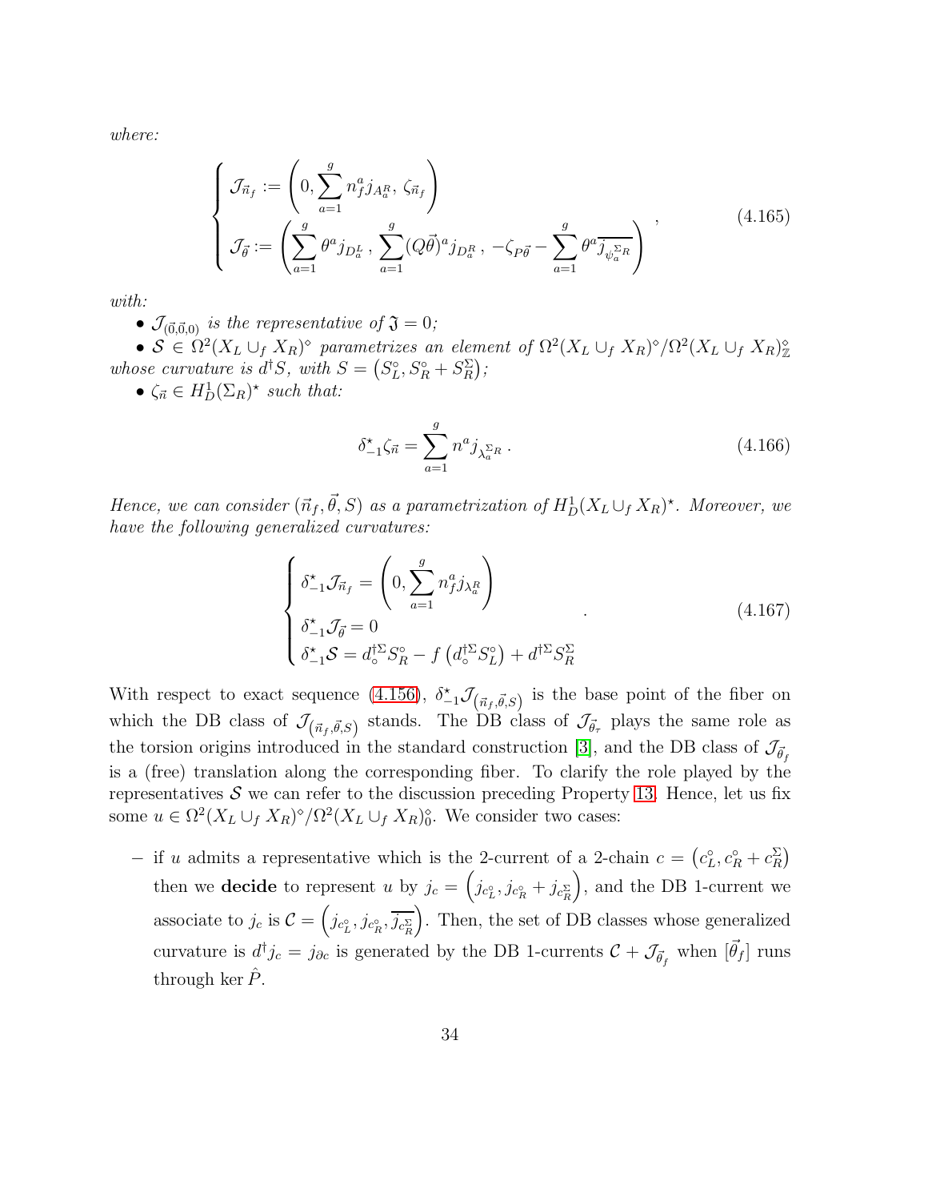*where:*

$$
\begin{cases}
\mathcal{J}_{\vec{n}_f} := \left(0, \sum_{a=1}^{g} n_f^a j_{A_a^R},\, \zeta_{\vec{n}_f}\right) \\
\mathcal{J}_{\vec{\theta}} := \left(\sum_{a=1}^{g} \theta^a j_{D_a^L}\,,\, \sum_{a=1}^{g} (Q\vec{\theta})^a j_{D_a^R}\,,\, -\zeta_{P\vec{\theta}} - \sum_{a=1}^{g} \theta^a \overline{j_{\psi_a^{\Sigma_R}}}\right)
\end{cases}, \tag{4.165}
$$

*with:*

• $\mathcal{J}_{(\vec{0},\vec{0},0)}$ *is the representative of* $\mathfrak{J} = 0$*;*

• $\mathcal{S} \in \Omega^2(X_L \cup_f X_R)^\diamond$ *parametrizes an element of* $\Omega^2(X_L \cup_f X_R)^\diamond / \Omega^2(X_L \cup_f X_R)^\diamond_{\mathbb{Z}}$ *whose curvature is* $d^\dagger S$*, with* $S = \left(S_L^\circ, S_R^\circ + S_R^\Sigma\right)$*;*

• $\zeta_{\vec{n}} \in H^1_D(\Sigma_R)^\star$ *such that:*

$$
\delta^\star_{-1}\zeta_{\vec{n}} = \sum_{a=1}^{g} n^a j_{\lambda_a^{\Sigma_R}}\,. \tag{4.166}
$$

*Hence, we can consider* $(\vec{n}_f, \vec{\theta}, S)$ *as a parametrization of* $H^1_D(X_L \cup_f X_R)^\star$*. Moreover, we have the following generalized curvatures:*

$$
\begin{cases}
\delta^\star_{-1}\mathcal{J}_{\vec{n}_f} = \left(0, \sum_{a=1}^{g} n_f^a j_{\lambda_a^R}\right) \\
\delta^\star_{-1}\mathcal{J}_{\vec{\theta}} = 0 \\
\delta^\star_{-1}\mathcal{S} = d_\circ^{\dagger\Sigma} S_R^\circ - f\left(d_\circ^{\dagger\Sigma} S_L^\circ\right) + d^{\dagger\Sigma} S_R^\Sigma
\end{cases}. \tag{4.167}
$$

With respect to exact sequence (4.156), $\delta^\star_{-1}\mathcal{J}_{(\vec{n}_f,\vec{\theta},S)}$ is the base point of the fiber on which the DB class of $\mathcal{J}_{(\vec{n}_f,\vec{\theta},S)}$ stands. The DB class of $\mathcal{J}_{\vec{\theta}_\tau}$ plays the same role as the torsion origins introduced in the standard construction [3], and the DB class of $\mathcal{J}_{\vec{\theta}_f}$ is a (free) translation along the corresponding fiber. To clarify the role played by the representatives $\mathcal{S}$ we can refer to the discussion preceding Property 13. Hence, let us fix some $u \in \Omega^2(X_L \cup_f X_R)^\diamond / \Omega^2(X_L \cup_f X_R)^\diamond_0$. We consider two cases:

– if $u$ admits a representative which is the 2-current of a 2-chain $c = \left(c_L^\circ, c_R^\circ + c_R^\Sigma\right)$ then we **decide** to represent $u$ by $j_c = \left(j_{c_L^\circ}, j_{c_R^\circ} + j_{c_R^\Sigma}\right)$, and the DB 1-current we associate to $j_c$ is $\mathcal{C} = \left(j_{c_L^\circ}, j_{c_R^\circ}, \overline{j_{c_R^\Sigma}}\right)$. Then, the set of DB classes whose generalized curvature is $d^\dagger j_c = j_{\partial c}$ is generated by the DB 1-currents $\mathcal{C} + \mathcal{J}_{\vec{\theta}_f}$ when $[\vec{\theta}_f]$ runs through $\ker \hat{P}$.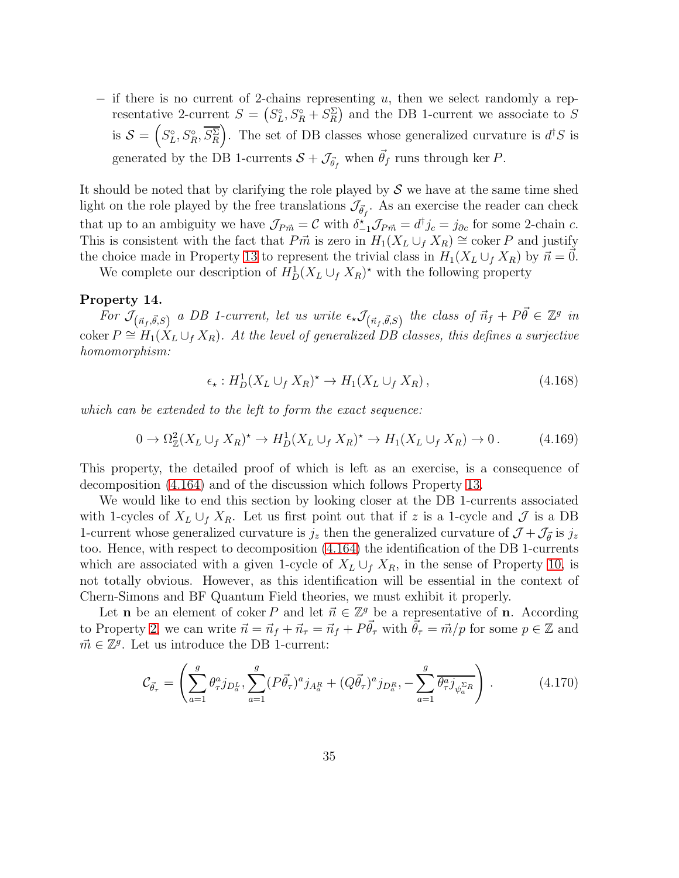– if there is no current of 2-chains representing $u$, then we select randomly a representative 2-current $S = \left(S_L^\circ, S_R^\circ + S_R^\Sigma\right)$ and the DB 1-current we associate to $S$ is $\mathcal{S} = \left(S_L^\circ, S_R^\circ, \overline{S_R^\Sigma}\right)$. The set of DB classes whose generalized curvature is $d^\dagger S$ is generated by the DB 1-currents $\mathcal{S} + \mathcal{J}_{\vec{\theta}_f}$ when $\vec{\theta}_f$ runs through $\ker P$.

It should be noted that by clarifying the role played by $\mathcal{S}$ we have at the same time shed light on the role played by the free translations $\mathcal{J}_{\vec{\theta}_f}$. As an exercise the reader can check that up to an ambiguity we have $\mathcal{J}_{P\vec{m}} = \mathcal{C}$ with $\delta_{-1}^\star \mathcal{J}_{P\vec{m}} = d^\dagger j_c = j_{\partial c}$ for some 2-chain $c$. This is consistent with the fact that $P\vec{m}$ is zero in $H_1(X_L \cup_f X_R) \cong \operatorname{coker} P$ and justify the choice made in Property 13 to represent the trivial class in $H_1(X_L \cup_f X_R)$ by $\vec{n} = \vec{0}$.

We complete our description of $H_D^1(X_L \cup_f X_R)^\star$ with the following property

**Property 14.**

*For $\mathcal{J}_{(\vec{n}_f, \vec{\theta}, S)}$ a DB 1-current, let us write $\epsilon_\star \mathcal{J}_{(\vec{n}_f, \vec{\theta}, S)}$ the class of $\vec{n}_f + P\vec{\theta} \in \mathbb{Z}^g$ in* $\operatorname{coker} P \cong H_1(X_L \cup_f X_R)$*. At the level of generalized DB classes, this defines a surjective homomorphism:*

$$\epsilon_\star : H_D^1(X_L \cup_f X_R)^\star \to H_1(X_L \cup_f X_R) \,, \tag{4.168}$$

*which can be extended to the left to form the exact sequence:*

$$0 \to \Omega_{\mathbb{Z}}^2(X_L \cup_f X_R)^\star \to H_D^1(X_L \cup_f X_R)^\star \to H_1(X_L \cup_f X_R) \to 0 \,. \tag{4.169}$$

This property, the detailed proof of which is left as an exercise, is a consequence of decomposition (4.164) and of the discussion which follows Property 13.

We would like to end this section by looking closer at the DB 1-currents associated with 1-cycles of $X_L \cup_f X_R$. Let us first point out that if $z$ is a 1-cycle and $\mathcal{J}$ is a DB 1-current whose generalized curvature is $j_z$ then the generalized curvature of $\mathcal{J} + \mathcal{J}_{\vec{\theta}}$ is $j_z$ too. Hence, with respect to decomposition (4.164) the identification of the DB 1-currents which are associated with a given 1-cycle of $X_L \cup_f X_R$, in the sense of Property 10, is not totally obvious. However, as this identification will be essential in the context of Chern-Simons and BF Quantum Field theories, we must exhibit it properly.

Let $\mathbf{n}$ be an element of $\operatorname{coker} P$ and let $\vec{n} \in \mathbb{Z}^g$ be a representative of $\mathbf{n}$. According to Property 2, we can write $\vec{n} = \vec{n}_f + \vec{n}_\tau = \vec{n}_f + P\vec{\theta}_\tau$ with $\vec{\theta}_\tau = \vec{m}/p$ for some $p \in \mathbb{Z}$ and $\vec{m} \in \mathbb{Z}^g$. Let us introduce the DB 1-current:

$$\mathcal{C}_{\vec{\theta}_\tau} = \left( \sum_{a=1}^{g} \theta_\tau^a j_{D_a^L}, \sum_{a=1}^{g} (P\vec{\theta}_\tau)^a j_{A_a^R} + (Q\vec{\theta}_\tau)^a j_{D_a^R}, -\sum_{a=1}^{g} \overline{\theta_\tau^a j_{\psi_a^{\Sigma_R}}} \right) . \tag{4.170}$$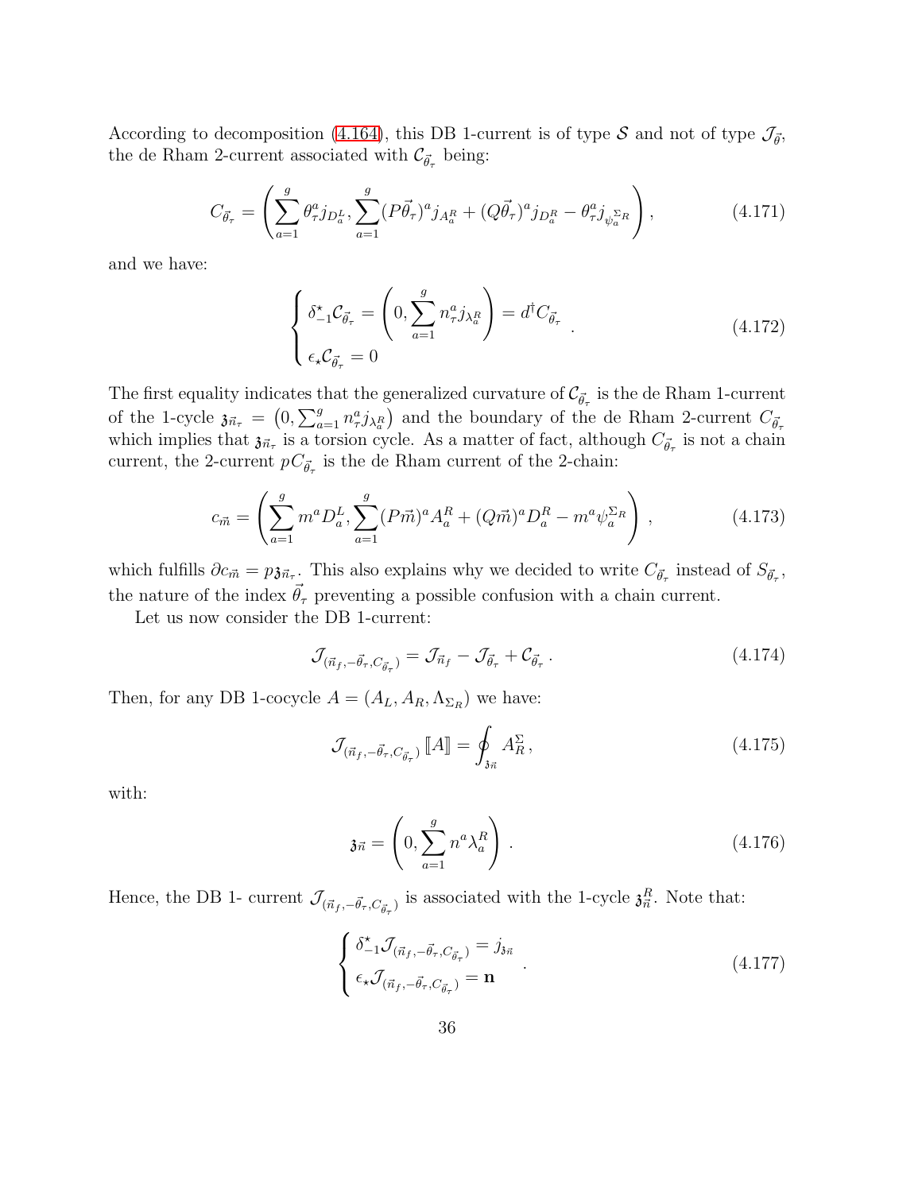According to decomposition (4.164), this DB 1-current is of type $\mathcal{S}$ and not of type $\mathcal{J}_{\vec{\theta}}$, the de Rham 2-current associated with $\mathcal{C}_{\vec{\theta}_\tau}$ being:

$$
C_{\vec{\theta}_\tau} = \left( \sum_{a=1}^{g} \theta_\tau^a j_{D_a^L}, \sum_{a=1}^{g} (P\vec{\theta}_\tau)^a j_{A_a^R} + (Q\vec{\theta}_\tau)^a j_{D_a^R} - \theta_\tau^a j_{\psi_a^{\Sigma_R}} \right), \tag{4.171}
$$

and we have:

$$
\begin{cases} \delta_{-1}^\star \mathcal{C}_{\vec{\theta}_\tau} = \left( 0, \sum_{a=1}^{g} n_\tau^a j_{\lambda_a^R} \right) = d^\dagger C_{\vec{\theta}_\tau} \\ \epsilon_\star \mathcal{C}_{\vec{\theta}_\tau} = 0 \end{cases} . \tag{4.172}
$$

The first equality indicates that the generalized curvature of $\mathcal{C}_{\vec{\theta}_\tau}$ is the de Rham 1-current of the 1-cycle $\mathfrak{z}_{\vec{n}_\tau} = \left(0, \sum_{a=1}^{g} n_\tau^a j_{\lambda_a^R}\right)$ and the boundary of the de Rham 2-current $C_{\vec{\theta}_\tau}$ which implies that $\mathfrak{z}_{\vec{n}_\tau}$ is a torsion cycle. As a matter of fact, although $C_{\vec{\theta}_\tau}$ is not a chain current, the 2-current $pC_{\vec{\theta}_\tau}$ is the de Rham current of the 2-chain:

$$
c_{\vec{m}} = \left( \sum_{a=1}^{g} m^a D_a^L, \sum_{a=1}^{g} (P\vec{m})^a A_a^R + (Q\vec{m})^a D_a^R - m^a \psi_a^{\Sigma_R} \right), \tag{4.173}
$$

which fulfills $\partial c_{\vec{m}} = p \mathfrak{z}_{\vec{n}_\tau}$. This also explains why we decided to write $C_{\vec{\theta}_\tau}$ instead of $S_{\vec{\theta}_\tau}$, the nature of the index $\vec{\theta}_\tau$ preventing a possible confusion with a chain current.

Let us now consider the DB 1-current:

$$
\mathcal{J}_{(\vec{n}_f, -\vec{\theta}_\tau, C_{\vec{\theta}_\tau})} = \mathcal{J}_{\vec{n}_f} - \mathcal{J}_{\vec{\theta}_\tau} + \mathcal{C}_{\vec{\theta}_\tau} . \tag{4.174}
$$

Then, for any DB 1-cocycle $A = (A_L, A_R, \Lambda_{\Sigma_R})$ we have:

$$
\mathcal{J}_{(\vec{n}_f, -\vec{\theta}_\tau, C_{\vec{\theta}_\tau})} \llbracket A \rrbracket = \oint_{\mathfrak{z}_{\vec{n}}} A_R^\Sigma , \tag{4.175}
$$

with:

$$
\mathfrak{z}_{\vec{n}} = \left( 0, \sum_{a=1}^{g} n^a \lambda_a^R \right) . \tag{4.176}
$$

Hence, the DB 1- current $\mathcal{J}_{(\vec{n}_f, -\vec{\theta}_\tau, C_{\vec{\theta}_\tau})}$ is associated with the 1-cycle $\mathfrak{z}_{\vec{n}}^R$. Note that:

$$
\begin{cases} \delta_{-1}^\star \mathcal{J}_{(\vec{n}_f, -\vec{\theta}_\tau, C_{\vec{\theta}_\tau})} = j_{\mathfrak{z}_{\vec{n}}} \\ \epsilon_\star \mathcal{J}_{(\vec{n}_f, -\vec{\theta}_\tau, C_{\vec{\theta}_\tau})} = \mathbf{n} \end{cases} . \tag{4.177}
$$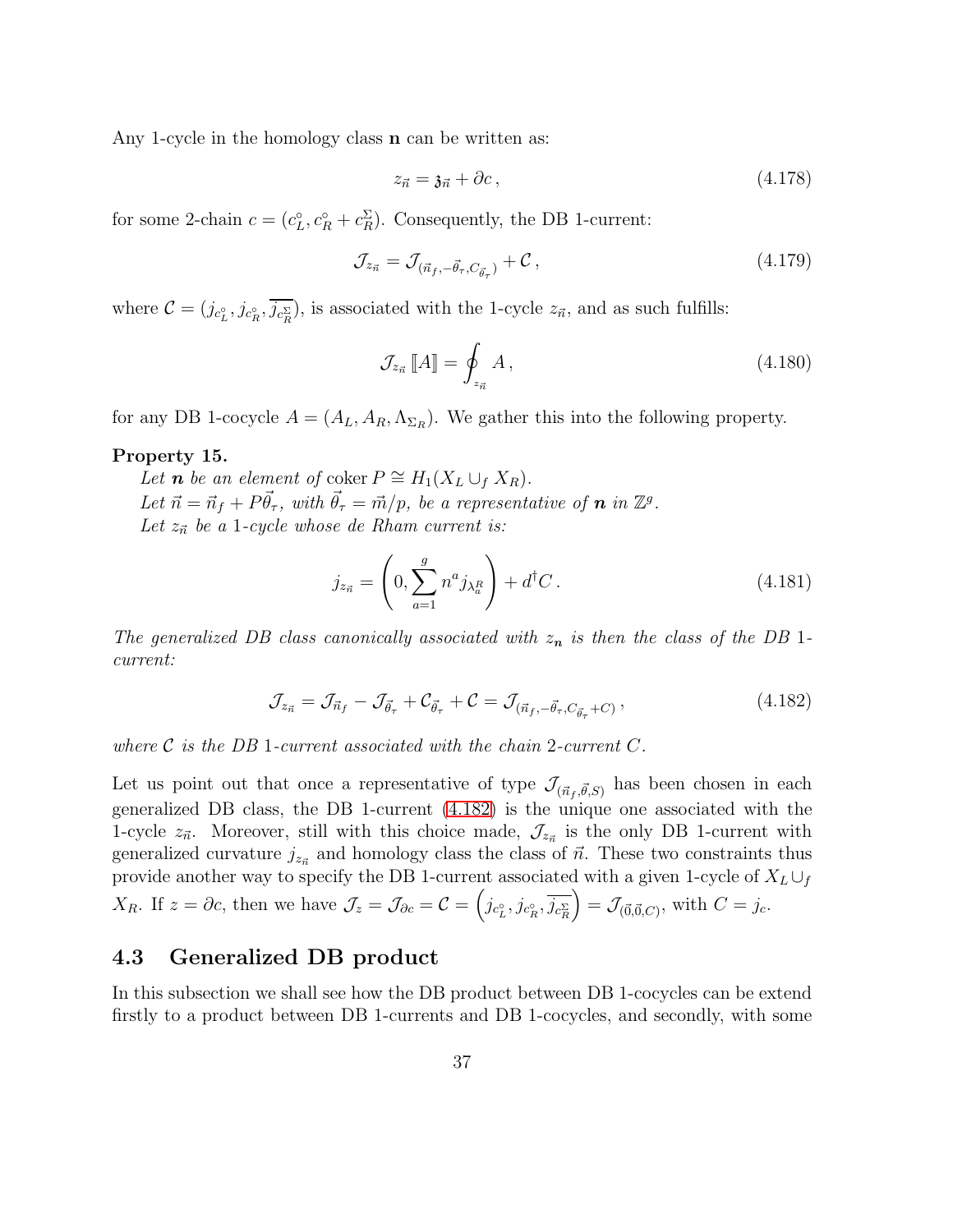Any 1-cycle in the homology class $\mathbf{n}$ can be written as:

$$z_{\vec{n}} = \mathfrak{z}_{\vec{n}} + \partial c \,, \tag{4.178}$$

for some 2-chain $c = (c_L^\circ, c_R^\circ + c_R^\Sigma)$. Consequently, the DB 1-current:

$$\mathcal{J}_{z_{\vec{n}}} = \mathcal{J}_{(\vec{n}_f, -\vec{\theta}_\tau, C_{\vec{\theta}_\tau})} + \mathcal{C} \,, \tag{4.179}$$

where $\mathcal{C} = (j_{c_L^\circ}, j_{c_R^\circ}, \overline{j_{c_R^\Sigma}})$, is associated with the 1-cycle $z_{\vec{n}}$, and as such fulfills:

$$\mathcal{J}_{z_{\vec{n}}} [\![A]\!] = \oint_{z_{\vec{n}}} A \,, \tag{4.180}$$

for any DB 1-cocycle $A = (A_L, A_R, \Lambda_{\Sigma_R})$. We gather this into the following property.

**Property 15.**

*Let $\boldsymbol{n}$ be an element of* $\operatorname{coker} P \cong H_1(X_L \cup_f X_R)$.

*Let $\vec{n} = \vec{n}_f + P\vec{\theta}_\tau$, with $\vec{\theta}_\tau = \vec{m}/p$, be a representative of $\boldsymbol{n}$ in $\mathbb{Z}^g$.*

*Let $z_{\vec{n}}$ be a 1-cycle whose de Rham current is:*

$$j_{z_{\vec{n}}} = \left(0, \sum_{a=1}^{g} n^a j_{\lambda_a^R}\right) + d^\dagger C \,. \tag{4.181}$$

*The generalized DB class canonically associated with $z_{\boldsymbol{n}}$ is then the class of the DB 1-current:*

$$\mathcal{J}_{z_{\vec{n}}} = \mathcal{J}_{\vec{n}_f} - \mathcal{J}_{\vec{\theta}_\tau} + \mathcal{C}_{\vec{\theta}_\tau} + \mathcal{C} = \mathcal{J}_{(\vec{n}_f, -\vec{\theta}_\tau, C_{\vec{\theta}_\tau} + C)} \,, \tag{4.182}$$

*where $\mathcal{C}$ is the DB 1-current associated with the chain 2-current $C$.*

Let us point out that once a representative of type $\mathcal{J}_{(\vec{n}_f, \vec{\theta}, S)}$ has been chosen in each generalized DB class, the DB 1-current (4.182) is the unique one associated with the 1-cycle $z_{\vec{n}}$. Moreover, still with this choice made, $\mathcal{J}_{z_{\vec{n}}}$ is the only DB 1-current with generalized curvature $j_{z_{\vec{n}}}$ and homology class the class of $\vec{n}$. These two constraints thus provide another way to specify the DB 1-current associated with a given 1-cycle of $X_L \cup_f X_R$. If $z = \partial c$, then we have $\mathcal{J}_z = \mathcal{J}_{\partial c} = \mathcal{C} = \left(j_{c_L^\circ}, j_{c_R^\circ}, \overline{j_{c_R^\Sigma}}\right) = \mathcal{J}_{(\vec{0}, \vec{0}, C)}$, with $C = j_c$.

## 4.3 Generalized DB product

In this subsection we shall see how the DB product between DB 1-cocycles can be extend firstly to a product between DB 1-currents and DB 1-cocycles, and secondly, with some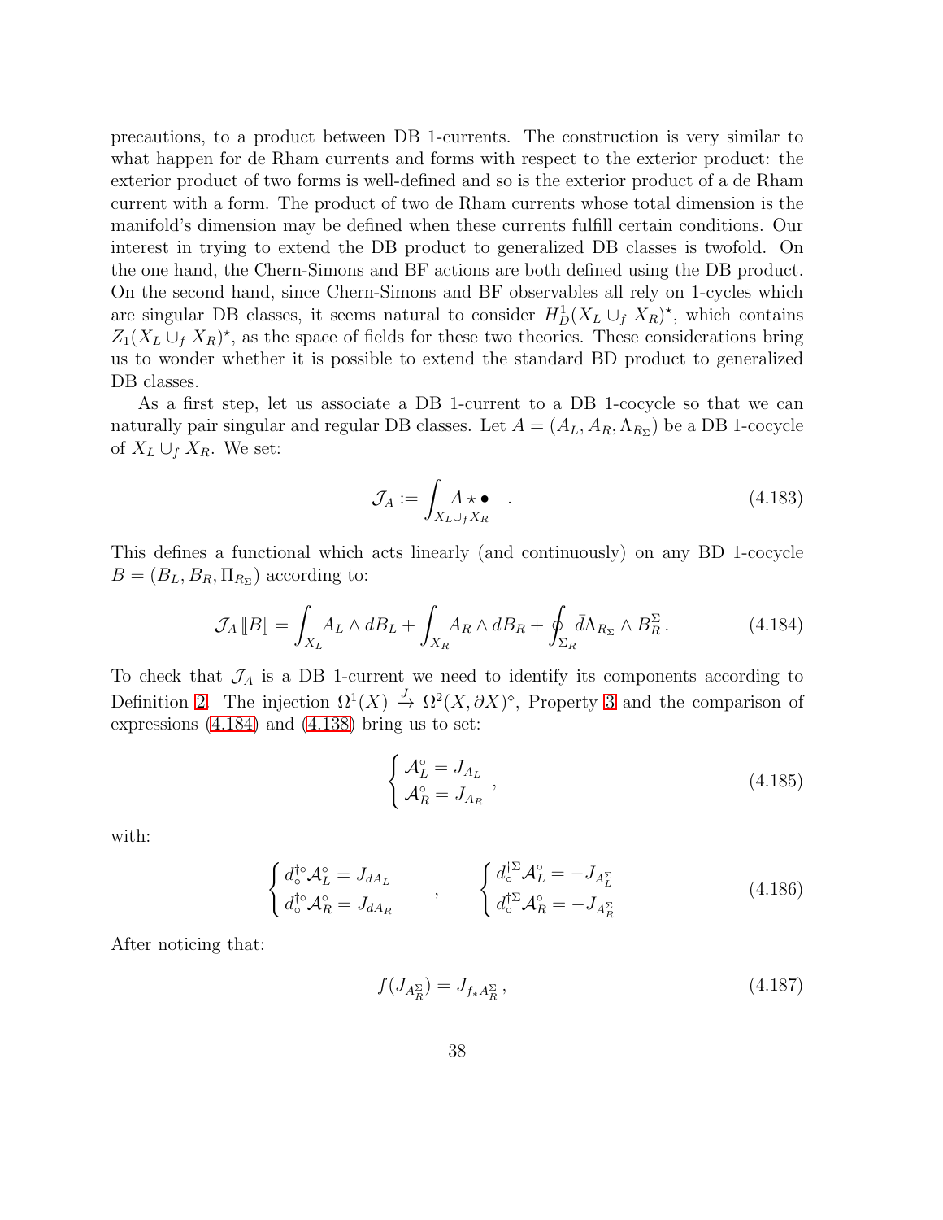precautions, to a product between DB 1-currents. The construction is very similar to what happen for de Rham currents and forms with respect to the exterior product: the exterior product of two forms is well-defined and so is the exterior product of a de Rham current with a form. The product of two de Rham currents whose total dimension is the manifold's dimension may be defined when these currents fulfill certain conditions. Our interest in trying to extend the DB product to generalized DB classes is twofold. On the one hand, the Chern-Simons and BF actions are both defined using the DB product. On the second hand, since Chern-Simons and BF observables all rely on 1-cycles which are singular DB classes, it seems natural to consider $H^1_D(X_L \cup_f X_R)^\star$, which contains $Z_1(X_L \cup_f X_R)^\star$, as the space of fields for these two theories. These considerations bring us to wonder whether it is possible to extend the standard BD product to generalized DB classes.

As a first step, let us associate a DB 1-current to a DB 1-cocycle so that we can naturally pair singular and regular DB classes. Let $A = (A_L, A_R, \Lambda_{R_\Sigma})$ be a DB 1-cocycle of $X_L \cup_f X_R$. We set:

$$\mathcal{J}_A := \int_{X_L \cup_f X_R} A \star \bullet \quad . \tag{4.183}$$

This defines a functional which acts linearly (and continuously) on any BD 1-cocycle $B = (B_L, B_R, \Pi_{R_\Sigma})$ according to:

$$\mathcal{J}_A \left[\!\left[ B \right]\!\right] = \int_{X_L} A_L \wedge dB_L + \int_{X_R} A_R \wedge dB_R + \oint_{\Sigma_R} \bar{d}\Lambda_{R_\Sigma} \wedge B^\Sigma_R \,. \tag{4.184}$$

To check that $\mathcal{J}_A$ is a DB 1-current we need to identify its components according to Definition 2. The injection $\Omega^1(X) \xrightarrow{J} \Omega^2(X, \partial X)^\circ$, Property 3 and the comparison of expressions (4.184) and (4.138) bring us to set:

$$\begin{cases} \mathcal{A}^\circ_L = J_{A_L} \\ \mathcal{A}^\circ_R = J_{A_R} \end{cases} , \tag{4.185}$$

with:

$$\begin{cases} d^{\dagger\circ}_\circ \mathcal{A}^\circ_L = J_{dA_L} \\ d^{\dagger\circ}_\circ \mathcal{A}^\circ_R = J_{dA_R} \end{cases} \quad , \quad \begin{cases} d^{\dagger\Sigma}_\circ \mathcal{A}^\circ_L = -J_{A^\Sigma_L} \\ d^{\dagger\Sigma}_\circ \mathcal{A}^\circ_R = -J_{A^\Sigma_R} \end{cases} \tag{4.186}$$

After noticing that:

$$f(J_{A^\Sigma_R}) = J_{f_\ast A^\Sigma_R} \,, \tag{4.187}$$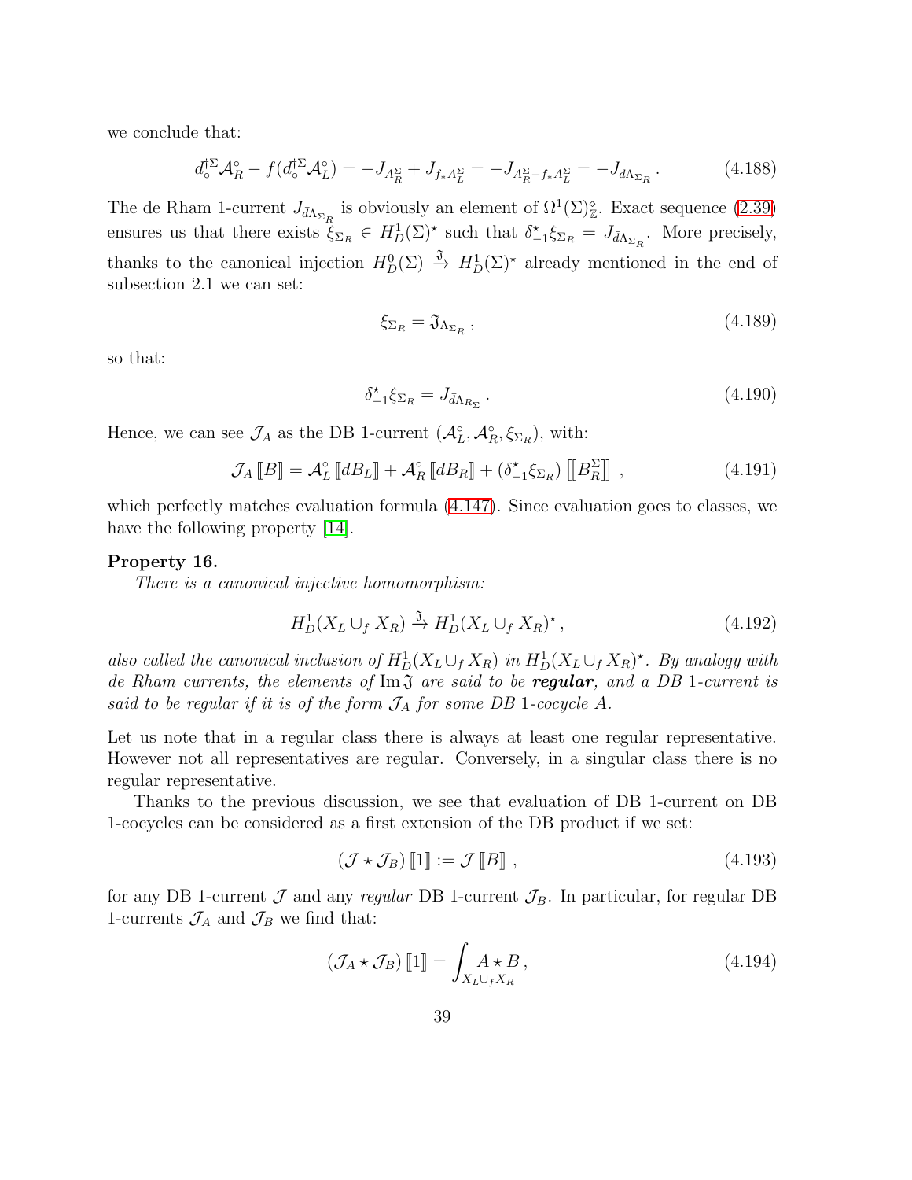we conclude that:

$$
d_\circ^{\dagger\Sigma}\mathcal{A}_R^\circ - f(d_\circ^{\dagger\Sigma}\mathcal{A}_L^\circ) = -J_{A_R^\Sigma} + J_{f_* A_L^\Sigma} = -J_{A_R^\Sigma - f_* A_L^\Sigma} = -J_{\bar{d}\Lambda_{\Sigma_R}} . \tag{4.188}
$$

The de Rham 1-current $J_{\bar{d}\Lambda_{\Sigma_R}}$ is obviously an element of $\Omega^1(\Sigma)^\diamond_{\mathbb{Z}}$. Exact sequence (2.39) ensures us that there exists $\xi_{\Sigma_R} \in H_D^1(\Sigma)^\star$ such that $\delta_{-1}^\star \xi_{\Sigma_R} = J_{\bar{d}\Lambda_{\Sigma_R}}$. More precisely, thanks to the canonical injection $H_D^0(\Sigma) \overset{\mathfrak{J}}{\to} H_D^1(\Sigma)^\star$ already mentioned in the end of subsection 2.1 we can set:

$$
\xi_{\Sigma_R} = \mathfrak{J}_{\Lambda_{\Sigma_R}} , \tag{4.189}
$$

so that:

$$
\delta_{-1}^\star \xi_{\Sigma_R} = J_{\bar{d}\Lambda_{R_\Sigma}} . \tag{4.190}
$$

Hence, we can see $\mathcal{J}_A$ as the DB 1-current $(\mathcal{A}_L^\circ, \mathcal{A}_R^\circ, \xi_{\Sigma_R})$, with:

$$
\mathcal{J}_A \left[\!\left[ B \right]\!\right] = \mathcal{A}_L^\circ \left[\!\left[ dB_L \right]\!\right] + \mathcal{A}_R^\circ \left[\!\left[ dB_R \right]\!\right] + (\delta_{-1}^\star \xi_{\Sigma_R}) \left[\!\left[ B_R^\Sigma \right]\!\right] , \tag{4.191}
$$

which perfectly matches evaluation formula (4.147). Since evaluation goes to classes, we have the following property [14].

**Property 16.**

*There is a canonical injective homomorphism:*

$$
H_D^1(X_L \cup_f X_R) \overset{\mathfrak{J}}{\to} H_D^1(X_L \cup_f X_R)^\star , \tag{4.192}
$$

*also called the canonical inclusion of $H_D^1(X_L \cup_f X_R)$ in $H_D^1(X_L \cup_f X_R)^\star$. By analogy with de Rham currents, the elements of $\operatorname{Im}\mathfrak{J}$ are said to be* ***regular****, and a DB 1-current is said to be regular if it is of the form $\mathcal{J}_A$ for some DB 1-cocycle $A$.*

Let us note that in a regular class there is always at least one regular representative. However not all representatives are regular. Conversely, in a singular class there is no regular representative.

Thanks to the previous discussion, we see that evaluation of DB 1-current on DB 1-cocycles can be considered as a first extension of the DB product if we set:

$$
(\mathcal{J} \star \mathcal{J}_B) \left[\!\left[ 1 \right]\!\right] := \mathcal{J} \left[\!\left[ B \right]\!\right] , \tag{4.193}
$$

for any DB 1-current $\mathcal{J}$ and any *regular* DB 1-current $\mathcal{J}_B$. In particular, for regular DB 1-currents $\mathcal{J}_A$ and $\mathcal{J}_B$ we find that:

$$
(\mathcal{J}_A \star \mathcal{J}_B) \left[\!\left[ 1 \right]\!\right] = \int_{X_L \cup_f X_R} A \star B , \tag{4.194}
$$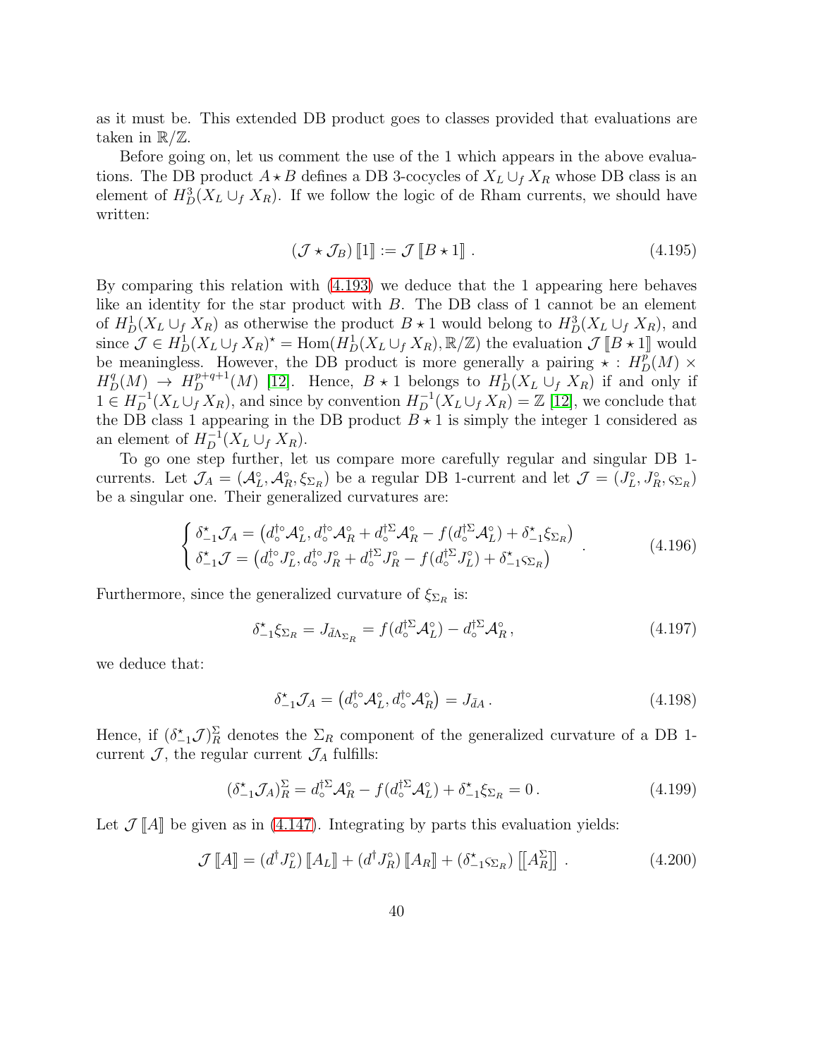as it must be. This extended DB product goes to classes provided that evaluations are taken in $\mathbb{R}/\mathbb{Z}$.

Before going on, let us comment the use of the 1 which appears in the above evaluations. The DB product $A \star B$ defines a DB 3-cocycles of $X_L \cup_f X_R$ whose DB class is an element of $H^3_D(X_L \cup_f X_R)$. If we follow the logic of de Rham currents, we should have written:

$$(\mathcal{J} \star \mathcal{J}_B) \llbracket 1 \rrbracket := \mathcal{J} \llbracket B \star 1 \rrbracket \,. \tag{4.195}$$

By comparing this relation with (4.193) we deduce that the 1 appearing here behaves like an identity for the star product with $B$. The DB class of 1 cannot be an element of $H^1_D(X_L \cup_f X_R)$ as otherwise the product $B \star 1$ would belong to $H^3_D(X_L \cup_f X_R)$, and since $\mathcal{J} \in H^1_D(X_L \cup_f X_R)^\star = \mathrm{Hom}(H^1_D(X_L \cup_f X_R), \mathbb{R}/\mathbb{Z})$ the evaluation $\mathcal{J} \llbracket B \star 1 \rrbracket$ would be meaningless. However, the DB product is more generally a pairing $\star : H^p_D(M) \times H^q_D(M) \to H^{p+q+1}_D(M)$ [12]. Hence, $B \star 1$ belongs to $H^1_D(X_L \cup_f X_R)$ if and only if $1 \in H^{-1}_D(X_L \cup_f X_R)$, and since by convention $H^{-1}_D(X_L \cup_f X_R) = \mathbb{Z}$ [12], we conclude that the DB class 1 appearing in the DB product $B \star 1$ is simply the integer 1 considered as an element of $H^{-1}_D(X_L \cup_f X_R)$.

To go one step further, let us compare more carefully regular and singular DB 1-currents. Let $\mathcal{J}_A = (\mathcal{A}^\circ_L, \mathcal{A}^\circ_R, \xi_{\Sigma_R})$ be a regular DB 1-current and let $\mathcal{J} = (J^\circ_L, J^\circ_R, \varsigma_{\Sigma_R})$ be a singular one. Their generalized curvatures are:

$$\begin{cases} \delta^\star_{-1} \mathcal{J}_A = \left( d^{\dagger\circ}_\circ \mathcal{A}^\circ_L, d^{\dagger\circ}_\circ \mathcal{A}^\circ_R + d^{\dagger\Sigma}_\circ \mathcal{A}^\circ_R - f(d^{\dagger\Sigma}_\circ \mathcal{A}^\circ_L) + \delta^\star_{-1} \xi_{\Sigma_R} \right) \\ \delta^\star_{-1} \mathcal{J} = \left( d^{\dagger\circ}_\circ J^\circ_L, d^{\dagger\circ}_\circ J^\circ_R + d^{\dagger\Sigma}_\circ J^\circ_R - f(d^{\dagger\Sigma}_\circ J^\circ_L) + \delta^\star_{-1} \varsigma_{\Sigma_R} \right) \end{cases} . \tag{4.196}$$

Furthermore, since the generalized curvature of $\xi_{\Sigma_R}$ is:

$$\delta^\star_{-1} \xi_{\Sigma_R} = J_{\bar{d}\Lambda_{\Sigma_R}} = f(d^{\dagger\Sigma}_\circ \mathcal{A}^\circ_L) - d^{\dagger\Sigma}_\circ \mathcal{A}^\circ_R \,, \tag{4.197}$$

we deduce that:

$$\delta^\star_{-1} \mathcal{J}_A = \left( d^{\dagger\circ}_\circ \mathcal{A}^\circ_L, d^{\dagger\circ}_\circ \mathcal{A}^\circ_R \right) = J_{\bar{d}A} \,. \tag{4.198}$$

Hence, if $(\delta^\star_{-1} \mathcal{J})^\Sigma_R$ denotes the $\Sigma_R$ component of the generalized curvature of a DB 1-current $\mathcal{J}$, the regular current $\mathcal{J}_A$ fulfills:

$$(\delta^\star_{-1} \mathcal{J}_A)^\Sigma_R = d^{\dagger\Sigma}_\circ \mathcal{A}^\circ_R - f(d^{\dagger\Sigma}_\circ \mathcal{A}^\circ_L) + \delta^\star_{-1} \xi_{\Sigma_R} = 0 \,. \tag{4.199}$$

Let $\mathcal{J} \llbracket A \rrbracket$ be given as in (4.147). Integrating by parts this evaluation yields:

$$\mathcal{J} \llbracket A \rrbracket = (d^\dagger J^\circ_L) \llbracket A_L \rrbracket + (d^\dagger J^\circ_R) \llbracket A_R \rrbracket + (\delta^\star_{-1} \varsigma_{\Sigma_R}) \left\llbracket A^\Sigma_R \right\rrbracket \,. \tag{4.200}$$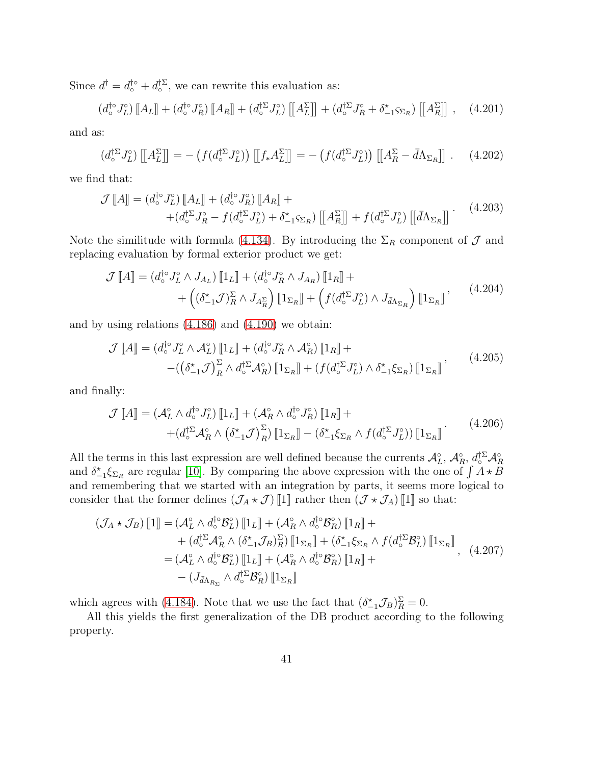Since $d^\dagger = d^{\dagger\circ}_\circ + d^{\dagger\Sigma}_\circ$, we can rewrite this evaluation as:

$$
(d^{\dagger\circ}_\circ J^\circ_L)\,[\![A_L]\!] + (d^{\dagger\circ}_\circ J^\circ_R)\,[\![A_R]\!] + (d^{\dagger\Sigma}_\circ J^\circ_L)\,\left[\!\left[A^\Sigma_L\right]\!\right] + (d^{\dagger\Sigma}_\circ J^\circ_R + \delta^\star_{-1}\varsigma_{\Sigma_R})\,\left[\!\left[A^\Sigma_R\right]\!\right]\,, \tag{4.201}
$$

and as:

$$
(d^{\dagger\Sigma}_\circ J^\circ_L)\,\left[\!\left[A^\Sigma_L\right]\!\right] = -\left(f(d^{\dagger\Sigma}_\circ J^\circ_L)\right)\left[\!\left[f_* A^\Sigma_L\right]\!\right] = -\left(f(d^{\dagger\Sigma}_\circ J^\circ_L)\right)\left[\!\left[A^\Sigma_R - \bar{d}\Lambda_{\Sigma_R}\right]\!\right]\,. \tag{4.202}
$$

we find that:

$$
\begin{aligned}
\mathcal{J}\,[\![A]\!] = {} & (d^{\dagger\circ}_\circ J^\circ_L)\,[\![A_L]\!] + (d^{\dagger\circ}_\circ J^\circ_R)\,[\![A_R]\!] + \\
& + (d^{\dagger\Sigma}_\circ J^\circ_R - f(d^{\dagger\Sigma}_\circ J^\circ_L) + \delta^\star_{-1}\varsigma_{\Sigma_R})\,\left[\!\left[A^\Sigma_R\right]\!\right] + f(d^{\dagger\Sigma}_\circ J^\circ_L)\,\left[\!\left[\bar{d}\Lambda_{\Sigma_R}\right]\!\right]
\end{aligned}. \tag{4.203}
$$

Note the similitude with formula (4.134). By introducing the $\Sigma_R$ component of $\mathcal{J}$ and replacing evaluation by formal exterior product we get:

$$
\begin{aligned}
\mathcal{J}\,[\![A]\!] = {} & (d^{\dagger\circ}_\circ J^\circ_L \wedge J_{A_L})\,[\![1_L]\!] + (d^{\dagger\circ}_\circ J^\circ_R \wedge J_{A_R})\,[\![1_R]\!] + \\
& + \left((\delta^\star_{-1}\mathcal{J})^\Sigma_R \wedge J_{A^\Sigma_R}\right)[\![1_{\Sigma_R}]\!] + \left(f(d^{\dagger\Sigma}_\circ J^\circ_L) \wedge J_{\bar{d}\Lambda_{\Sigma_R}}\right)[\![1_{\Sigma_R}]\!]
\end{aligned}, \tag{4.204}
$$

and by using relations (4.186) and (4.190) we obtain:

$$
\begin{aligned}
\mathcal{J}\,[\![A]\!] = {} & (d^{\dagger\circ}_\circ J^\circ_L \wedge \mathcal{A}^\circ_L)\,[\![1_L]\!] + (d^{\dagger\circ}_\circ J^\circ_R \wedge \mathcal{A}^\circ_R)\,[\![1_R]\!] + \\
& - (\left(\delta^\star_{-1}\mathcal{J}\right)^\Sigma_R \wedge d^{\dagger\Sigma}_\circ \mathcal{A}^\circ_R)\,[\![1_{\Sigma_R}]\!] + (f(d^{\dagger\Sigma}_\circ J^\circ_L) \wedge \delta^\star_{-1}\xi_{\Sigma_R})\,[\![1_{\Sigma_R}]\!]
\end{aligned}, \tag{4.205}
$$

and finally:

$$
\begin{aligned}
\mathcal{J}\,[\![A]\!] = {} & (\mathcal{A}^\circ_L \wedge d^{\dagger\circ}_\circ J^\circ_L)\,[\![1_L]\!] + (\mathcal{A}^\circ_R \wedge d^{\dagger\circ}_\circ J^\circ_R)\,[\![1_R]\!] + \\
& + (d^{\dagger\Sigma}_\circ \mathcal{A}^\circ_R \wedge \left(\delta^\star_{-1}\mathcal{J}\right)^\Sigma_R)\,[\![1_{\Sigma_R}]\!] - (\delta^\star_{-1}\xi_{\Sigma_R} \wedge f(d^{\dagger\Sigma}_\circ J^\circ_L))\,[\![1_{\Sigma_R}]\!]
\end{aligned}. \tag{4.206}
$$

All the terms in this last expression are well defined because the currents $\mathcal{A}^\circ_L$, $\mathcal{A}^\circ_R$, $d^{\dagger\Sigma}_\circ \mathcal{A}^\circ_R$ and $\delta^\star_{-1}\xi_{\Sigma_R}$ are regular [10]. By comparing the above expression with the one of $\int A \star B$ and remembering that we started with an integration by parts, it seems more logical to consider that the former defines $(\mathcal{J}_A \star \mathcal{J})\,[\![1]\!]$ rather then $(\mathcal{J} \star \mathcal{J}_A)\,[\![1]\!]$ so that:

$$
\begin{aligned}
(\mathcal{J}_A \star \mathcal{J}_B)\,[\![1]\!] &= (\mathcal{A}^\circ_L \wedge d^{\dagger\circ}_\circ \mathcal{B}^\circ_L)\,[\![1_L]\!] + (\mathcal{A}^\circ_R \wedge d^{\dagger\circ}_\circ \mathcal{B}^\circ_R)\,[\![1_R]\!] + \\
&\quad + (d^{\dagger\Sigma}_\circ \mathcal{A}^\circ_R \wedge (\delta^\star_{-1}\mathcal{J}_B)^\Sigma_R)\,[\![1_{\Sigma_R}]\!] + (\delta^\star_{-1}\xi_{\Sigma_R} \wedge f(d^{\dagger\Sigma}_\circ \mathcal{B}^\circ_L)\,[\![1_{\Sigma_R}]\!] \\
&= (\mathcal{A}^\circ_L \wedge d^{\dagger\circ}_\circ \mathcal{B}^\circ_L)\,[\![1_L]\!] + (\mathcal{A}^\circ_R \wedge d^{\dagger\circ}_\circ \mathcal{B}^\circ_R)\,[\![1_R]\!] + \\
&\quad - (J_{\bar{d}\Lambda_{R_\Sigma}} \wedge d^{\dagger\Sigma}_\circ \mathcal{B}^\circ_R)\,[\![1_{\Sigma_R}]\!]
\end{aligned}, \tag{4.207}
$$

which agrees with (4.184). Note that we use the fact that $(\delta^\star_{-1}\mathcal{J}_B)^\Sigma_R = 0$.

All this yields the first generalization of the DB product according to the following property.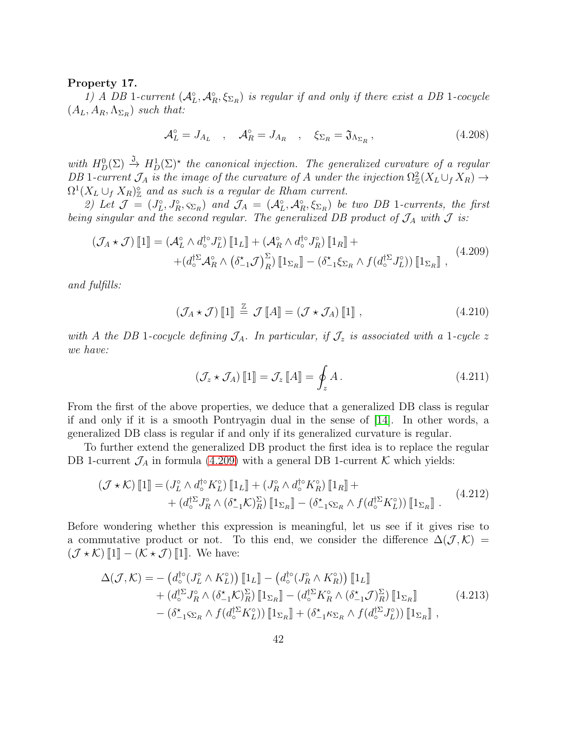**Property 17.**

*1) A DB 1-current $(\mathcal{A}_L^\circ, \mathcal{A}_R^\circ, \xi_{\Sigma_R})$ is regular if and only if there exist a DB 1-cocycle $(A_L, A_R, \Lambda_{\Sigma_R})$ such that:*

$$\mathcal{A}_L^\circ = J_{A_L} \quad , \quad \mathcal{A}_R^\circ = J_{A_R} \quad , \quad \xi_{\Sigma_R} = \mathfrak{J}_{\Lambda_{\Sigma_R}} \,, \tag{4.208}$$

*with $H_D^0(\Sigma) \xrightarrow{\mathfrak{J}} H_D^1(\Sigma)^\star$ the canonical injection. The generalized curvature of a regular DB 1-current $\mathcal{J}_A$ is the image of the curvature of $A$ under the injection $\Omega^2_{\mathbb{Z}}(X_L \cup_f X_R) \to \Omega^1(X_L \cup_f X_R)^\diamond_{\mathbb{Z}}$ and as such is a regular de Rham current.*

*2) Let $\mathcal{J} = (J_L^\circ, J_R^\circ, \varsigma_{\Sigma_R})$ and $\mathcal{J}_A = (\mathcal{A}_L^\circ, \mathcal{A}_R^\circ, \xi_{\Sigma_R})$ be two DB 1-currents, the first being singular and the second regular. The generalized DB product of $\mathcal{J}_A$ with $\mathcal{J}$ is:*

$$\begin{aligned}(\mathcal{J}_A \star \mathcal{J})\,[\![1]\!] = {} & (\mathcal{A}_L^\circ \wedge d_\circ^{\dagger\circ} J_L^\circ)\,[\![1_L]\!] + (\mathcal{A}_R^\circ \wedge d_\circ^{\dagger\circ} J_R^\circ)\,[\![1_R]\!] + \\ & + (d_\circ^{\dagger\Sigma} \mathcal{A}_R^\circ \wedge \left(\delta_{-1}^\star \mathcal{J}\right)_R^\Sigma)\,[\![1_{\Sigma_R}]\!] - (\delta_{-1}^\star \xi_{\Sigma_R} \wedge f(d_\circ^{\dagger\Sigma} J_L^\circ))\,[\![1_{\Sigma_R}]\!] \;,\end{aligned} \tag{4.209}$$

*and fulfills:*

$$(\mathcal{J}_A \star \mathcal{J})\,[\![1]\!] \overset{\mathbb{Z}}{=} \mathcal{J}\,[\![A]\!] = (\mathcal{J} \star \mathcal{J}_A)\,[\![1]\!] \;, \tag{4.210}$$

*with $A$ the DB 1-cocycle defining $\mathcal{J}_A$. In particular, if $\mathcal{J}_z$ is associated with a 1-cycle $z$ we have:*

$$(\mathcal{J}_z \star \mathcal{J}_A)\,[\![1]\!] = \mathcal{J}_z\,[\![A]\!] = \oint_z A \,. \tag{4.211}$$

From the first of the above properties, we deduce that a generalized DB class is regular if and only if it is a smooth Pontryagin dual in the sense of [14]. In other words, a generalized DB class is regular if and only if its generalized curvature is regular.

To further extend the generalized DB product the first idea is to replace the regular DB 1-current $\mathcal{J}_A$ in formula (4.209) with a general DB 1-current $\mathcal{K}$ which yields:

$$\begin{aligned}(\mathcal{J} \star \mathcal{K})\,[\![1]\!] = {} & (J_L^\circ \wedge d_\circ^{\dagger\circ} K_L^\circ)\,[\![1_L]\!] + (J_R^\circ \wedge d_\circ^{\dagger\circ} K_R^\circ)\,[\![1_R]\!] + \\ & + (d_\circ^{\dagger\Sigma} J_R^\circ \wedge (\delta_{-1}^\star \mathcal{K})_R^\Sigma)\,[\![1_{\Sigma_R}]\!] - (\delta_{-1}^\star \varsigma_{\Sigma_R} \wedge f(d_\circ^{\dagger\Sigma} K_L^\circ))\,[\![1_{\Sigma_R}]\!] \;.\end{aligned} \tag{4.212}$$

Before wondering whether this expression is meaningful, let us see if it gives rise to a commutative product or not. To this end, we consider the difference $\Delta(\mathcal{J}, \mathcal{K}) = (\mathcal{J} \star \mathcal{K})\,[\![1]\!] - (\mathcal{K} \star \mathcal{J})\,[\![1]\!]$. We have:

$$\begin{aligned}\Delta(\mathcal{J}, \mathcal{K}) = {} & -\left(d_\circ^{\dagger\circ}(J_L^\circ \wedge K_L^\circ)\right)[\![1_L]\!] - \left(d_\circ^{\dagger\circ}(J_R^\circ \wedge K_R^\circ)\right)[\![1_L]\!] \\ & + (d_\circ^{\dagger\Sigma} J_R^\circ \wedge (\delta_{-1}^\star \mathcal{K})_R^\Sigma)\,[\![1_{\Sigma_R}]\!] - (d_\circ^{\dagger\Sigma} K_R^\circ \wedge (\delta_{-1}^\star \mathcal{J})_R^\Sigma)\,[\![1_{\Sigma_R}]\!] \\ & - (\delta_{-1}^\star \varsigma_{\Sigma_R} \wedge f(d_\circ^{\dagger\Sigma} K_L^\circ))\,[\![1_{\Sigma_R}]\!] + (\delta_{-1}^\star \kappa_{\Sigma_R} \wedge f(d_\circ^{\dagger\Sigma} J_L^\circ))\,[\![1_{\Sigma_R}]\!] \;,\end{aligned} \tag{4.213}$$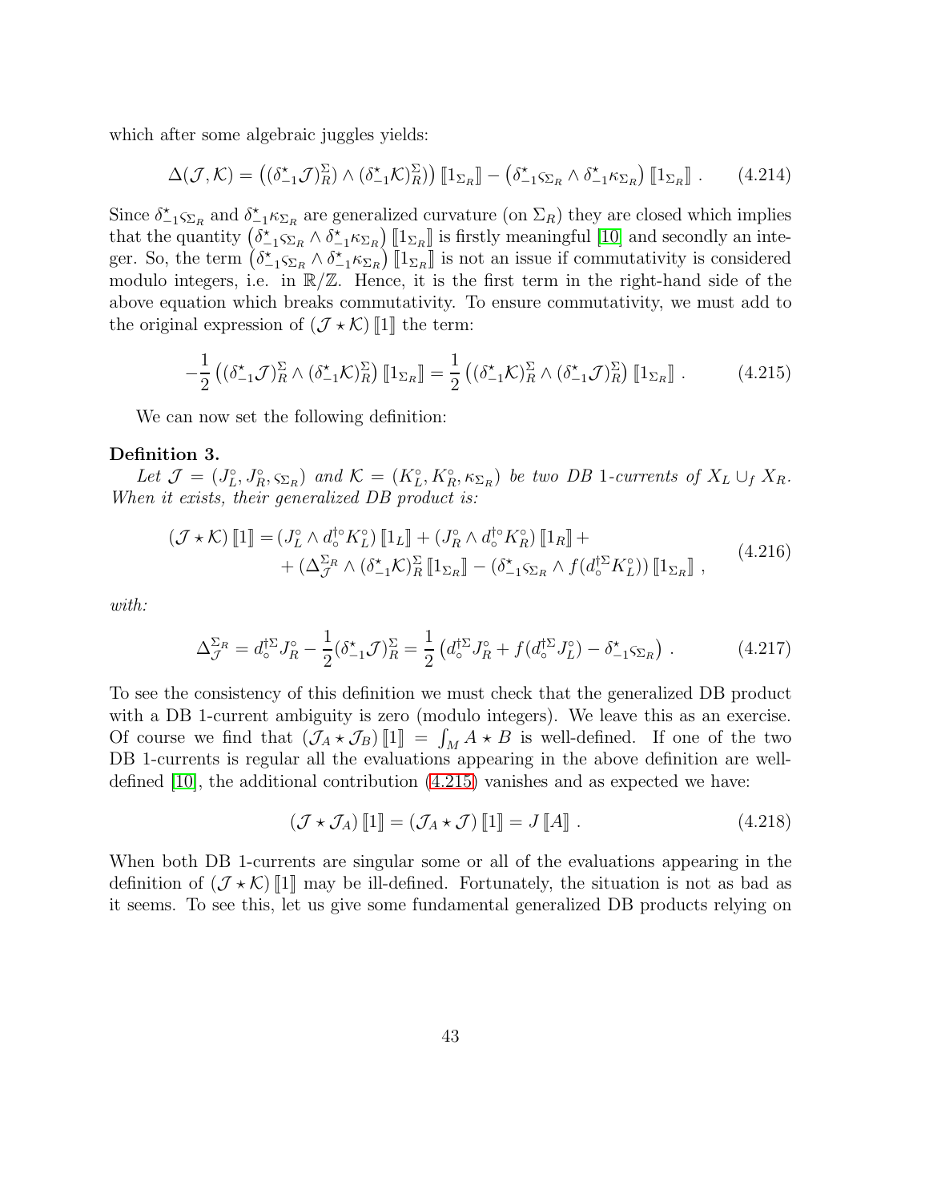which after some algebraic juggles yields:

$$\Delta(\mathcal{J},\mathcal{K}) = \left((\delta^\star_{-1}\mathcal{J})^\Sigma_R) \wedge (\delta^\star_{-1}\mathcal{K})^\Sigma_R)\right) [\![1_{\Sigma_R}]\!] - \left(\delta^\star_{-1}\varsigma_{\Sigma_R} \wedge \delta^\star_{-1}\kappa_{\Sigma_R}\right) [\![1_{\Sigma_R}]\!] \,. \tag{4.214}$$

Since $\delta^\star_{-1}\varsigma_{\Sigma_R}$ and $\delta^\star_{-1}\kappa_{\Sigma_R}$ are generalized curvature (on $\Sigma_R$) they are closed which implies that the quantity $\left(\delta^\star_{-1}\varsigma_{\Sigma_R} \wedge \delta^\star_{-1}\kappa_{\Sigma_R}\right) [\![1_{\Sigma_R}]\!]$ is firstly meaningful [10] and secondly an integer. So, the term $\left(\delta^\star_{-1}\varsigma_{\Sigma_R} \wedge \delta^\star_{-1}\kappa_{\Sigma_R}\right) [\![1_{\Sigma_R}]\!]$ is not an issue if commutativity is considered modulo integers, i.e. in $\mathbb{R}/\mathbb{Z}$. Hence, it is the first term in the right-hand side of the above equation which breaks commutativity. To ensure commutativity, we must add to the original expression of $(\mathcal{J} \star \mathcal{K}) [\![1]\!]$ the term:

$$-\frac{1}{2}\left((\delta^\star_{-1}\mathcal{J})^\Sigma_R \wedge (\delta^\star_{-1}\mathcal{K})^\Sigma_R\right) [\![1_{\Sigma_R}]\!] = \frac{1}{2}\left((\delta^\star_{-1}\mathcal{K})^\Sigma_R \wedge (\delta^\star_{-1}\mathcal{J})^\Sigma_R\right) [\![1_{\Sigma_R}]\!] \,. \tag{4.215}$$

We can now set the following definition:

**Definition 3.**
*Let $\mathcal{J} = (J^\circ_L, J^\circ_R, \varsigma_{\Sigma_R})$ and $\mathcal{K} = (K^\circ_L, K^\circ_R, \kappa_{\Sigma_R})$ be two DB 1-currents of $X_L \cup_f X_R$. When it exists, their generalized DB product is:*

$$\begin{aligned}(\mathcal{J} \star \mathcal{K}) [\![1]\!] = &(J^\circ_L \wedge d^{\dagger\circ}_\circ K^\circ_L) [\![1_L]\!] + (J^\circ_R \wedge d^{\dagger\circ}_\circ K^\circ_R) [\![1_R]\!] + \\ &+ (\Delta^{\Sigma_R}_{\mathcal{J}} \wedge (\delta^\star_{-1}\mathcal{K})^\Sigma_R [\![1_{\Sigma_R}]\!] - (\delta^\star_{-1}\varsigma_{\Sigma_R} \wedge f(d^{\dagger\Sigma}_\circ K^\circ_L)) [\![1_{\Sigma_R}]\!] \,,\end{aligned} \tag{4.216}$$

*with:*

$$\Delta^{\Sigma_R}_{\mathcal{J}} = d^{\dagger\Sigma}_\circ J^\circ_R - \frac{1}{2}(\delta^\star_{-1}\mathcal{J})^\Sigma_R = \frac{1}{2}\left(d^{\dagger\Sigma}_\circ J^\circ_R + f(d^{\dagger\Sigma}_\circ J^\circ_L) - \delta^\star_{-1}\varsigma_{\Sigma_R}\right) \,. \tag{4.217}$$

To see the consistency of this definition we must check that the generalized DB product with a DB 1-current ambiguity is zero (modulo integers). We leave this as an exercise. Of course we find that $(\mathcal{J}_A \star \mathcal{J}_B) [\![1]\!] = \int_M A \star B$ is well-defined. If one of the two DB 1-currents is regular all the evaluations appearing in the above definition are well-defined [10], the additional contribution (4.215) vanishes and as expected we have:

$$(\mathcal{J} \star \mathcal{J}_A) [\![1]\!] = (\mathcal{J}_A \star \mathcal{J}) [\![1]\!] = J [\![A]\!] \,. \tag{4.218}$$

When both DB 1-currents are singular some or all of the evaluations appearing in the definition of $(\mathcal{J} \star \mathcal{K}) [\![1]\!]$ may be ill-defined. Fortunately, the situation is not as bad as it seems. To see this, let us give some fundamental generalized DB products relying on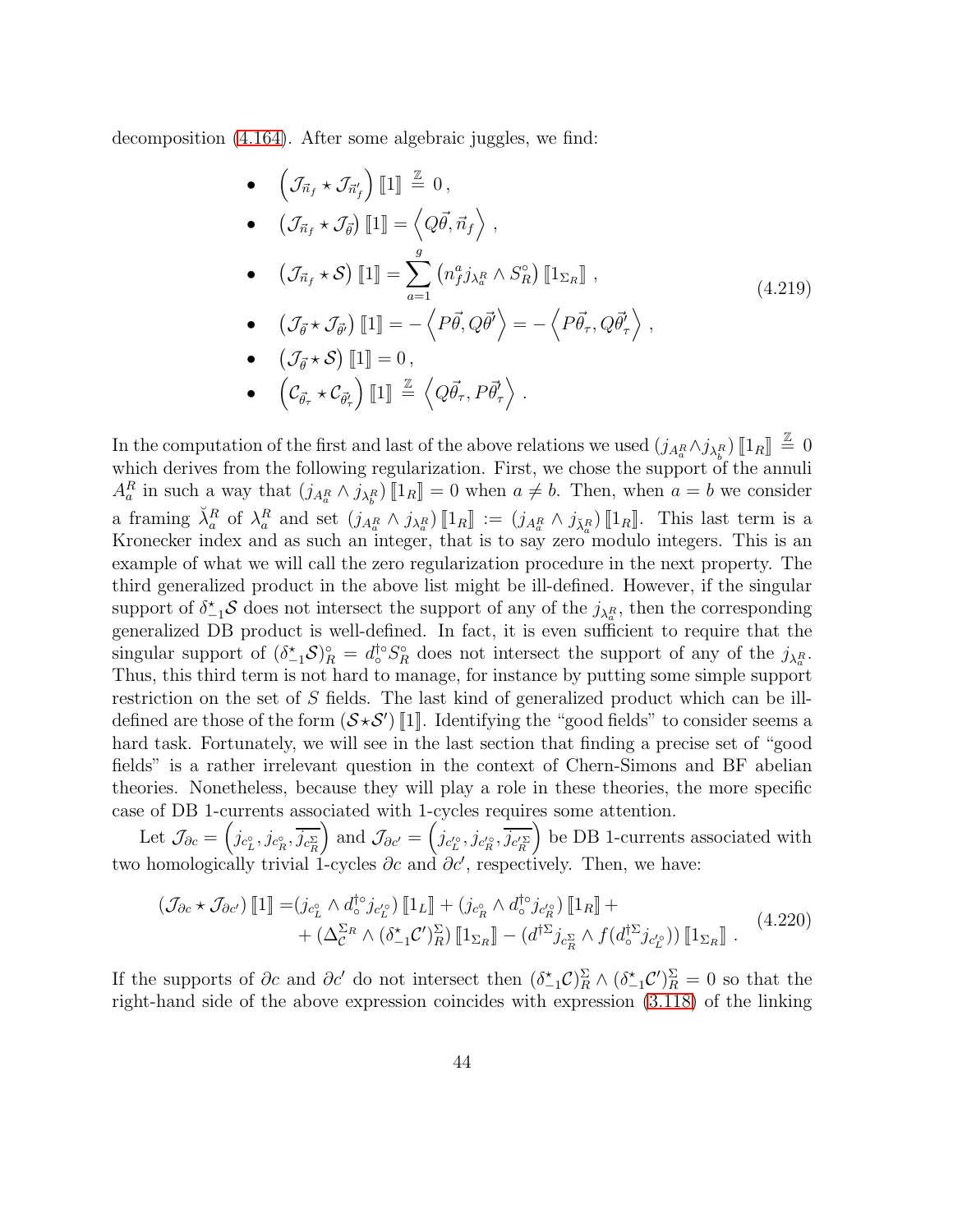decomposition (4.164). After some algebraic juggles, we find:

$$
\begin{aligned}
&\bullet \quad \left(\mathcal{J}_{\vec{n}_f} \star \mathcal{J}_{\vec{n}'_f}\right)[\![1]\!] \stackrel{\mathbb{Z}}{=} 0\,, \\
&\bullet \quad \left(\mathcal{J}_{\vec{n}_f} \star \mathcal{J}_{\vec{\theta}}\right)[\![1]\!] = \left\langle Q\vec{\theta}, \vec{n}_f \right\rangle\,, \\
&\bullet \quad \left(\mathcal{J}_{\vec{n}_f} \star \mathcal{S}\right)[\![1]\!] = \sum_{a=1}^{g} \left(n_f^a j_{\lambda_a^R} \wedge S_R^\circ\right)[\![1_{\Sigma_R}]\!]\,, \\
&\bullet \quad \left(\mathcal{J}_{\vec{\theta}} \star \mathcal{J}_{\vec{\theta}'}\right)[\![1]\!] = -\left\langle P\vec{\theta}, Q\vec{\theta}'\right\rangle = -\left\langle P\vec{\theta}_\tau, Q\vec{\theta}'_\tau\right\rangle\,, \\
&\bullet \quad \left(\mathcal{J}_{\vec{\theta}} \star \mathcal{S}\right)[\![1]\!] = 0\,, \\
&\bullet \quad \left(\mathcal{C}_{\vec{\theta}_\tau} \star \mathcal{C}_{\vec{\theta}'_\tau}\right)[\![1]\!] \stackrel{\mathbb{Z}}{=} \left\langle Q\vec{\theta}_\tau, P\vec{\theta}'_\tau\right\rangle\,.
\end{aligned}
\tag{4.219}
$$

In the computation of the first and last of the above relations we used $(j_{A_a^R} \wedge j_{\lambda_b^R})[\![1_R]\!] \stackrel{\mathbb{Z}}{=} 0$ which derives from the following regularization. First, we chose the support of the annuli $A_a^R$ in such a way that $(j_{A_a^R} \wedge j_{\lambda_b^R})[\![1_R]\!] = 0$ when $a \neq b$. Then, when $a = b$ we consider a framing $\check{\lambda}_a^R$ of $\lambda_a^R$ and set $(j_{A_a^R} \wedge j_{\lambda_a^R})[\![1_R]\!] := (j_{A_a^R} \wedge j_{\check{\lambda}_a^R})[\![1_R]\!]$. This last term is a Kronecker index and as such an integer, that is to say zero modulo integers. This is an example of what we will call the zero regularization procedure in the next property. The third generalized product in the above list might be ill-defined. However, if the singular support of $\delta_{-1}^\star \mathcal{S}$ does not intersect the support of any of the $j_{\lambda_a^R}$, then the corresponding generalized DB product is well-defined. In fact, it is even sufficient to require that the singular support of $(\delta_{-1}^\star \mathcal{S})_R^\circ = d_\circ^{\dagger\circ} S_R^\circ$ does not intersect the support of any of the $j_{\lambda_a^R}$. Thus, this third term is not hard to manage, for instance by putting some simple support restriction on the set of $S$ fields. The last kind of generalized product which can be ill-defined are those of the form $(\mathcal{S} \star \mathcal{S}')[\![1]\!]$. Identifying the "good fields" to consider seems a hard task. Fortunately, we will see in the last section that finding a precise set of "good fields" is a rather irrelevant question in the context of Chern-Simons and BF abelian theories. Nonetheless, because they will play a role in these theories, the more specific case of DB 1-currents associated with 1-cycles requires some attention.

Let $\mathcal{J}_{\partial c} = \left(j_{c_L^\circ}, j_{c_R^\circ}, \overline{j_{c_R^\Sigma}}\right)$ and $\mathcal{J}_{\partial c'} = \left(j_{c_L'^\circ}, j_{c_R'^\circ}, \overline{j_{c_R'^\Sigma}}\right)$ be DB 1-currents associated with two homologically trivial 1-cycles $\partial c$ and $\partial c'$, respectively. Then, we have:

$$
\begin{aligned}
(\mathcal{J}_{\partial c} \star \mathcal{J}_{\partial c'})[\![1]\!] =& (j_{c_L^\circ} \wedge d_\circ^{\dagger\circ} j_{c_L'^\circ})[\![1_L]\!] + (j_{c_R^\circ} \wedge d_\circ^{\dagger\circ} j_{c_R'^\circ})[\![1_R]\!] + \\
&+ (\Delta_{\mathcal{C}}^{\Sigma_R} \wedge (\delta_{-1}^\star \mathcal{C}')_R^\Sigma)[\![1_{\Sigma_R}]\!] - (d^{\dagger\Sigma} j_{c_R^\Sigma} \wedge f(d_\circ^{\dagger\Sigma} j_{c_L'^\circ}))[\![1_{\Sigma_R}]\!]\,.
\end{aligned}
\tag{4.220}
$$

If the supports of $\partial c$ and $\partial c'$ do not intersect then $(\delta_{-1}^\star \mathcal{C})_R^\Sigma \wedge (\delta_{-1}^\star \mathcal{C}')_R^\Sigma = 0$ so that the right-hand side of the above expression coincides with expression (3.118) of the linking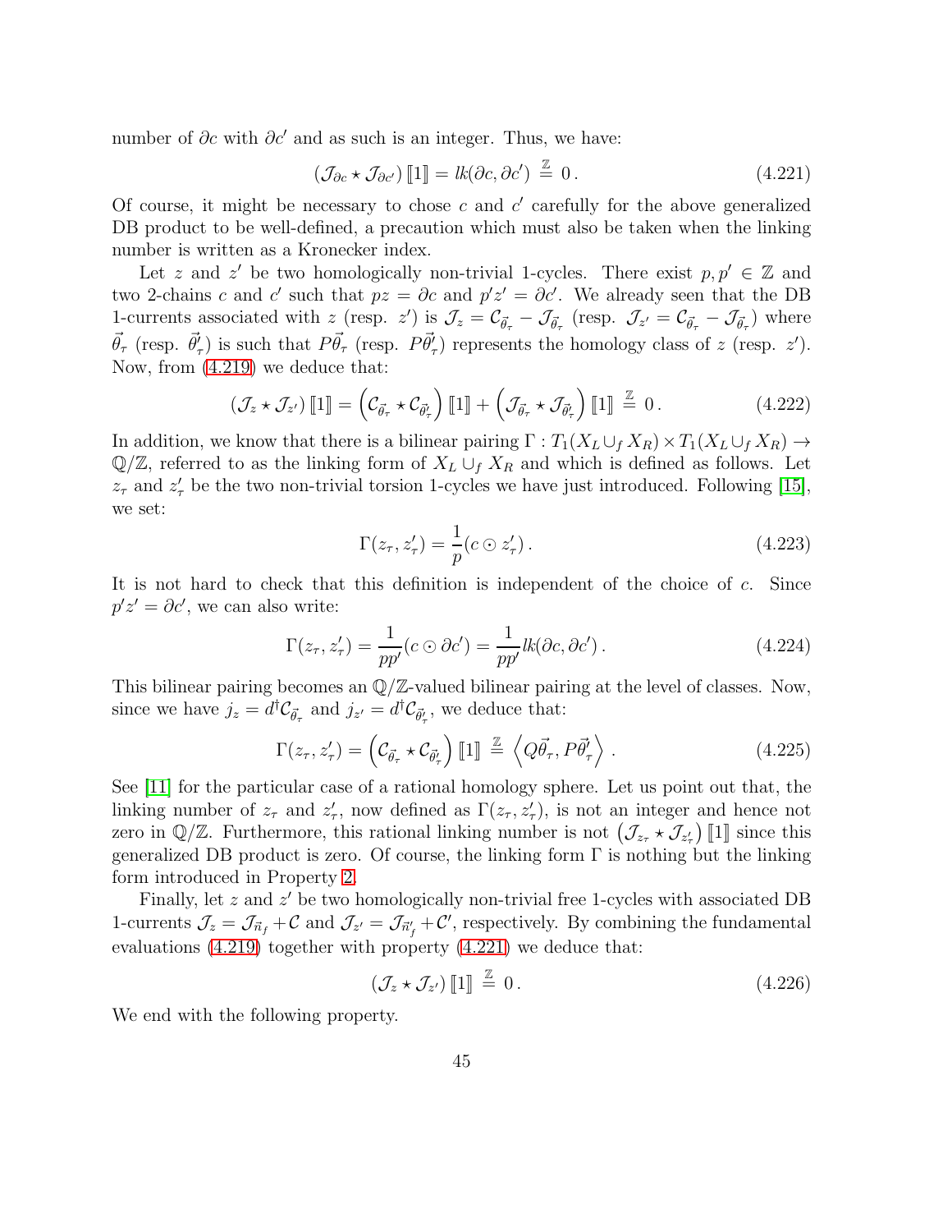number of $\partial c$ with $\partial c'$ and as such is an integer. Thus, we have:

$$(\mathcal{J}_{\partial c} \star \mathcal{J}_{\partial c'}) [\![1]\!] = lk(\partial c, \partial c') \stackrel{\mathbb{Z}}{=} 0 \,. \tag{4.221}$$

Of course, it might be necessary to chose $c$ and $c'$ carefully for the above generalized DB product to be well-defined, a precaution which must also be taken when the linking number is written as a Kronecker index.

Let $z$ and $z'$ be two homologically non-trivial 1-cycles. There exist $p, p' \in \mathbb{Z}$ and two 2-chains $c$ and $c'$ such that $pz = \partial c$ and $p'z' = \partial c'$. We already seen that the DB 1-currents associated with $z$ (resp. $z'$) is $\mathcal{J}_z = \mathcal{C}_{\vec{\theta}_\tau} - \mathcal{J}_{\vec{\theta}_\tau}$ (resp. $\mathcal{J}_{z'} = \mathcal{C}_{\vec{\theta}'_\tau} - \mathcal{J}_{\vec{\theta}'_\tau}$) where $\vec{\theta}_\tau$ (resp. $\vec{\theta}'_\tau$) is such that $P\vec{\theta}_\tau$ (resp. $P\vec{\theta}'_\tau$) represents the homology class of $z$ (resp. $z'$). Now, from (4.219) we deduce that:

$$(\mathcal{J}_z \star \mathcal{J}_{z'}) [\![1]\!] = \left( \mathcal{C}_{\vec{\theta}_\tau} \star \mathcal{C}_{\vec{\theta}'_\tau} \right) [\![1]\!] + \left( \mathcal{J}_{\vec{\theta}_\tau} \star \mathcal{J}_{\vec{\theta}'_\tau} \right) [\![1]\!] \stackrel{\mathbb{Z}}{=} 0 \,. \tag{4.222}$$

In addition, we know that there is a bilinear pairing $\Gamma : T_1(X_L \cup_f X_R) \times T_1(X_L \cup_f X_R) \to \mathbb{Q}/\mathbb{Z}$, referred to as the linking form of $X_L \cup_f X_R$ and which is defined as follows. Let $z_\tau$ and $z'_\tau$ be the two non-trivial torsion 1-cycles we have just introduced. Following [15], we set:

$$\Gamma(z_\tau, z'_\tau) = \frac{1}{p}(c \odot z'_\tau) \,. \tag{4.223}$$

It is not hard to check that this definition is independent of the choice of $c$. Since $p'z' = \partial c'$, we can also write:

$$\Gamma(z_\tau, z'_\tau) = \frac{1}{pp'}(c \odot \partial c') = \frac{1}{pp'} lk(\partial c, \partial c') \,. \tag{4.224}$$

This bilinear pairing becomes an $\mathbb{Q}/\mathbb{Z}$-valued bilinear pairing at the level of classes. Now, since we have $j_z = d^\dagger \mathcal{C}_{\vec{\theta}_\tau}$ and $j_{z'} = d^\dagger \mathcal{C}_{\vec{\theta}'_\tau}$, we deduce that:

$$\Gamma(z_\tau, z'_\tau) = \left( \mathcal{C}_{\vec{\theta}_\tau} \star \mathcal{C}_{\vec{\theta}'_\tau} \right) [\![1]\!] \stackrel{\mathbb{Z}}{=} \left\langle Q\vec{\theta}_\tau, P\vec{\theta}'_\tau \right\rangle \,. \tag{4.225}$$

See [11] for the particular case of a rational homology sphere. Let us point out that, the linking number of $z_\tau$ and $z'_\tau$, now defined as $\Gamma(z_\tau, z'_\tau)$, is not an integer and hence not zero in $\mathbb{Q}/\mathbb{Z}$. Furthermore, this rational linking number is not $\left(\mathcal{J}_{z_\tau} \star \mathcal{J}_{z'_\tau}\right) [\![1]\!]$ since this generalized DB product is zero. Of course, the linking form $\Gamma$ is nothing but the linking form introduced in Property 2.

Finally, let $z$ and $z'$ be two homologically non-trivial free 1-cycles with associated DB 1-currents $\mathcal{J}_z = \mathcal{J}_{\vec{n}_f} + \mathcal{C}$ and $\mathcal{J}_{z'} = \mathcal{J}_{\vec{n}'_f} + \mathcal{C}'$, respectively. By combining the fundamental evaluations (4.219) together with property (4.221) we deduce that:

$$(\mathcal{J}_z \star \mathcal{J}_{z'}) [\![1]\!] \stackrel{\mathbb{Z}}{=} 0 \,. \tag{4.226}$$

We end with the following property.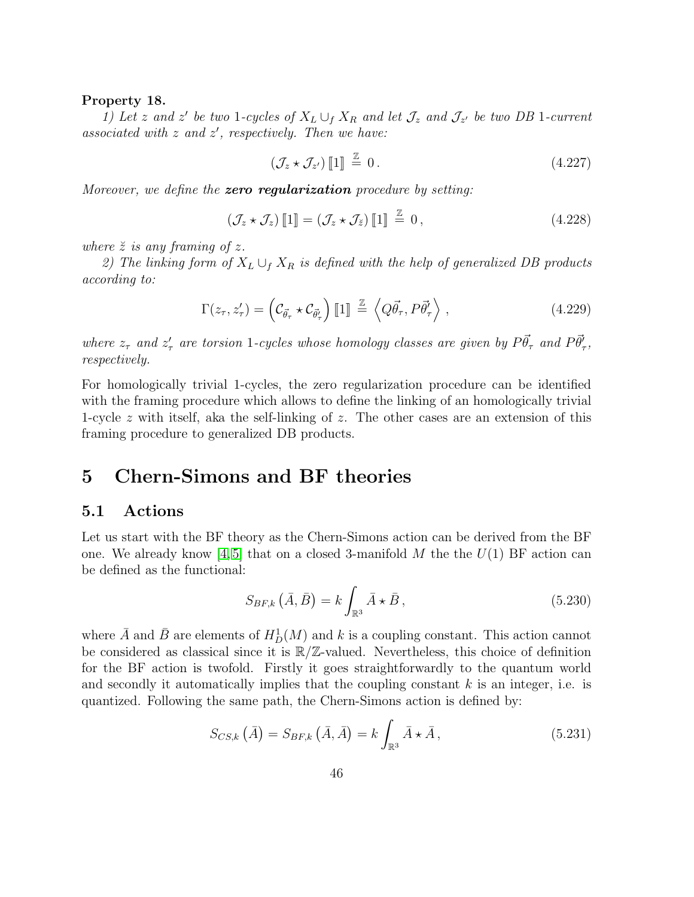**Property 18.**

*1) Let $z$ and $z'$ be two 1-cycles of $X_L \cup_f X_R$ and let $\mathcal{J}_z$ and $\mathcal{J}_{z'}$ be two DB 1-current associated with $z$ and $z'$, respectively. Then we have:*

$$(\mathcal{J}_z \star \mathcal{J}_{z'}) [\![1]\!] \stackrel{\mathbb{Z}}{=} 0 . \tag{4.227}$$

*Moreover, we define the* ***zero regularization*** *procedure by setting:*

$$(\mathcal{J}_z \star \mathcal{J}_z) [\![1]\!] = (\mathcal{J}_z \star \mathcal{J}_{\breve{z}}) [\![1]\!] \stackrel{\mathbb{Z}}{=} 0 , \tag{4.228}$$

*where $\breve{z}$ is any framing of $z$.*

*2) The linking form of $X_L \cup_f X_R$ is defined with the help of generalized DB products according to:*

$$\Gamma(z_\tau, z'_\tau) = \left( \mathcal{C}_{\vec{\theta}_\tau} \star \mathcal{C}_{\vec{\theta}'_\tau} \right) [\![1]\!] \stackrel{\mathbb{Z}}{=} \left\langle Q\vec{\theta}_\tau, P\vec{\theta}'_\tau \right\rangle , \tag{4.229}$$

*where $z_\tau$ and $z'_\tau$ are torsion 1-cycles whose homology classes are given by $P\vec{\theta}_\tau$ and $P\vec{\theta}'_\tau$, respectively.*

For homologically trivial 1-cycles, the zero regularization procedure can be identified with the framing procedure which allows to define the linking of an homologically trivial 1-cycle $z$ with itself, aka the self-linking of $z$. The other cases are an extension of this framing procedure to generalized DB products.

# 5 Chern-Simons and BF theories

## 5.1 Actions

Let us start with the BF theory as the Chern-Simons action can be derived from the BF one. We already know [4,5] that on a closed 3-manifold $M$ the the $U(1)$ BF action can be defined as the functional:

$$S_{BF,k}\left(\bar{A}, \bar{B}\right) = k \int_{\mathbb{R}^3} \bar{A} \star \bar{B} , \tag{5.230}$$

where $\bar{A}$ and $\bar{B}$ are elements of $H^1_D(M)$ and $k$ is a coupling constant. This action cannot be considered as classical since it is $\mathbb{R}/\mathbb{Z}$-valued. Nevertheless, this choice of definition for the BF action is twofold. Firstly it goes straightforwardly to the quantum world and secondly it automatically implies that the coupling constant $k$ is an integer, i.e. is quantized. Following the same path, the Chern-Simons action is defined by:

$$S_{CS,k}\left(\bar{A}\right) = S_{BF,k}\left(\bar{A}, \bar{A}\right) = k \int_{\mathbb{R}^3} \bar{A} \star \bar{A} , \tag{5.231}$$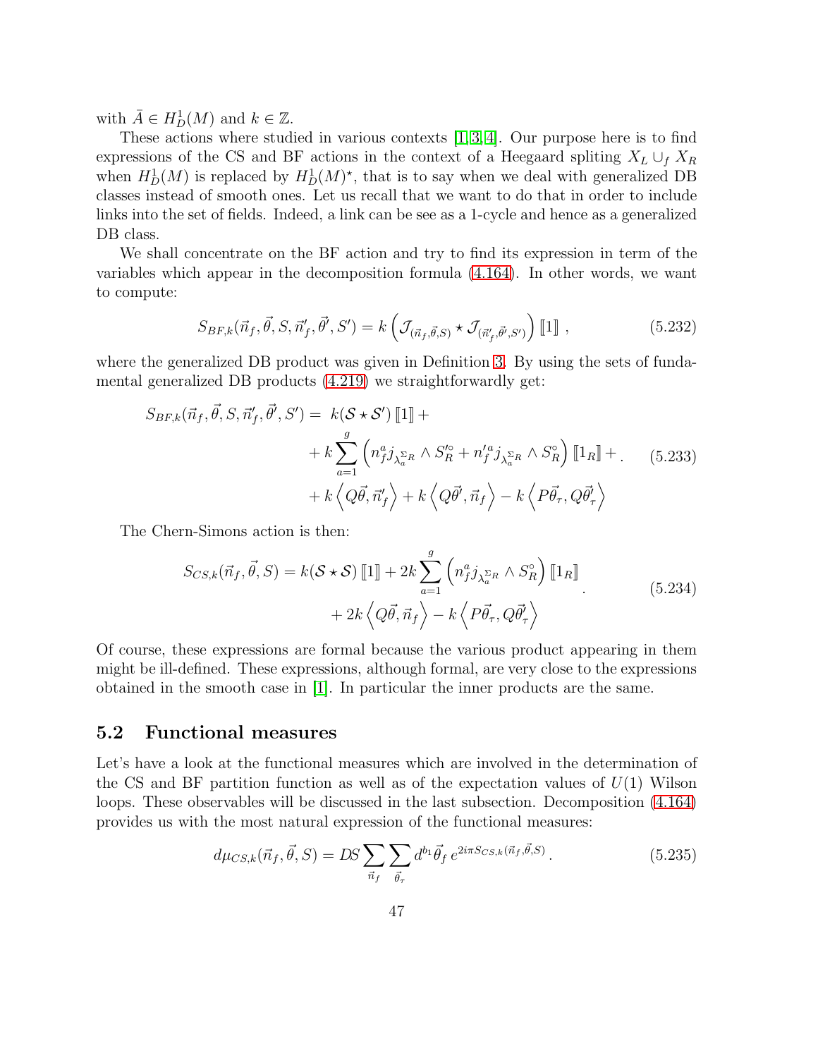with $\bar{A} \in H^1_D(M)$ and $k \in \mathbb{Z}$.

These actions where studied in various contexts [1,3,4]. Our purpose here is to find expressions of the CS and BF actions in the context of a Heegaard spliting $X_L \cup_f X_R$ when $H^1_D(M)$ is replaced by $H^1_D(M)^\star$, that is to say when we deal with generalized DB classes instead of smooth ones. Let us recall that we want to do that in order to include links into the set of fields. Indeed, a link can be see as a 1-cycle and hence as a generalized DB class.

We shall concentrate on the BF action and try to find its expression in term of the variables which appear in the decomposition formula (4.164). In other words, we want to compute:

$$S_{BF,k}(\vec{n}_f, \vec{\theta}, S, \vec{n}'_f, \vec{\theta}', S') = k \left( \mathcal{J}_{(\vec{n}_f, \vec{\theta}, S)} \star \mathcal{J}_{(\vec{n}'_f, \vec{\theta}', S')} \right) [\![1]\!] \,, \tag{5.232}$$

where the generalized DB product was given in Definition 3. By using the sets of fundamental generalized DB products (4.219) we straightforwardly get:

$$\begin{aligned} S_{BF,k}(\vec{n}_f, \vec{\theta}, S, \vec{n}'_f, \vec{\theta}', S') = \; & k(\mathcal{S} \star \mathcal{S}') [\![1]\!] + \\ & + k \sum_{a=1}^{g} \left( n^a_f j_{\lambda^{\Sigma_R}_a} \wedge S'^{\circ}_R + n'^a_f j_{\lambda^{\Sigma_R}_a} \wedge S^{\circ}_R \right) [\![1_R]\!] + \\ & + k \left\langle Q\vec{\theta}, \vec{n}'_f \right\rangle + k \left\langle Q\vec{\theta}', \vec{n}_f \right\rangle - k \left\langle P\vec{\theta}_\tau, Q\vec{\theta}'_\tau \right\rangle \end{aligned} \,. \tag{5.233}$$

The Chern-Simons action is then:

$$\begin{aligned} S_{CS,k}(\vec{n}_f, \vec{\theta}, S) = k(\mathcal{S} \star \mathcal{S}) [\![1]\!] + 2k \sum_{a=1}^{g} \left( n^a_f j_{\lambda^{\Sigma_R}_a} \wedge S^{\circ}_R \right) [\![1_R]\!] \\ + 2k \left\langle Q\vec{\theta}, \vec{n}_f \right\rangle - k \left\langle P\vec{\theta}_\tau, Q\vec{\theta}'_\tau \right\rangle \end{aligned} \,. \tag{5.234}$$

Of course, these expressions are formal because the various product appearing in them might be ill-defined. These expressions, although formal, are very close to the expressions obtained in the smooth case in [1]. In particular the inner products are the same.

## 5.2 Functional measures

Let's have a look at the functional measures which are involved in the determination of the CS and BF partition function as well as of the expectation values of $U(1)$ Wilson loops. These observables will be discussed in the last subsection. Decomposition (4.164) provides us with the most natural expression of the functional measures:

$$d\mu_{CS,k}(\vec{n}_f, \vec{\theta}, S) = DS \sum_{\vec{n}_f} \sum_{\vec{\theta}_\tau} d^{b_1}\vec{\theta}_f \, e^{2i\pi S_{CS,k}(\vec{n}_f, \vec{\theta}, S)} \,. \tag{5.235}$$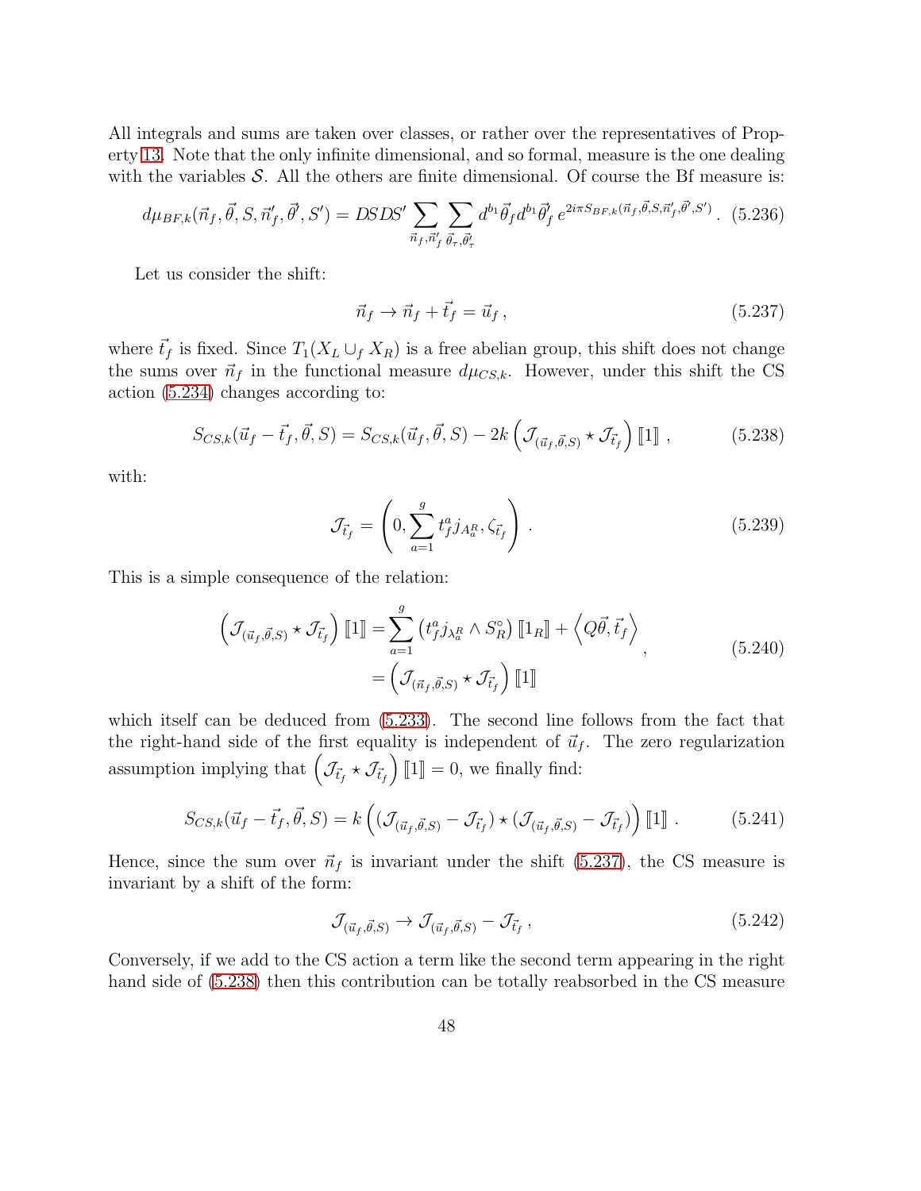All integrals and sums are taken over classes, or rather over the representatives of Property 13. Note that the only infinite dimensional, and so formal, measure is the one dealing with the variables $\mathcal{S}$. All the others are finite dimensional. Of course the Bf measure is:

$$d\mu_{BF,k}(\vec{n}_f,\vec{\theta},S,\vec{n}'_f,\vec{\theta}',S') = DSDS' \sum_{\vec{n}_f,\vec{n}'_f} \sum_{\vec{\theta}_\tau,\vec{\theta}'_\tau} d^{b_1}\vec{\theta}_f d^{b_1}\vec{\theta}'_f \, e^{2i\pi S_{BF,k}(\vec{n}_f,\vec{\theta},S,\vec{n}'_f,\vec{\theta}',S')} \,. \tag{5.236}$$

Let us consider the shift:

$$\vec{n}_f \to \vec{n}_f + \vec{t}_f = \vec{u}_f \,, \tag{5.237}$$

where $\vec{t}_f$ is fixed. Since $T_1(X_L \cup_f X_R)$ is a free abelian group, this shift does not change the sums over $\vec{n}_f$ in the functional measure $d\mu_{CS,k}$. However, under this shift the CS action (5.234) changes according to:

$$S_{CS,k}(\vec{u}_f - \vec{t}_f,\vec{\theta},S) = S_{CS,k}(\vec{u}_f,\vec{\theta},S) - 2k\left(\mathcal{J}_{(\vec{u}_f,\vec{\theta},S)} \star \mathcal{J}_{\vec{t}_f}\right)[\![1]\!] \,, \tag{5.238}$$

with:

$$\mathcal{J}_{\vec{t}_f} = \left(0, \sum_{a=1}^{g} t_f^a j_{A_a^R}, \zeta_{\vec{t}_f}\right) . \tag{5.239}$$

This is a simple consequence of the relation:

$$\begin{aligned}
\left(\mathcal{J}_{(\vec{u}_f,\vec{\theta},S)} \star \mathcal{J}_{\vec{t}_f}\right)[\![1]\!] &= \sum_{a=1}^{g} \left(t_f^a j_{\lambda_a^R} \wedge S_R^\circ\right)[\![1_R]\!] + \left\langle Q\vec{\theta}, \vec{t}_f \right\rangle \\
&= \left(\mathcal{J}_{(\vec{n}_f,\vec{\theta},S)} \star \mathcal{J}_{\vec{t}_f}\right)[\![1]\!]
\end{aligned} , \tag{5.240}$$

which itself can be deduced from (5.233). The second line follows from the fact that the right-hand side of the first equality is independent of $\vec{u}_f$. The zero regularization assumption implying that $\left(\mathcal{J}_{\vec{t}_f} \star \mathcal{J}_{\vec{t}_f}\right)[\![1]\!] = 0$, we finally find:

$$S_{CS,k}(\vec{u}_f - \vec{t}_f,\vec{\theta},S) = k\left((\mathcal{J}_{(\vec{u}_f,\vec{\theta},S)} - \mathcal{J}_{\vec{t}_f}) \star (\mathcal{J}_{(\vec{u}_f,\vec{\theta},S)} - \mathcal{J}_{\vec{t}_f})\right)[\![1]\!] \,. \tag{5.241}$$

Hence, since the sum over $\vec{n}_f$ is invariant under the shift (5.237), the CS measure is invariant by a shift of the form:

$$\mathcal{J}_{(\vec{u}_f,\vec{\theta},S)} \to \mathcal{J}_{(\vec{u}_f,\vec{\theta},S)} - \mathcal{J}_{\vec{t}_f} \,, \tag{5.242}$$

Conversely, if we add to the CS action a term like the second term appearing in the right hand side of (5.238) then this contribution can be totally reabsorbed in the CS measure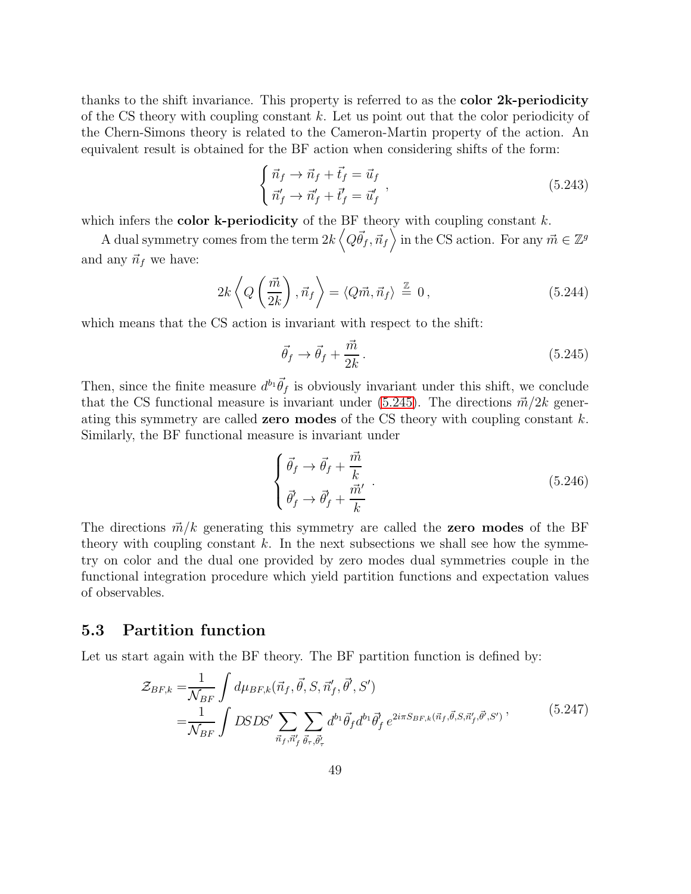thanks to the shift invariance. This property is referred to as the **color 2k-periodicity** of the CS theory with coupling constant $k$. Let us point out that the color periodicity of the Chern-Simons theory is related to the Cameron-Martin property of the action. An equivalent result is obtained for the BF action when considering shifts of the form:

$$
\begin{cases} \vec{n}_f \to \vec{n}_f + \vec{t}_f = \vec{u}_f \\ \vec{n}'_f \to \vec{n}'_f + \vec{t}'_f = \vec{u}'_f \end{cases} , \tag{5.243}
$$

which infers the **color k-periodicity** of the BF theory with coupling constant $k$.

A dual symmetry comes from the term $2k \left\langle Q\vec{\theta}_f, \vec{n}_f \right\rangle$ in the CS action. For any $\vec{m} \in \mathbb{Z}^g$ and any $\vec{n}_f$ we have:

$$
2k \left\langle Q\left(\frac{\vec{m}}{2k}\right), \vec{n}_f \right\rangle = \langle Q\vec{m}, \vec{n}_f \rangle \overset{\mathbb{Z}}{=} 0 \,, \tag{5.244}
$$

which means that the CS action is invariant with respect to the shift:

$$
\vec{\theta}_f \to \vec{\theta}_f + \frac{\vec{m}}{2k} \,. \tag{5.245}
$$

Then, since the finite measure $d^{b_1}\vec{\theta}_f$ is obviously invariant under this shift, we conclude that the CS functional measure is invariant under (5.245). The directions $\vec{m}/2k$ generating this symmetry are called **zero modes** of the CS theory with coupling constant $k$. Similarly, the BF functional measure is invariant under

$$
\begin{cases} \vec{\theta}_f \to \vec{\theta}_f + \dfrac{\vec{m}}{k} \\ \vec{\theta}'_f \to \vec{\theta}'_f + \dfrac{\vec{m}'}{k} \end{cases} . \tag{5.246}
$$

The directions $\vec{m}/k$ generating this symmetry are called the **zero modes** of the BF theory with coupling constant $k$. In the next subsections we shall see how the symmetry on color and the dual one provided by zero modes dual symmetries couple in the functional integration procedure which yield partition functions and expectation values of observables.

## 5.3 Partition function

Let us start again with the BF theory. The BF partition function is defined by:

$$
\begin{aligned}
\mathcal{Z}_{BF,k} =& \frac{1}{\mathcal{N}_{BF}} \int d\mu_{BF,k}(\vec{n}_f, \vec{\theta}, S, \vec{n}'_f, \vec{\theta}', S') \\
=& \frac{1}{\mathcal{N}_{BF}} \int DS DS' \sum_{\vec{n}_f, \vec{n}'_f} \sum_{\vec{\theta}_\tau, \vec{\theta}'_\tau} d^{b_1}\vec{\theta}_f d^{b_1}\vec{\theta}'_f \, e^{2i\pi S_{BF,k}(\vec{n}_f, \vec{\theta}, S, \vec{n}'_f, \vec{\theta}', S')} \,,
\end{aligned} \tag{5.247}
$$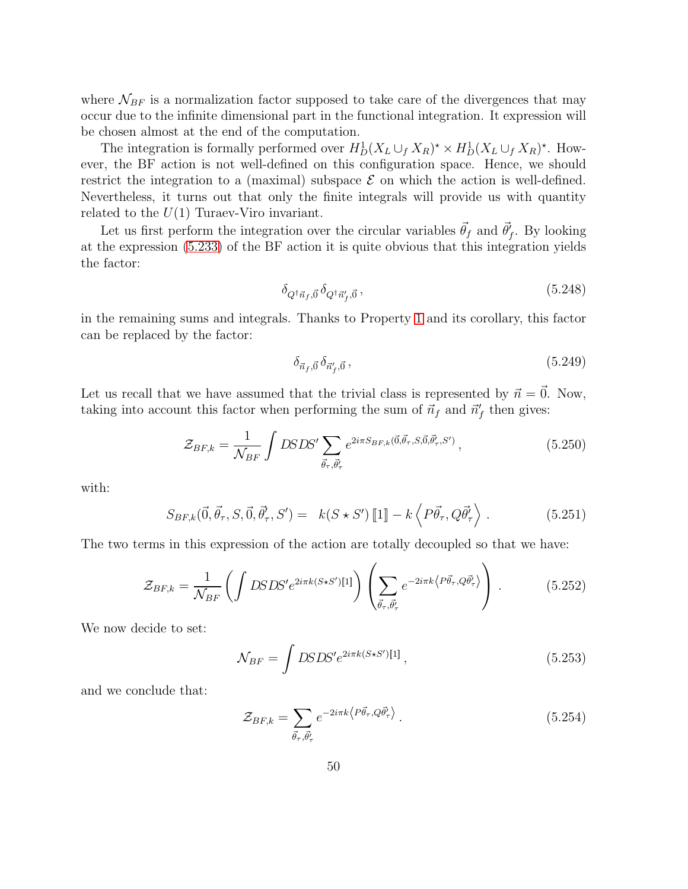where $\mathcal{N}_{BF}$ is a normalization factor supposed to take care of the divergences that may occur due to the infinite dimensional part in the functional integration. It expression will be chosen almost at the end of the computation.

The integration is formally performed over $H^1_D(X_L \cup_f X_R)^\star \times H^1_D(X_L \cup_f X_R)^\star$. However, the BF action is not well-defined on this configuration space. Hence, we should restrict the integration to a (maximal) subspace $\mathcal{E}$ on which the action is well-defined. Nevertheless, it turns out that only the finite integrals will provide us with quantity related to the $U(1)$ Turaev-Viro invariant.

Let us first perform the integration over the circular variables $\vec{\theta}_f$ and $\vec{\theta}'_f$. By looking at the expression (5.233) of the BF action it is quite obvious that this integration yields the factor:

$$\delta_{Q^\dagger \vec{n}_f, \vec{0}}\, \delta_{Q^\dagger \vec{n}'_f, \vec{0}}\,, \tag{5.248}$$

in the remaining sums and integrals. Thanks to Property 1 and its corollary, this factor can be replaced by the factor:

$$\delta_{\vec{n}_f, \vec{0}}\, \delta_{\vec{n}'_f, \vec{0}}\,, \tag{5.249}$$

Let us recall that we have assumed that the trivial class is represented by $\vec{n} = \vec{0}$. Now, taking into account this factor when performing the sum of $\vec{n}_f$ and $\vec{n}'_f$ then gives:

$$\mathcal{Z}_{BF,k} = \frac{1}{\mathcal{N}_{BF}} \int DS DS' \sum_{\vec{\theta}_\tau, \vec{\theta}'_\tau} e^{2i\pi S_{BF,k}(\vec{0}, \vec{\theta}_\tau, S, \vec{0}, \vec{\theta}'_\tau, S')}\,, \tag{5.250}$$

with:

$$S_{BF,k}(\vec{0}, \vec{\theta}_\tau, S, \vec{0}, \vec{\theta}'_\tau, S') = \; k(S \star S')\,[\![1]\!] - k \left\langle P\vec{\theta}_\tau, Q\vec{\theta}'_\tau \right\rangle . \tag{5.251}$$

The two terms in this expression of the action are totally decoupled so that we have:

$$\mathcal{Z}_{BF,k} = \frac{1}{\mathcal{N}_{BF}} \left( \int DS DS' e^{2i\pi k (S \star S')[\![1]\!]} \right) \left( \sum_{\vec{\theta}_\tau, \vec{\theta}'_\tau} e^{-2i\pi k \left\langle P\vec{\theta}_\tau, Q\vec{\theta}'_\tau \right\rangle} \right) . \tag{5.252}$$

We now decide to set:

$$\mathcal{N}_{BF} = \int DS DS' e^{2i\pi k (S \star S')[\![1]\!]}\,, \tag{5.253}$$

and we conclude that:

$$\mathcal{Z}_{BF,k} = \sum_{\vec{\theta}_\tau, \vec{\theta}'_\tau} e^{-2i\pi k \left\langle P\vec{\theta}_\tau, Q\vec{\theta}'_\tau \right\rangle} . \tag{5.254}$$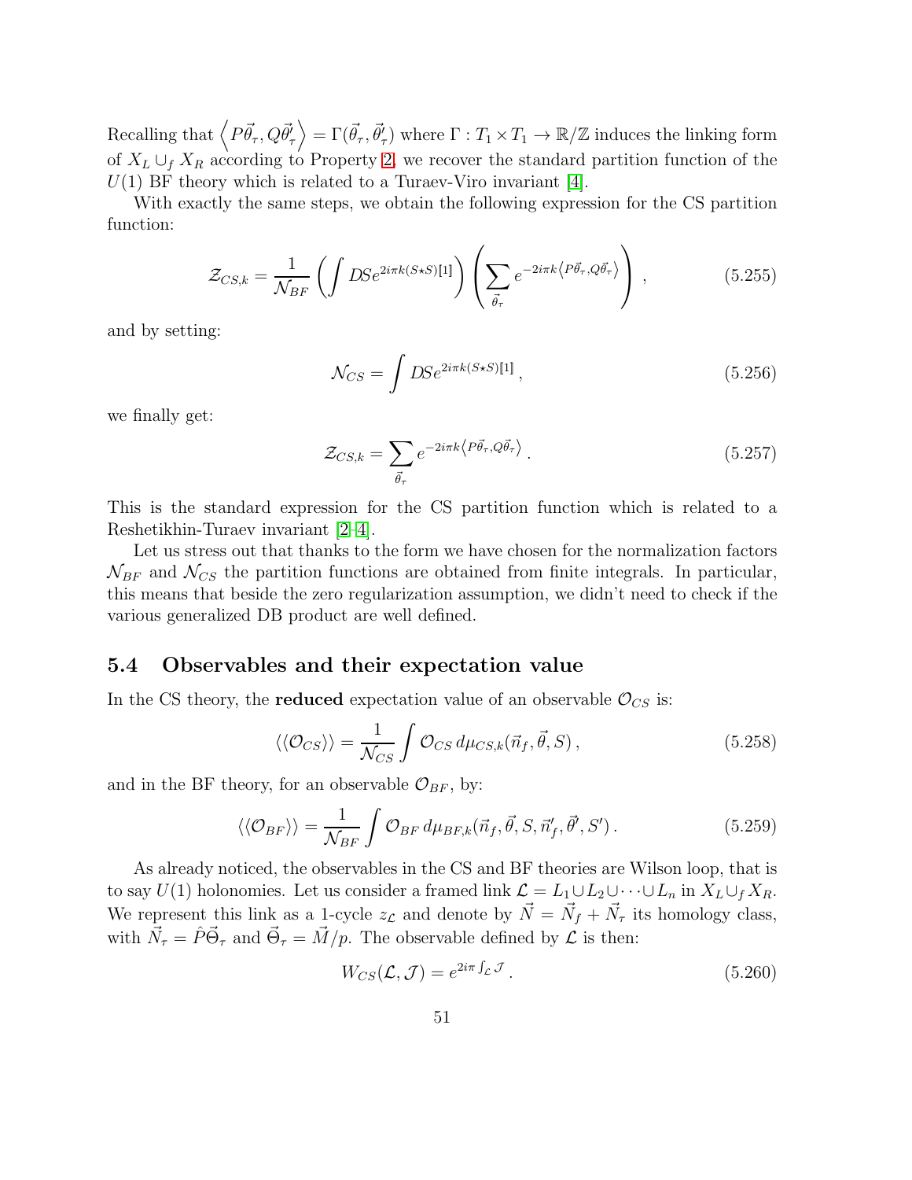Recalling that $\left\langle P\vec{\theta}_\tau, Q\vec{\theta}'_\tau \right\rangle = \Gamma(\vec{\theta}_\tau, \vec{\theta}'_\tau)$ where $\Gamma : T_1 \times T_1 \to \mathbb{R}/\mathbb{Z}$ induces the linking form of $X_L \cup_f X_R$ according to Property 2, we recover the standard partition function of the $U(1)$ BF theory which is related to a Turaev-Viro invariant [4].

With exactly the same steps, we obtain the following expression for the CS partition function:

$$\mathcal{Z}_{CS,k} = \frac{1}{\mathcal{N}_{BF}} \left( \int DS e^{2i\pi k (S \star S)[\![1]\!]} \right) \left( \sum_{\vec{\theta}_\tau} e^{-2i\pi k \left\langle P\vec{\theta}_\tau, Q\vec{\theta}_\tau \right\rangle} \right) , \tag{5.255}$$

and by setting:

$$\mathcal{N}_{CS} = \int DS e^{2i\pi k (S \star S)[\![1]\!]} , \tag{5.256}$$

we finally get:

$$\mathcal{Z}_{CS,k} = \sum_{\vec{\theta}_\tau} e^{-2i\pi k \left\langle P\vec{\theta}_\tau, Q\vec{\theta}_\tau \right\rangle} . \tag{5.257}$$

This is the standard expression for the CS partition function which is related to a Reshetikhin-Turaev invariant [2–4].

Let us stress out that thanks to the form we have chosen for the normalization factors $\mathcal{N}_{BF}$ and $\mathcal{N}_{CS}$ the partition functions are obtained from finite integrals. In particular, this means that beside the zero regularization assumption, we didn't need to check if the various generalized DB product are well defined.

## 5.4 Observables and their expectation value

In the CS theory, the **reduced** expectation value of an observable $\mathcal{O}_{CS}$ is:

$$\langle\langle \mathcal{O}_{CS} \rangle\rangle = \frac{1}{\mathcal{N}_{CS}} \int \mathcal{O}_{CS} \, d\mu_{CS,k}(\vec{n}_f, \vec{\theta}, S) , \tag{5.258}$$

and in the BF theory, for an observable $\mathcal{O}_{BF}$, by:

$$\langle\langle \mathcal{O}_{BF} \rangle\rangle = \frac{1}{\mathcal{N}_{BF}} \int \mathcal{O}_{BF} \, d\mu_{BF,k}(\vec{n}_f, \vec{\theta}, S, \vec{n}'_f, \vec{\theta}', S') . \tag{5.259}$$

As already noticed, the observables in the CS and BF theories are Wilson loop, that is to say $U(1)$ holonomies. Let us consider a framed link $\mathcal{L} = L_1 \cup L_2 \cup \cdots \cup L_n$ in $X_L \cup_f X_R$. We represent this link as a 1-cycle $z_\mathcal{L}$ and denote by $\vec{N} = \vec{N}_f + \vec{N}_\tau$ its homology class, with $\vec{N}_\tau = \hat{P}\vec{\Theta}_\tau$ and $\vec{\Theta}_\tau = \vec{M}/p$. The observable defined by $\mathcal{L}$ is then:

$$W_{CS}(\mathcal{L}, \mathcal{J}) = e^{2i\pi \int_\mathcal{L} \mathcal{J}} . \tag{5.260}$$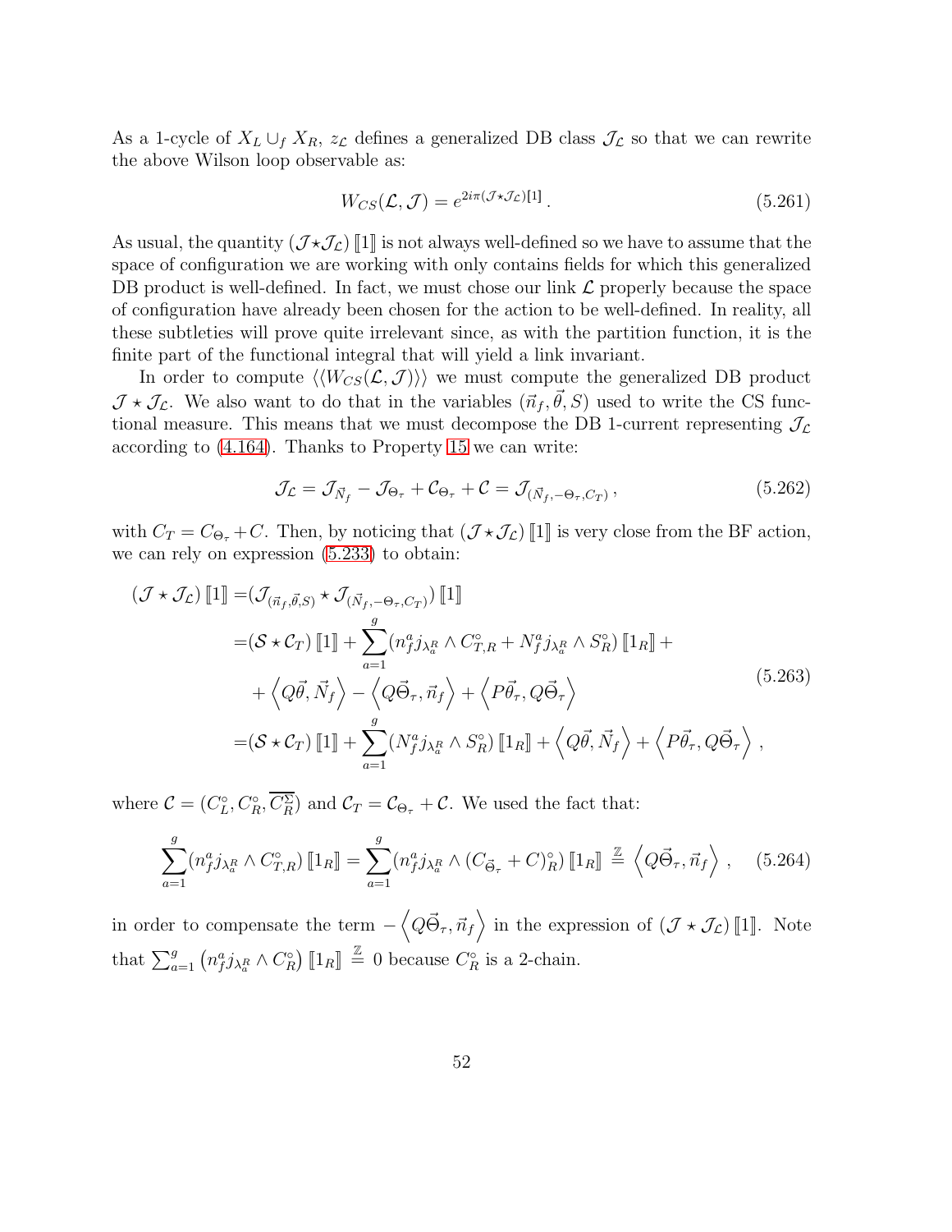As a 1-cycle of $X_L \cup_f X_R$, $z_{\mathcal{L}}$ defines a generalized DB class $\mathcal{J}_{\mathcal{L}}$ so that we can rewrite the above Wilson loop observable as:

$$W_{CS}(\mathcal{L}, \mathcal{J}) = e^{2i\pi (\mathcal{J} \star \mathcal{J}_{\mathcal{L}})[1]} . \tag{5.261}$$

As usual, the quantity $(\mathcal{J} \star \mathcal{J}_{\mathcal{L}}) [\![1]\!]$ is not always well-defined so we have to assume that the space of configuration we are working with only contains fields for which this generalized DB product is well-defined. In fact, we must chose our link $\mathcal{L}$ properly because the space of configuration have already been chosen for the action to be well-defined. In reality, all these subtleties will prove quite irrelevant since, as with the partition function, it is the finite part of the functional integral that will yield a link invariant.

In order to compute $\langle\langle W_{CS}(\mathcal{L}, \mathcal{J}) \rangle\rangle$ we must compute the generalized DB product $\mathcal{J} \star \mathcal{J}_{\mathcal{L}}$. We also want to do that in the variables $(\vec{n}_f, \vec{\theta}, S)$ used to write the CS functional measure. This means that we must decompose the DB 1-current representing $\mathcal{J}_{\mathcal{L}}$ according to (4.164). Thanks to Property 15 we can write:

$$\mathcal{J}_{\mathcal{L}} = \mathcal{J}_{\vec{N}_f} - \mathcal{J}_{\Theta_\tau} + \mathcal{C}_{\Theta_\tau} + \mathcal{C} = \mathcal{J}_{(\vec{N}_f, -\Theta_\tau, C_T)} , \tag{5.262}$$

with $C_T = C_{\Theta_\tau} + C$. Then, by noticing that $(\mathcal{J} \star \mathcal{J}_{\mathcal{L}}) [\![1]\!]$ is very close from the BF action, we can rely on expression (5.233) to obtain:

$$\begin{aligned}
(\mathcal{J} \star \mathcal{J}_{\mathcal{L}}) [\![1]\!] =& (\mathcal{J}_{(\vec{n}_f, \vec{\theta}, S)} \star \mathcal{J}_{(\vec{N}_f, -\Theta_\tau, C_T)}) [\![1]\!] \\
=& (\mathcal{S} \star \mathcal{C}_T) [\![1]\!] + \sum_{a=1}^{g} (n_f^a j_{\lambda_a^R} \wedge C^\circ_{T,R} + N_f^a j_{\lambda_a^R} \wedge S^\circ_R) [\![1_R]\!] + \\
&+ \left\langle Q\vec{\theta}, \vec{N}_f \right\rangle - \left\langle Q\vec{\Theta}_\tau, \vec{n}_f \right\rangle + \left\langle P\vec{\theta}_\tau, Q\vec{\Theta}_\tau \right\rangle \\
=& (\mathcal{S} \star \mathcal{C}_T) [\![1]\!] + \sum_{a=1}^{g} (N_f^a j_{\lambda_a^R} \wedge S^\circ_R) [\![1_R]\!] + \left\langle Q\vec{\theta}, \vec{N}_f \right\rangle + \left\langle P\vec{\theta}_\tau, Q\vec{\Theta}_\tau \right\rangle ,
\end{aligned} \tag{5.263}$$

where $\mathcal{C} = (C^\circ_L, C^\circ_R, \overline{C^\Sigma_R})$ and $\mathcal{C}_T = \mathcal{C}_{\Theta_\tau} + \mathcal{C}$. We used the fact that:

$$\sum_{a=1}^{g} (n_f^a j_{\lambda_a^R} \wedge C^\circ_{T,R}) [\![1_R]\!] = \sum_{a=1}^{g} (n_f^a j_{\lambda_a^R} \wedge (C_{\vec{\Theta}_\tau} + C)^\circ_R) [\![1_R]\!] \overset{\mathbb{Z}}{=} \left\langle Q\vec{\Theta}_\tau, \vec{n}_f \right\rangle , \tag{5.264}$$

in order to compensate the term $-\left\langle Q\vec{\Theta}_\tau, \vec{n}_f \right\rangle$ in the expression of $(\mathcal{J} \star \mathcal{J}_{\mathcal{L}}) [\![1]\!]$. Note that $\sum_{a=1}^{g} \left( n_f^a j_{\lambda_a^R} \wedge C^\circ_R \right) [\![1_R]\!] \overset{\mathbb{Z}}{=} 0$ because $C^\circ_R$ is a 2-chain.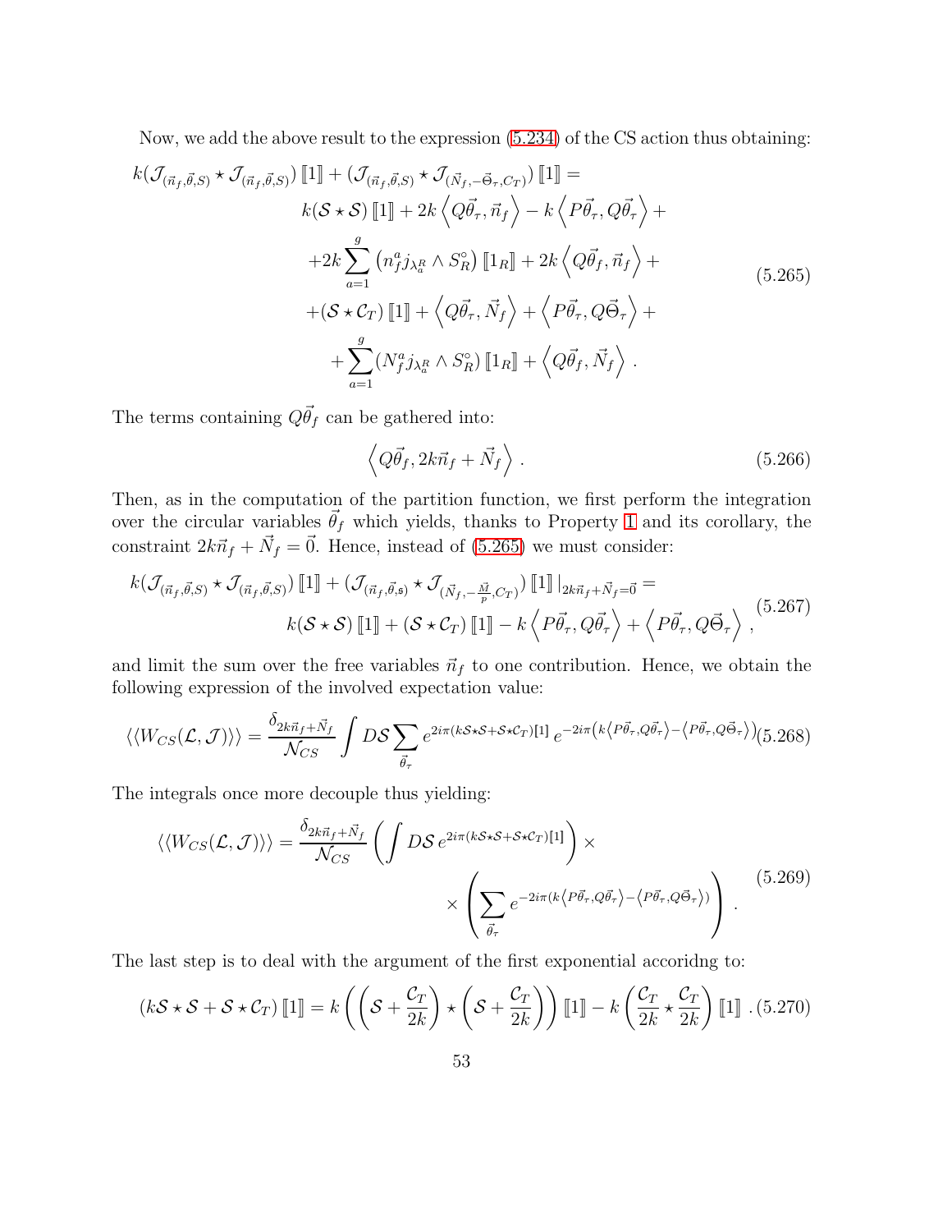Now, we add the above result to the expression (5.234) of the CS action thus obtaining:

$$
\begin{aligned}
k(\mathcal{J}_{(\vec{n}_f,\vec{\theta},S)} \star \mathcal{J}_{(\vec{n}_f,\vec{\theta},S)}) \llbracket 1 \rrbracket + (\mathcal{J}_{(\vec{n}_f,\vec{\theta},S)} \star \mathcal{J}_{(\vec{N}_f,-\vec{\Theta}_\tau,C_T)}) \llbracket 1 \rrbracket = \\
k(\mathcal{S} \star \mathcal{S}) \llbracket 1 \rrbracket + 2k \left\langle Q\vec{\theta}_\tau, \vec{n}_f \right\rangle - k \left\langle P\vec{\theta}_\tau, Q\vec{\theta}_\tau \right\rangle + \\
+2k \sum_{a=1}^{g} \left( n_f^a j_{\lambda_a^R} \wedge S_R^\circ \right) \llbracket 1_R \rrbracket + 2k \left\langle Q\vec{\theta}_f, \vec{n}_f \right\rangle + \\
+(\mathcal{S} \star \mathcal{C}_T) \llbracket 1 \rrbracket + \left\langle Q\vec{\theta}_\tau, \vec{N}_f \right\rangle + \left\langle P\vec{\theta}_\tau, Q\vec{\Theta}_\tau \right\rangle + \\
+ \sum_{a=1}^{g} (N_f^a j_{\lambda_a^R} \wedge S_R^\circ) \llbracket 1_R \rrbracket + \left\langle Q\vec{\theta}_f, \vec{N}_f \right\rangle .
\end{aligned}
\tag{5.265}
$$

The terms containing $Q\vec{\theta}_f$ can be gathered into:

$$
\left\langle Q\vec{\theta}_f, 2k\vec{n}_f + \vec{N}_f \right\rangle . \tag{5.266}
$$

Then, as in the computation of the partition function, we first perform the integration over the circular variables $\vec{\theta}_f$ which yields, thanks to Property 1 and its corollary, the constraint $2k\vec{n}_f + \vec{N}_f = \vec{0}$. Hence, instead of (5.265) we must consider:

$$
\begin{aligned}
k(\mathcal{J}_{(\vec{n}_f,\vec{\theta},S)} \star \mathcal{J}_{(\vec{n}_f,\vec{\theta},S)}) \llbracket 1 \rrbracket + (\mathcal{J}_{(\vec{n}_f,\vec{\theta},\mathfrak{s})} \star \mathcal{J}_{(\vec{N}_f,-\frac{\vec{M}}{p},C_T)}) \llbracket 1 \rrbracket \,|_{2k\vec{n}_f+\vec{N}_f=\vec{0}} = \\
k(\mathcal{S} \star \mathcal{S}) \llbracket 1 \rrbracket + (\mathcal{S} \star \mathcal{C}_T) \llbracket 1 \rrbracket - k \left\langle P\vec{\theta}_\tau, Q\vec{\theta}_\tau \right\rangle + \left\langle P\vec{\theta}_\tau, Q\vec{\Theta}_\tau \right\rangle ,
\end{aligned}
\tag{5.267}
$$

and limit the sum over the free variables $\vec{n}_f$ to one contribution. Hence, we obtain the following expression of the involved expectation value:

$$
\langle\langle W_{CS}(\mathcal{L},\mathcal{J}) \rangle\rangle = \frac{\delta_{2k\vec{n}_f+\vec{N}_f}}{\mathcal{N}_{CS}} \int D\mathcal{S} \sum_{\vec{\theta}_\tau} e^{2i\pi(k\mathcal{S}\star\mathcal{S}+\mathcal{S}\star\mathcal{C}_T)[1]} \, e^{-2i\pi\left(k\left\langle P\vec{\theta}_\tau, Q\vec{\theta}_\tau\right\rangle - \left\langle P\vec{\theta}_\tau, Q\vec{\Theta}_\tau\right\rangle\right)} \tag{5.268}
$$

The integrals once more decouple thus yielding:

$$
\begin{aligned}
\langle\langle W_{CS}(\mathcal{L},\mathcal{J}) \rangle\rangle = \frac{\delta_{2k\vec{n}_f+\vec{N}_f}}{\mathcal{N}_{CS}} \left( \int D\mathcal{S} \, e^{2i\pi(k\mathcal{S}\star\mathcal{S}+\mathcal{S}\star\mathcal{C}_T)\llbracket 1 \rrbracket} \right) \times \\
\times \left( \sum_{\vec{\theta}_\tau} e^{-2i\pi(k\left\langle P\vec{\theta}_\tau, Q\vec{\theta}_\tau\right\rangle - \left\langle P\vec{\theta}_\tau, Q\vec{\Theta}_\tau\right\rangle)} \right) .
\end{aligned}
\tag{5.269}
$$

The last step is to deal with the argument of the first exponential accoridng to:

$$
(k\mathcal{S} \star \mathcal{S} + \mathcal{S} \star \mathcal{C}_T) \llbracket 1 \rrbracket = k \left( \left( \mathcal{S} + \frac{\mathcal{C}_T}{2k} \right) \star \left( \mathcal{S} + \frac{\mathcal{C}_T}{2k} \right) \right) \llbracket 1 \rrbracket - k \left( \frac{\mathcal{C}_T}{2k} \star \frac{\mathcal{C}_T}{2k} \right) \llbracket 1 \rrbracket . \tag{5.270}
$$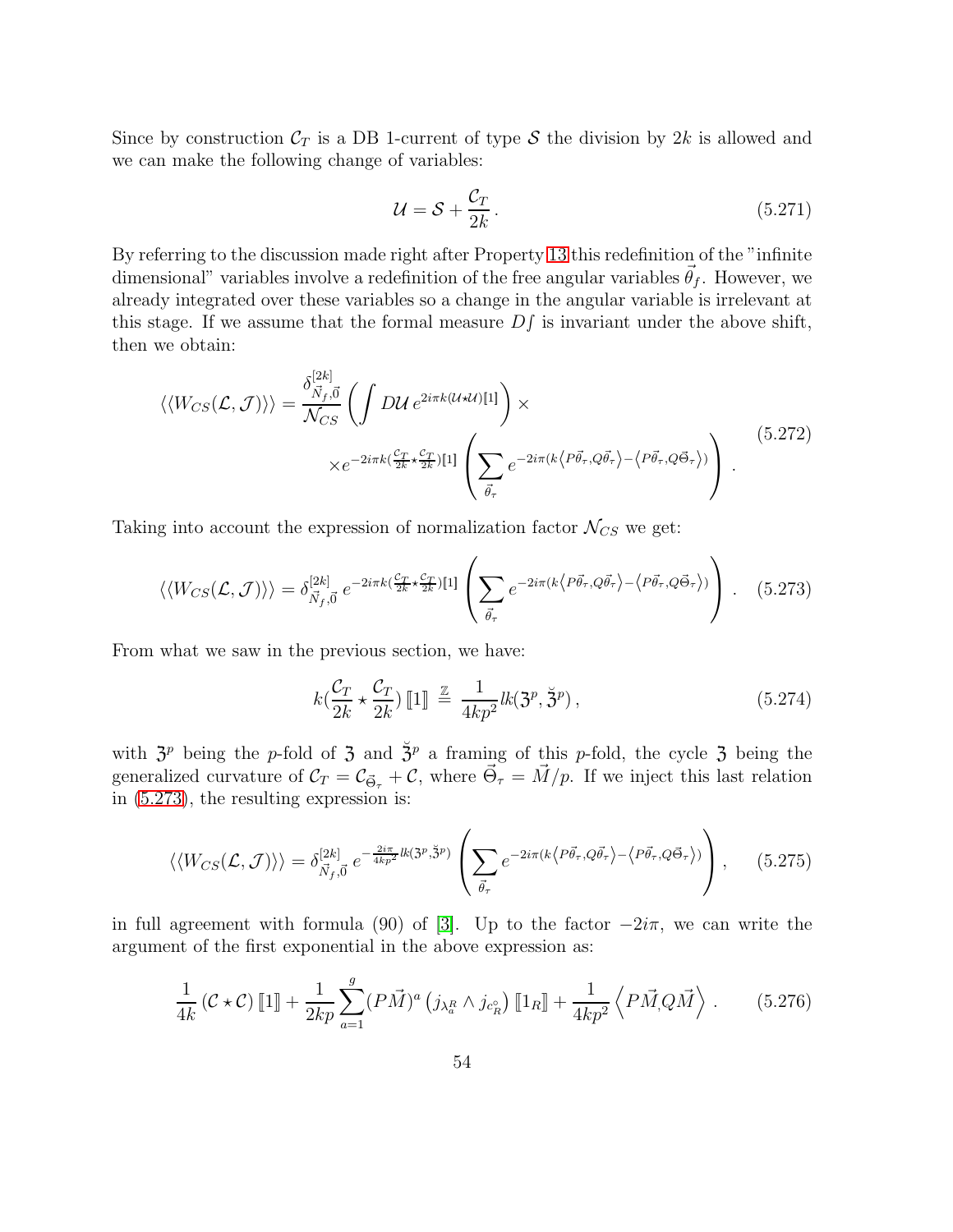Since by construction $\mathcal{C}_T$ is a DB 1-current of type $\mathcal{S}$ the division by $2k$ is allowed and we can make the following change of variables:

$$\mathcal{U} = \mathcal{S} + \frac{\mathcal{C}_T}{2k}\,. \tag{5.271}$$

By referring to the discussion made right after Property 13 this redefinition of the "infinite dimensional" variables involve a redefinition of the free angular variables $\vec{\theta}_f$. However, we already integrated over these variables so a change in the angular variable is irrelevant at this stage. If we assume that the formal measure $D\mathfrak{f}$ is invariant under the above shift, then we obtain:

$$\begin{aligned}\langle\langle W_{CS}(\mathcal{L},\mathcal{J})\rangle\rangle = \frac{\delta^{[2k]}_{\vec{N}_f,\vec{0}}}{\mathcal{N}_{CS}} \left( \int D\mathcal{U}\, e^{2i\pi k (\mathcal{U}\star\mathcal{U})[\![1]\!]} \right) \times \\ \times e^{-2i\pi k (\frac{\mathcal{C}_T}{2k}\star\frac{\mathcal{C}_T}{2k})[\![1]\!]} \left( \sum_{\vec{\theta}_\tau} e^{-2i\pi\left(k\left\langle P\vec{\theta}_\tau, Q\vec{\theta}_\tau\right\rangle - \left\langle P\vec{\theta}_\tau, Q\vec{\Theta}_\tau\right\rangle\right)} \right)\,.\end{aligned} \tag{5.272}$$

Taking into account the expression of normalization factor $\mathcal{N}_{CS}$ we get:

$$\langle\langle W_{CS}(\mathcal{L},\mathcal{J})\rangle\rangle = \delta^{[2k]}_{\vec{N}_f,\vec{0}}\, e^{-2i\pi k (\frac{\mathcal{C}_T}{2k}\star\frac{\mathcal{C}_T}{2k})[\![1]\!]} \left( \sum_{\vec{\theta}_\tau} e^{-2i\pi\left(k\left\langle P\vec{\theta}_\tau, Q\vec{\theta}_\tau\right\rangle - \left\langle P\vec{\theta}_\tau, Q\vec{\Theta}_\tau\right\rangle\right)} \right)\,. \tag{5.273}$$

From what we saw in the previous section, we have:

$$k\left(\frac{\mathcal{C}_T}{2k}\star\frac{\mathcal{C}_T}{2k}\right)[\![1]\!] \stackrel{\mathbb{Z}}{=} \frac{1}{4kp^2} lk(\mathfrak{z}^p, \breve{\mathfrak{z}}^p)\,, \tag{5.274}$$

with $\mathfrak{z}^p$ being the $p$-fold of $\mathfrak{z}$ and $\breve{\mathfrak{z}}^p$ a framing of this $p$-fold, the cycle $\mathfrak{z}$ being the generalized curvature of $\mathcal{C}_T = \mathcal{C}_{\vec{\Theta}_\tau} + \mathcal{C}$, where $\vec{\Theta}_\tau = \vec{M}/p$. If we inject this last relation in (5.273), the resulting expression is:

$$\langle\langle W_{CS}(\mathcal{L},\mathcal{J})\rangle\rangle = \delta^{[2k]}_{\vec{N}_f,\vec{0}}\, e^{-\frac{2i\pi}{4kp^2} lk(\mathfrak{z}^p,\breve{\mathfrak{z}}^p)} \left( \sum_{\vec{\theta}_\tau} e^{-2i\pi\left(k\left\langle P\vec{\theta}_\tau, Q\vec{\theta}_\tau\right\rangle - \left\langle P\vec{\theta}_\tau, Q\vec{\Theta}_\tau\right\rangle\right)} \right)\,, \tag{5.275}$$

in full agreement with formula (90) of [3]. Up to the factor $-2i\pi$, we can write the argument of the first exponential in the above expression as:

$$\frac{1}{4k}\left(\mathcal{C}\star\mathcal{C}\right)[\![1]\!] + \frac{1}{2kp}\sum_{a=1}^{g}(P\vec{M})^a \left(j_{\lambda^R_a}\wedge j_{c^\circ_R}\right)[\![1_R]\!] + \frac{1}{4kp^2}\left\langle P\vec{M}, Q\vec{M}\right\rangle\,. \tag{5.276}$$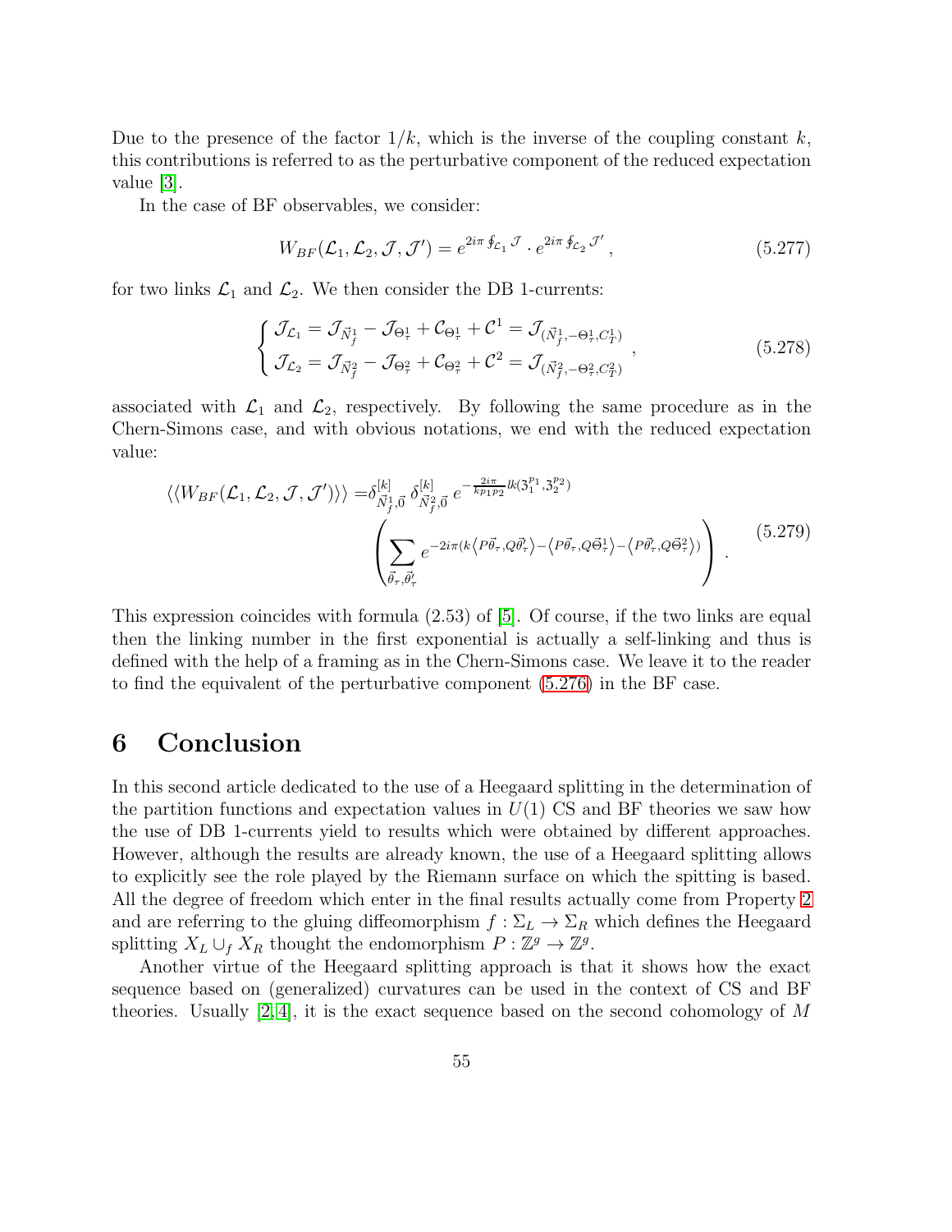Due to the presence of the factor $1/k$, which is the inverse of the coupling constant $k$, this contributions is referred to as the perturbative component of the reduced expectation value [3].

In the case of BF observables, we consider:

$$W_{BF}(\mathcal{L}_1, \mathcal{L}_2, \mathcal{J}, \mathcal{J}') = e^{2i\pi \oint_{\mathcal{L}_1} \mathcal{J}} \cdot e^{2i\pi \oint_{\mathcal{L}_2} \mathcal{J}'} , \tag{5.277}$$

for two links $\mathcal{L}_1$ and $\mathcal{L}_2$. We then consider the DB 1-currents:

$$\begin{cases} \mathcal{J}_{\mathcal{L}_1} = \mathcal{J}_{\vec{N}_f^1} - \mathcal{J}_{\Theta_\tau^1} + \mathcal{C}_{\Theta_\tau^1} + \mathcal{C}^1 = \mathcal{J}_{(\vec{N}_f^1, -\Theta_\tau^1, C_T^1)} \\ \mathcal{J}_{\mathcal{L}_2} = \mathcal{J}_{\vec{N}_f^2} - \mathcal{J}_{\Theta_\tau^2} + \mathcal{C}_{\Theta_\tau^2} + \mathcal{C}^2 = \mathcal{J}_{(\vec{N}_f^2, -\Theta_\tau^2, C_T^2)} \end{cases} , \tag{5.278}$$

associated with $\mathcal{L}_1$ and $\mathcal{L}_2$, respectively. By following the same procedure as in the Chern-Simons case, and with obvious notations, we end with the reduced expectation value:

$$\begin{aligned} \langle\langle W_{BF}(\mathcal{L}_1, \mathcal{L}_2, \mathcal{J}, \mathcal{J}') \rangle\rangle = & \delta^{[k]}_{\vec{N}_f^1, \vec{0}} \, \delta^{[k]}_{\vec{N}_f^2, \vec{0}} \, e^{-\frac{2i\pi}{k p_1 p_2} lk(\mathfrak{z}_1^{p_1}, \mathfrak{z}_2^{p_2})} \\ & \left( \sum_{\vec{\theta}_\tau, \vec{\theta}'_\tau} e^{-2i\pi (k\langle P\vec{\theta}_\tau, Q\vec{\theta}'_\tau \rangle - \langle P\vec{\theta}_\tau, Q\vec{\Theta}_\tau^1 \rangle - \langle P\vec{\theta}'_\tau, Q\vec{\Theta}_\tau^2 \rangle)} \right) . \end{aligned} \tag{5.279}$$

This expression coincides with formula (2.53) of [5]. Of course, if the two links are equal then the linking number in the first exponential is actually a self-linking and thus is defined with the help of a framing as in the Chern-Simons case. We leave it to the reader to find the equivalent of the perturbative component (5.276) in the BF case.

# 6 Conclusion

In this second article dedicated to the use of a Heegaard splitting in the determination of the partition functions and expectation values in $U(1)$ CS and BF theories we saw how the use of DB 1-currents yield to results which were obtained by different approaches. However, although the results are already known, the use of a Heegaard splitting allows to explicitly see the role played by the Riemann surface on which the spitting is based. All the degree of freedom which enter in the final results actually come from Property 2 and are referring to the gluing diffeomorphism $f : \Sigma_L \to \Sigma_R$ which defines the Heegaard splitting $X_L \cup_f X_R$ thought the endomorphism $P : \mathbb{Z}^g \to \mathbb{Z}^g$.

Another virtue of the Heegaard splitting approach is that it shows how the exact sequence based on (generalized) curvatures can be used in the context of CS and BF theories. Usually [2,4], it is the exact sequence based on the second cohomology of $M$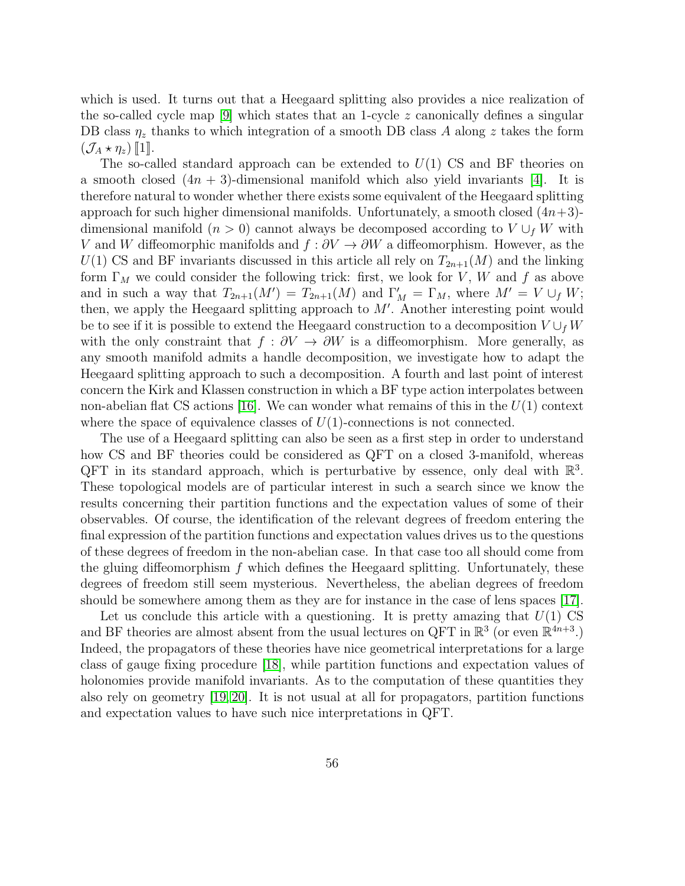which is used. It turns out that a Heegaard splitting also provides a nice realization of the so-called cycle map [9] which states that an 1-cycle $z$ canonically defines a singular DB class $\eta_z$ thanks to which integration of a smooth DB class $A$ along $z$ takes the form $(\mathcal{J}_A \star \eta_z) [\![1]\!]$.

The so-called standard approach can be extended to $U(1)$ CS and BF theories on a smooth closed $(4n+3)$-dimensional manifold which also yield invariants [4]. It is therefore natural to wonder whether there exists some equivalent of the Heegaard splitting approach for such higher dimensional manifolds. Unfortunately, a smooth closed $(4n+3)$-dimensional manifold ($n > 0$) cannot always be decomposed according to $V \cup_f W$ with $V$ and $W$ diffeomorphic manifolds and $f : \partial V \to \partial W$ a diffeomorphism. However, as the $U(1)$ CS and BF invariants discussed in this article all rely on $T_{2n+1}(M)$ and the linking form $\Gamma_M$ we could consider the following trick: first, we look for $V$, $W$ and $f$ as above and in such a way that $T_{2n+1}(M') = T_{2n+1}(M)$ and $\Gamma'_M = \Gamma_M$, where $M' = V \cup_f W$; then, we apply the Heegaard splitting approach to $M'$. Another interesting point would be to see if it is possible to extend the Heegaard construction to a decomposition $V \cup_f W$ with the only constraint that $f : \partial V \to \partial W$ is a diffeomorphism. More generally, as any smooth manifold admits a handle decomposition, we investigate how to adapt the Heegaard splitting approach to such a decomposition. A fourth and last point of interest concern the Kirk and Klassen construction in which a BF type action interpolates between non-abelian flat CS actions [16]. We can wonder what remains of this in the $U(1)$ context where the space of equivalence classes of $U(1)$-connections is not connected.

The use of a Heegaard splitting can also be seen as a first step in order to understand how CS and BF theories could be considered as QFT on a closed 3-manifold, whereas QFT in its standard approach, which is perturbative by essence, only deal with $\mathbb{R}^3$. These topological models are of particular interest in such a search since we know the results concerning their partition functions and the expectation values of some of their observables. Of course, the identification of the relevant degrees of freedom entering the final expression of the partition functions and expectation values drives us to the questions of these degrees of freedom in the non-abelian case. In that case too all should come from the gluing diffeomorphism $f$ which defines the Heegaard splitting. Unfortunately, these degrees of freedom still seem mysterious. Nevertheless, the abelian degrees of freedom should be somewhere among them as they are for instance in the case of lens spaces [17].

Let us conclude this article with a questioning. It is pretty amazing that $U(1)$ CS and BF theories are almost absent from the usual lectures on QFT in $\mathbb{R}^3$ (or even $\mathbb{R}^{4n+3}$.) Indeed, the propagators of these theories have nice geometrical interpretations for a large class of gauge fixing procedure [18], while partition functions and expectation values of holonomies provide manifold invariants. As to the computation of these quantities they also rely on geometry [19, 20]. It is not usual at all for propagators, partition functions and expectation values to have such nice interpretations in QFT.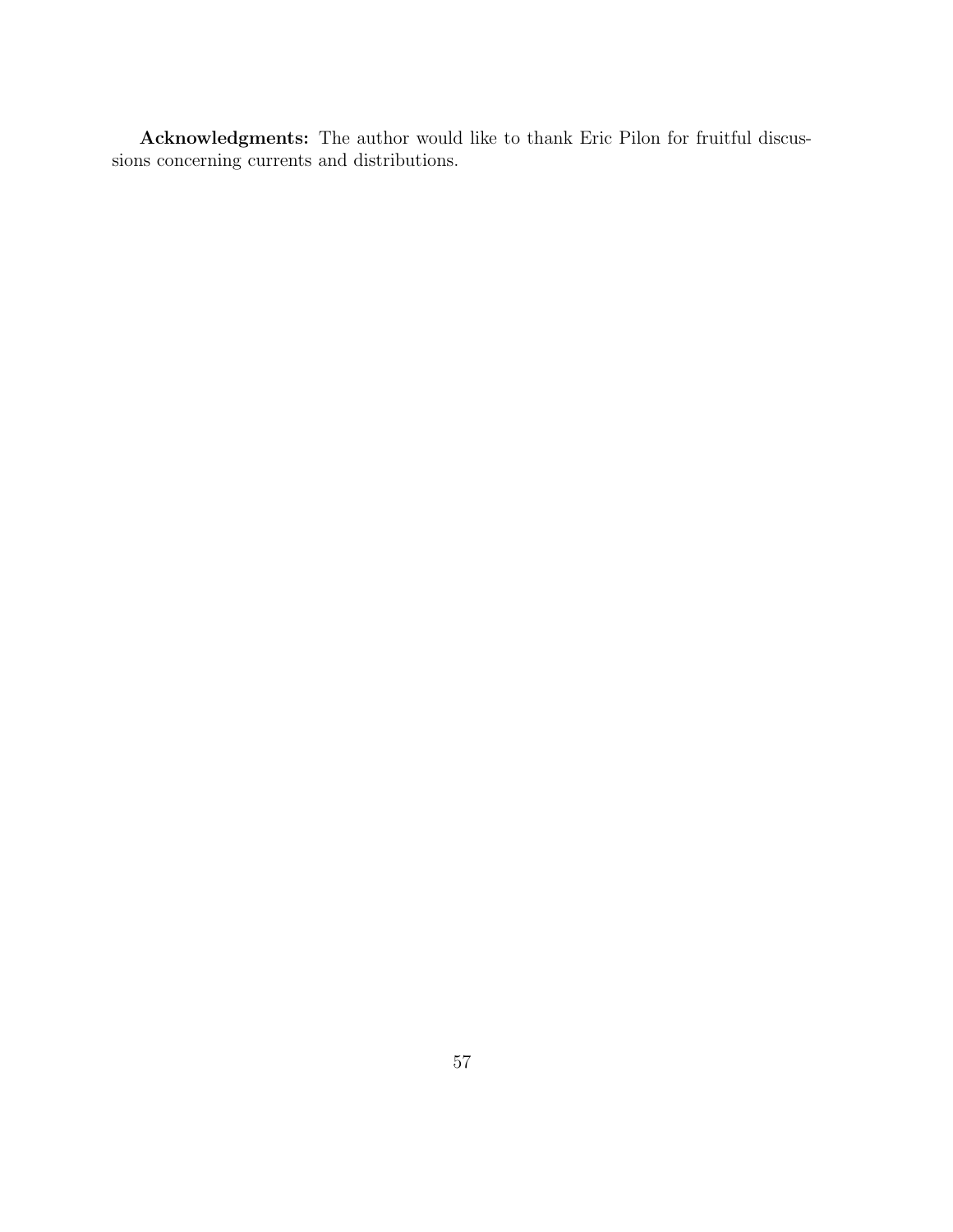**Acknowledgments:** The author would like to thank Eric Pilon for fruitful discussions concerning currents and distributions.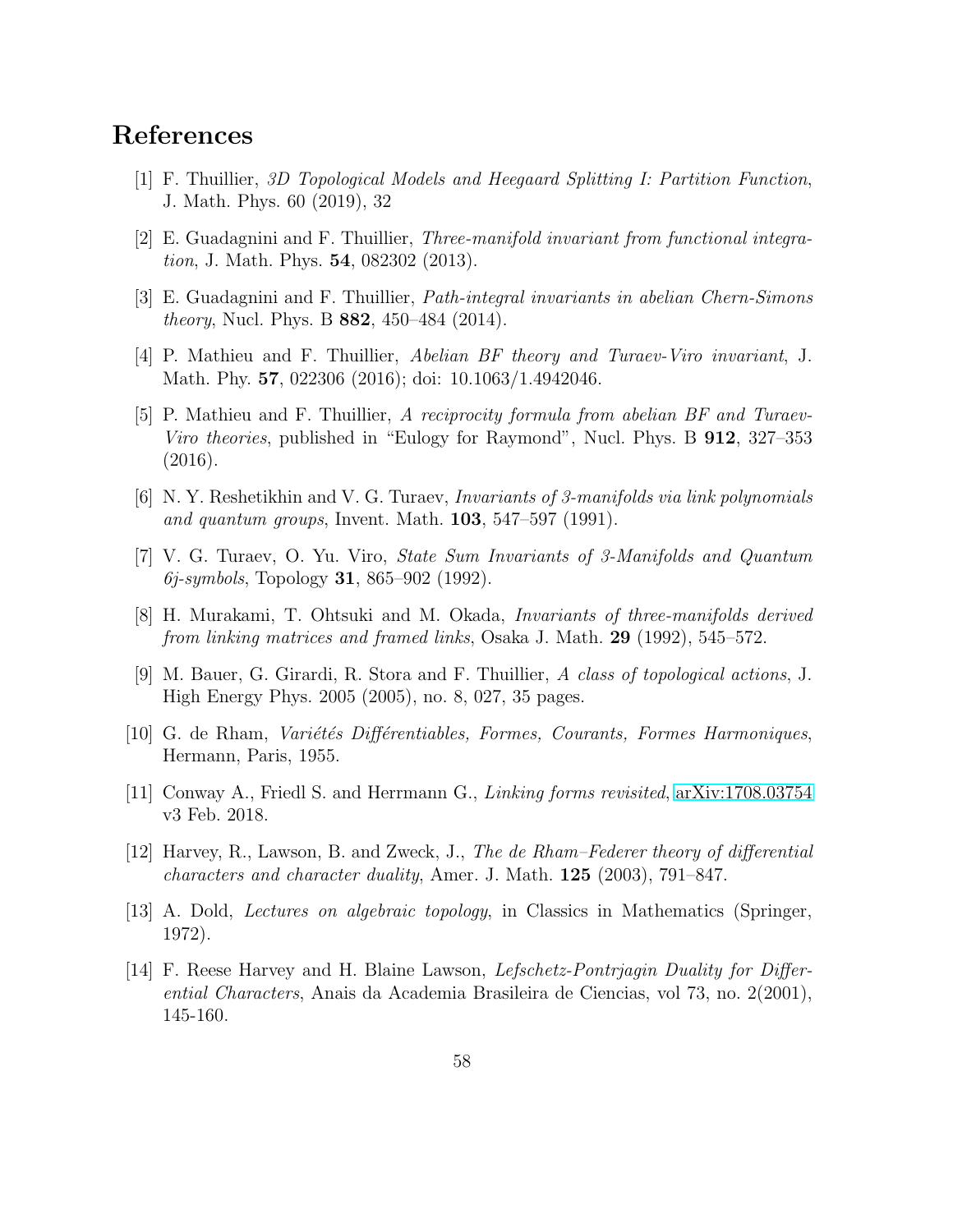# References

[1] F. Thuillier, *3D Topological Models and Heegaard Splitting I: Partition Function*, J. Math. Phys. 60 (2019), 32

[2] E. Guadagnini and F. Thuillier, *Three-manifold invariant from functional integration*, J. Math. Phys. **54**, 082302 (2013).

[3] E. Guadagnini and F. Thuillier, *Path-integral invariants in abelian Chern-Simons theory*, Nucl. Phys. B **882**, 450–484 (2014).

[4] P. Mathieu and F. Thuillier, *Abelian BF theory and Turaev-Viro invariant*, J. Math. Phy. **57**, 022306 (2016); doi: 10.1063/1.4942046.

[5] P. Mathieu and F. Thuillier, *A reciprocity formula from abelian BF and Turaev-Viro theories*, published in "Eulogy for Raymond", Nucl. Phys. B **912**, 327–353 (2016).

[6] N. Y. Reshetikhin and V. G. Turaev, *Invariants of 3-manifolds via link polynomials and quantum groups*, Invent. Math. **103**, 547–597 (1991).

[7] V. G. Turaev, O. Yu. Viro, *State Sum Invariants of 3-Manifolds and Quantum 6j-symbols*, Topology **31**, 865–902 (1992).

[8] H. Murakami, T. Ohtsuki and M. Okada, *Invariants of three-manifolds derived from linking matrices and framed links*, Osaka J. Math. **29** (1992), 545–572.

[9] M. Bauer, G. Girardi, R. Stora and F. Thuillier, *A class of topological actions*, J. High Energy Phys. 2005 (2005), no. 8, 027, 35 pages.

[10] G. de Rham, *Variétés Différentiables, Formes, Courants, Formes Harmoniques*, Hermann, Paris, 1955.

[11] Conway A., Friedl S. and Herrmann G., *Linking forms revisited*, arXiv:1708.03754 v3 Feb. 2018.

[12] Harvey, R., Lawson, B. and Zweck, J., *The de Rham–Federer theory of differential characters and character duality*, Amer. J. Math. **125** (2003), 791–847.

[13] A. Dold, *Lectures on algebraic topology*, in Classics in Mathematics (Springer, 1972).

[14] F. Reese Harvey and H. Blaine Lawson, *Lefschetz-Pontrjagin Duality for Differential Characters*, Anais da Academia Brasileira de Ciencias, vol 73, no. 2(2001), 145-160.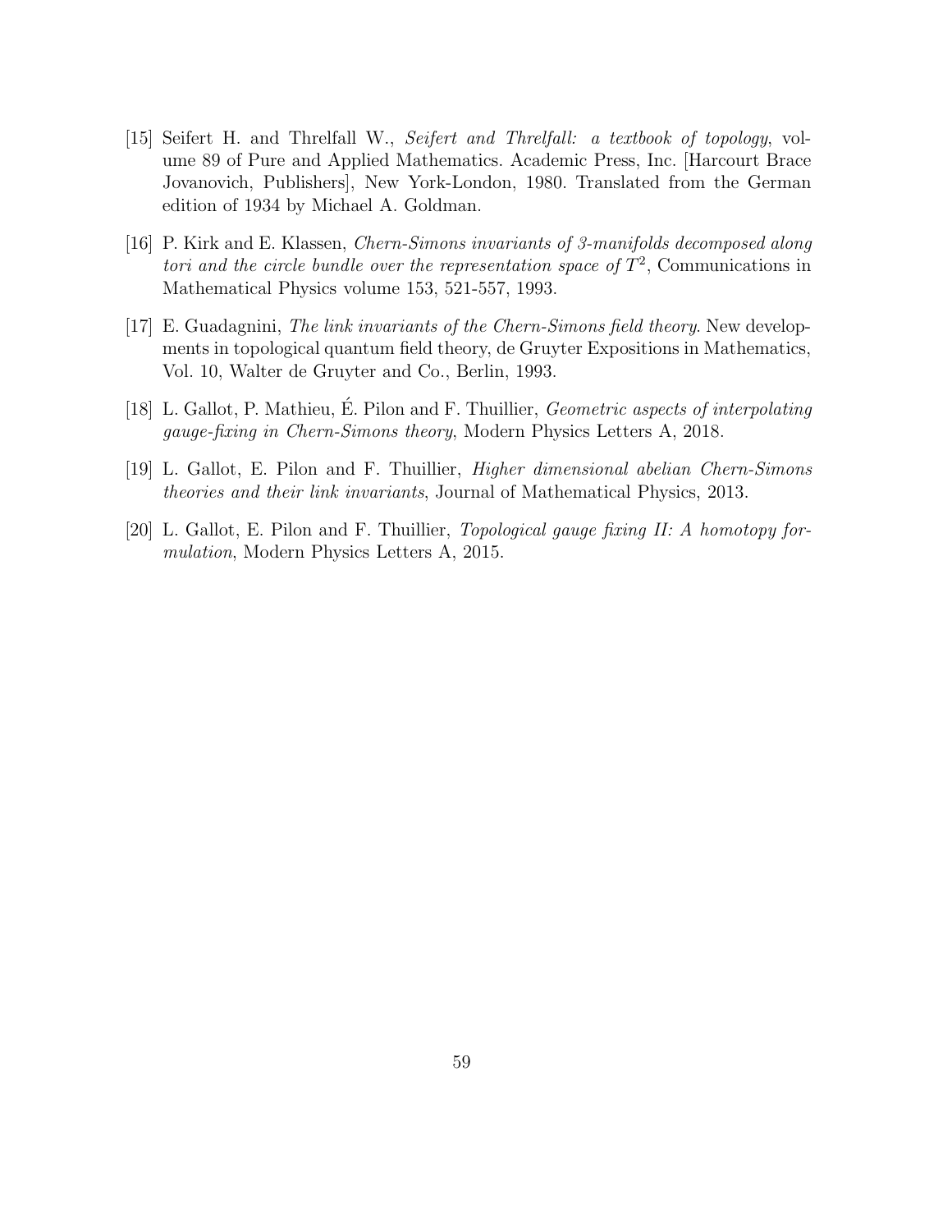[15] Seifert H. and Threlfall W., *Seifert and Threlfall: a textbook of topology*, volume 89 of Pure and Applied Mathematics. Academic Press, Inc. [Harcourt Brace Jovanovich, Publishers], New York-London, 1980. Translated from the German edition of 1934 by Michael A. Goldman.

[16] P. Kirk and E. Klassen, *Chern-Simons invariants of 3-manifolds decomposed along tori and the circle bundle over the representation space of* $T^2$, Communications in Mathematical Physics volume 153, 521-557, 1993.

[17] E. Guadagnini, *The link invariants of the Chern-Simons field theory*. New developments in topological quantum field theory, de Gruyter Expositions in Mathematics, Vol. 10, Walter de Gruyter and Co., Berlin, 1993.

[18] L. Gallot, P. Mathieu, É. Pilon and F. Thuillier, *Geometric aspects of interpolating gauge-fixing in Chern-Simons theory*, Modern Physics Letters A, 2018.

[19] L. Gallot, E. Pilon and F. Thuillier, *Higher dimensional abelian Chern-Simons theories and their link invariants*, Journal of Mathematical Physics, 2013.

[20] L. Gallot, E. Pilon and F. Thuillier, *Topological gauge fixing II: A homotopy formulation*, Modern Physics Letters A, 2015.